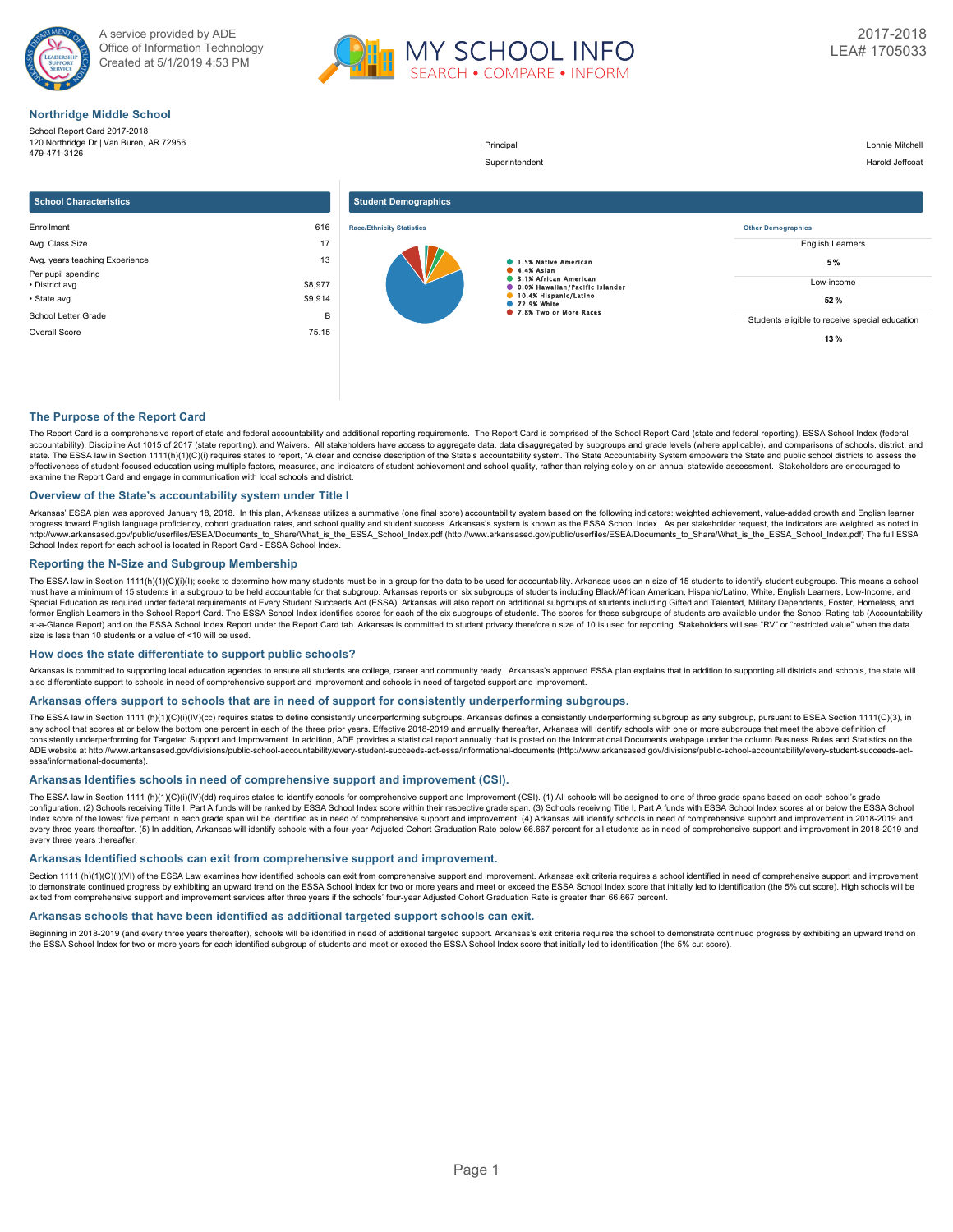A service provided by ADE
Office of Information Technology
Created at 5/1/2019 4:53 PM

MY SCHOOL INFO
SEARCH • COMPARE • INFORM

2017-2018
LEA# 1705033

## Northridge Middle School

School Report Card 2017-2018
120 Northridge Dr | Van Buren, AR 72956
479-471-3126

| | |
|---|---|
| Principal | Lonnie Mitchell |
| Superintendent | Harold Jeffcoat |

### School Characteristics

| | |
|---|---|
| Enrollment | 616 |
| Avg. Class Size | 17 |
| Avg. years teaching Experience | 13 |
| Per pupil spending | |
| • District avg. | $8,977 |
| • State avg. | $9,914 |
| School Letter Grade | B |
| Overall Score | 75.15 |

### Student Demographics

**Race/Ethnicity Statistics**

- 1.5% Native American
- 4.4% Asian
- 3.1% African American
- 0.0% Hawaiian/Pacific Islander
- 10.4% Hispanic/Latino
- 72.9% White
- 7.8% Two or More Races

**Other Demographics**

| | |
|---|---|
| English Learners | 5% |
| Low-income | 52 % |
| Students eligible to receive special education | 13 % |

## The Purpose of the Report Card

The Report Card is a comprehensive report of state and federal accountability and additional reporting requirements. The Report Card is comprised of the School Report Card (state and federal reporting), ESSA School Index (federal accountability), Discipline Act 1015 of 2017 (state reporting), and Waivers. All stakeholders have access to aggregate data, data disaggregated by subgroups and grade levels (where applicable), and comparisons of schools, district, and state. The ESSA law in Section 1111(h)(1)(C)(i) requires states to report, "A clear and concise description of the State's accountability system. The State Accountability System empowers the State and public school districts to assess the effectiveness of student-focused education using multiple factors, measures, and indicators of student achievement and school quality, rather than relying solely on an annual statewide assessment. Stakeholders are encouraged to examine the Report Card and engage in communication with local schools and district.

## Overview of the State's accountability system under Title I

Arkansas' ESSA plan was approved January 18, 2018. In this plan, Arkansas utilizes a summative (one final score) accountability system based on the following indicators: weighted achievement, value-added growth and English learner progress toward English language proficiency, cohort graduation rates, and school quality and student success. Arkansas's system is known as the ESSA School Index. As per stakeholder request, the indicators are weighted as noted in http://www.arkansased.gov/public/userfiles/ESEA/Documents_to_Share/What_is_the_ESSA_School_Index.pdf (http://www.arkansased.gov/public/userfiles/ESEA/Documents_to_Share/What_is_the_ESSA_School_Index.pdf) The full ESSA School Index report for each school is located in Report Card - ESSA School Index.

## Reporting the N-Size and Subgroup Membership

The ESSA law in Section 1111(h)(1)(C)(i)(I); seeks to determine how many students must be in a group for the data to be used for accountability. Arkansas uses an n size of 15 students to identify student subgroups. This means a school must have a minimum of 15 students in a subgroup to be held accountable for that subgroup. Arkansas reports on six subgroups of students including Black/African American, Hispanic/Latino, White, English Learners, Low-Income, and Special Education as required under federal requirements of Every Student Succeeds Act (ESSA). Arkansas will also report on additional subgroups of students including Gifted and Talented, Military Dependents, Foster, Homeless, and former English Learners in the School Report Card. The ESSA School Index identifies scores for each of the six subgroups of students. The scores for these subgroups of students are available under the School Rating tab (Accountability at-a-Glance Report) and on the ESSA School Index Report under the Report Card tab. Arkansas is committed to student privacy therefore n size of 10 is used for reporting. Stakeholders will see "RV" or "restricted value" when the data size is less than 10 students or a value of <10 will be used.

## How does the state differentiate to support public schools?

Arkansas is committed to supporting local education agencies to ensure all students are college, career and community ready. Arkansas's approved ESSA plan explains that in addition to supporting all districts and schools, the state will also differentiate support to schools in need of comprehensive support and improvement and schools in need of targeted support and improvement.

## Arkansas offers support to schools that are in need of support for consistently underperforming subgroups.

The ESSA law in Section 1111 (h)(1)(C)(i)(IV)(cc) requires states to define consistently underperforming subgroups. Arkansas defines a consistently underperforming subgroup as any subgroup, pursuant to ESEA Section 1111(C)(3), in any school that scores at or below the bottom one percent in each of the three prior years. Effective 2018-2019 and annually thereafter, Arkansas will identify schools with one or more subgroups that meet the above definition of consistently underperforming for Targeted Support and Improvement. In addition, ADE provides a statistical report annually that is posted on the Informational Documents webpage under the column Business Rules and Statistics on the ADE website at http://www.arkansased.gov/divisions/public-school-accountability/every-student-succeeds-act-essa/informational-documents (http://www.arkansased.gov/divisions/public-school-accountability/every-student-succeeds-act-essa/informational-documents).

## Arkansas Identifies schools in need of comprehensive support and improvement (CSI).

The ESSA law in Section 1111 (h)(1)(C)(i)(IV)(dd) requires states to identify schools for comprehensive support and Improvement (CSI). (1) All schools will be assigned to one of three grade spans based on each school's grade configuration. (2) Schools receiving Title I, Part A funds will be ranked by ESSA School Index score within their respective grade span. (3) Schools receiving Title I, Part A funds with ESSA School Index scores at or below the ESSA School Index score of the lowest five percent in each grade span will be identified as in need of comprehensive support and improvement. (4) Arkansas will identify schools in need of comprehensive support and improvement in 2018-2019 and every three years thereafter. (5) In addition, Arkansas will identify schools with a four-year Adjusted Cohort Graduation Rate below 66.667 percent for all students as in need of comprehensive support and improvement in 2018-2019 and every three years thereafter.

## Arkansas Identified schools can exit from comprehensive support and improvement.

Section 1111 (h)(1)(C)(i)(VI) of the ESSA Law examines how identified schools can exit from comprehensive support and improvement. Arkansas exit criteria requires a school identified in need of comprehensive support and improvement to demonstrate continued progress by exhibiting an upward trend on the ESSA School Index for two or more years and meet or exceed the ESSA School Index score that initially led to identification (the 5% cut score). High schools will be exited from comprehensive support and improvement services after three years if the schools' four-year Adjusted Cohort Graduation Rate is greater than 66.667 percent.

## Arkansas schools that have been identified as additional targeted support schools can exit.

Beginning in 2018-2019 (and every three years thereafter), schools will be identified in need of additional targeted support. Arkansas's exit criteria requires the school to demonstrate continued progress by exhibiting an upward trend on the ESSA School Index for two or more years for each identified subgroup of students and meet or exceed the ESSA School Index score that initially led to identification (the 5% cut score).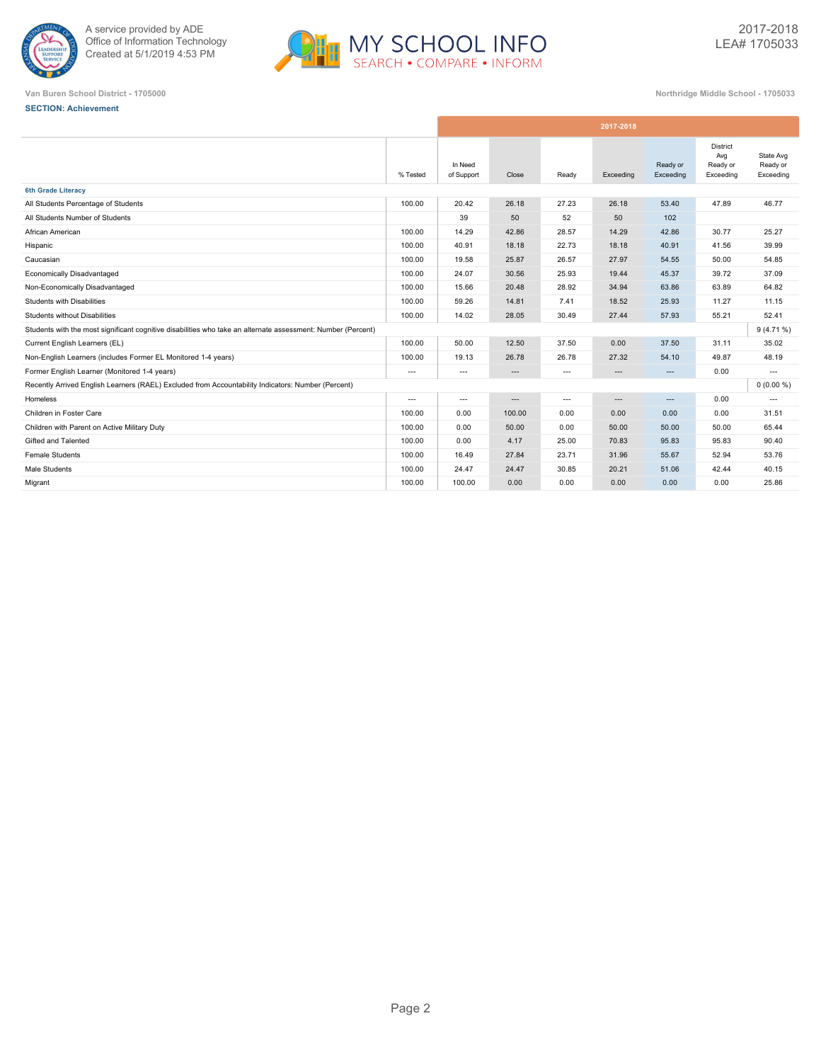A service provided by ADE
Office of Information Technology
Created at 5/1/2019 4:53 PM

MY SCHOOL INFO
SEARCH • COMPARE • INFORM

2017-2018
LEA# 1705033

Van Buren School District - 1705000

Northridge Middle School - 1705033

**SECTION: Achievement**

| | % Tested | In Need of Support | Close | Ready | Exceeding | Ready or Exceeding | District Avg Ready or Exceeding | State Avg Ready or Exceeding |
|---|---|---|---|---|---|---|---|---|
| | 2017-2018 | | | | | | | |
| **6th Grade Literacy** | | | | | | | | |
| All Students Percentage of Students | 100.00 | 20.42 | 26.18 | 27.23 | 26.18 | 53.40 | 47.89 | 46.77 |
| All Students Number of Students | | 39 | 50 | 52 | 50 | 102 | | |
| African American | 100.00 | 14.29 | 42.86 | 28.57 | 14.29 | 42.86 | 30.77 | 25.27 |
| Hispanic | 100.00 | 40.91 | 18.18 | 22.73 | 18.18 | 40.91 | 41.56 | 39.99 |
| Caucasian | 100.00 | 19.58 | 25.87 | 26.57 | 27.97 | 54.55 | 50.00 | 54.85 |
| Economically Disadvantaged | 100.00 | 24.07 | 30.56 | 25.93 | 19.44 | 45.37 | 39.72 | 37.09 |
| Non-Economically Disadvantaged | 100.00 | 15.66 | 20.48 | 28.92 | 34.94 | 63.86 | 63.89 | 64.82 |
| Students with Disabilities | 100.00 | 59.26 | 14.81 | 7.41 | 18.52 | 25.93 | 11.27 | 11.15 |
| Students without Disabilities | 100.00 | 14.02 | 28.05 | 30.49 | 27.44 | 57.93 | 55.21 | 52.41 |
| Students with the most significant cognitive disabilities who take an alternate assessment: Number (Percent) | | | | | | | | 9 (4.71 %) |
| Current English Learners (EL) | 100.00 | 50.00 | 12.50 | 37.50 | 0.00 | 37.50 | 31.11 | 35.02 |
| Non-English Learners (includes Former EL Monitored 1-4 years) | 100.00 | 19.13 | 26.78 | 26.78 | 27.32 | 54.10 | 49.87 | 48.19 |
| Former English Learner (Monitored 1-4 years) | --- | --- | --- | --- | --- | --- | 0.00 | --- |
| Recently Arrived English Learners (RAEL) Excluded from Accountability Indicators: Number (Percent) | | | | | | | | 0 (0.00 %) |
| Homeless | --- | --- | --- | --- | --- | --- | 0.00 | --- |
| Children in Foster Care | 100.00 | 0.00 | 100.00 | 0.00 | 0.00 | 0.00 | 0.00 | 31.51 |
| Children with Parent on Active Military Duty | 100.00 | 0.00 | 50.00 | 0.00 | 50.00 | 50.00 | 50.00 | 65.44 |
| Gifted and Talented | 100.00 | 0.00 | 4.17 | 25.00 | 70.83 | 95.83 | 95.83 | 90.40 |
| Female Students | 100.00 | 16.49 | 27.84 | 23.71 | 31.96 | 55.67 | 52.94 | 53.76 |
| Male Students | 100.00 | 24.47 | 24.47 | 30.85 | 20.21 | 51.06 | 42.44 | 40.15 |
| Migrant | 100.00 | 100.00 | 0.00 | 0.00 | 0.00 | 0.00 | 0.00 | 25.86 |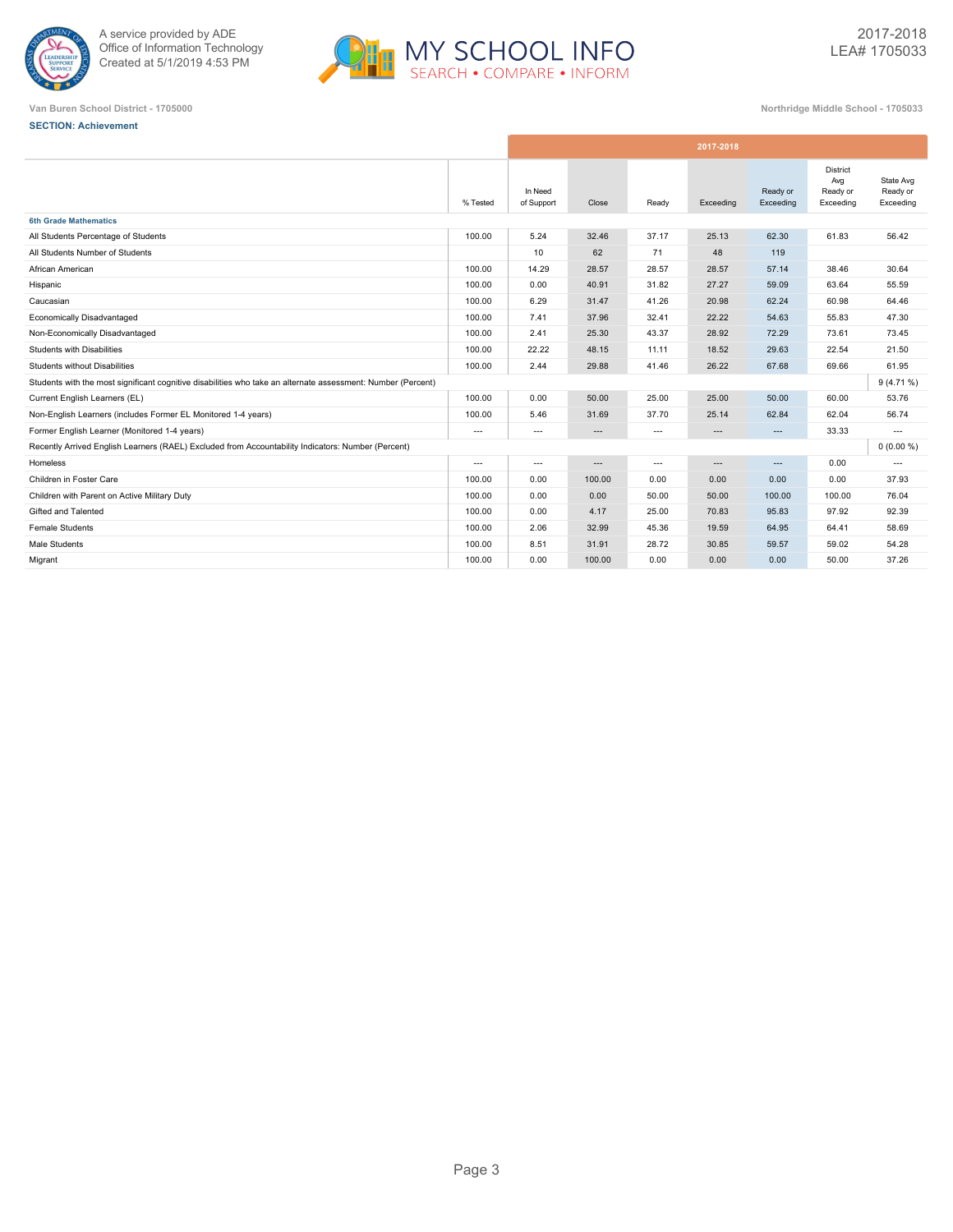Van Buren School District - 1705000

Northridge Middle School - 1705033

**SECTION: Achievement**

| | % Tested | In Need of Support | Close | Ready | Exceeding | Ready or Exceeding | District Avg Ready or Exceeding | State Avg Ready or Exceeding |
|---|---|---|---|---|---|---|---|---|
| | 2017-2018 | | | | | | | |
| **6th Grade Mathematics** | | | | | | | | |
| All Students Percentage of Students | 100.00 | 5.24 | 32.46 | 37.17 | 25.13 | 62.30 | 61.83 | 56.42 |
| All Students Number of Students | | 10 | 62 | 71 | 48 | 119 | | |
| African American | 100.00 | 14.29 | 28.57 | 28.57 | 28.57 | 57.14 | 38.46 | 30.64 |
| Hispanic | 100.00 | 0.00 | 40.91 | 31.82 | 27.27 | 59.09 | 63.64 | 55.59 |
| Caucasian | 100.00 | 6.29 | 31.47 | 41.26 | 20.98 | 62.24 | 60.98 | 64.46 |
| Economically Disadvantaged | 100.00 | 7.41 | 37.96 | 32.41 | 22.22 | 54.63 | 55.83 | 47.30 |
| Non-Economically Disadvantaged | 100.00 | 2.41 | 25.30 | 43.37 | 28.92 | 72.29 | 73.61 | 73.45 |
| Students with Disabilities | 100.00 | 22.22 | 48.15 | 11.11 | 18.52 | 29.63 | 22.54 | 21.50 |
| Students without Disabilities | 100.00 | 2.44 | 29.88 | 41.46 | 26.22 | 67.68 | 69.66 | 61.95 |
| Students with the most significant cognitive disabilities who take an alternate assessment: Number (Percent) | | | | | | | | 9 (4.71 %) |
| Current English Learners (EL) | 100.00 | 0.00 | 50.00 | 25.00 | 25.00 | 50.00 | 60.00 | 53.76 |
| Non-English Learners (includes Former EL Monitored 1-4 years) | 100.00 | 5.46 | 31.69 | 37.70 | 25.14 | 62.84 | 62.04 | 56.74 |
| Former English Learner (Monitored 1-4 years) | --- | --- | --- | --- | --- | --- | 33.33 | --- |
| Recently Arrived English Learners (RAEL) Excluded from Accountability Indicators: Number (Percent) | | | | | | | | 0 (0.00 %) |
| Homeless | --- | --- | --- | --- | --- | --- | 0.00 | --- |
| Children in Foster Care | 100.00 | 0.00 | 100.00 | 0.00 | 0.00 | 0.00 | 0.00 | 37.93 |
| Children with Parent on Active Military Duty | 100.00 | 0.00 | 0.00 | 50.00 | 50.00 | 100.00 | 100.00 | 76.04 |
| Gifted and Talented | 100.00 | 0.00 | 4.17 | 25.00 | 70.83 | 95.83 | 97.92 | 92.39 |
| Female Students | 100.00 | 2.06 | 32.99 | 45.36 | 19.59 | 64.95 | 64.41 | 58.69 |
| Male Students | 100.00 | 8.51 | 31.91 | 28.72 | 30.85 | 59.57 | 59.02 | 54.28 |
| Migrant | 100.00 | 0.00 | 100.00 | 0.00 | 0.00 | 0.00 | 50.00 | 37.26 |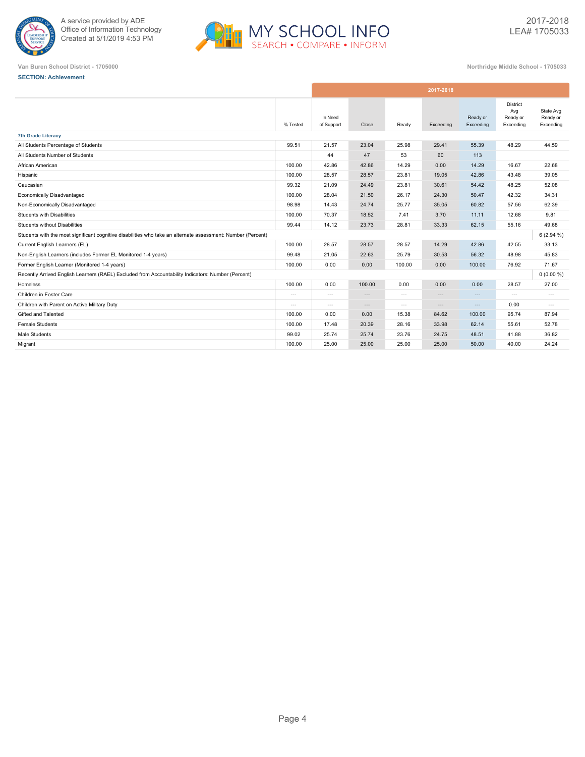A service provided by ADE
Office of Information Technology
Created at 5/1/2019 4:53 PM

2017-2018
LEA# 1705033

Van Buren School District - 1705000

Northridge Middle School - 1705033

**SECTION: Achievement**

| | % Tested | In Need of Support | Close | Ready | Exceeding | Ready or Exceeding | District Avg Ready or Exceeding | State Avg Ready or Exceeding |
|---|---|---|---|---|---|---|---|---|
| | 2017-2018 | | | | | | | |
| **7th Grade Literacy** | | | | | | | | |
| All Students Percentage of Students | 99.51 | 21.57 | 23.04 | 25.98 | 29.41 | 55.39 | 48.29 | 44.59 |
| All Students Number of Students | | 44 | 47 | 53 | 60 | 113 | | |
| African American | 100.00 | 42.86 | 42.86 | 14.29 | 0.00 | 14.29 | 16.67 | 22.68 |
| Hispanic | 100.00 | 28.57 | 28.57 | 23.81 | 19.05 | 42.86 | 43.48 | 39.05 |
| Caucasian | 99.32 | 21.09 | 24.49 | 23.81 | 30.61 | 54.42 | 48.25 | 52.08 |
| Economically Disadvantaged | 100.00 | 28.04 | 21.50 | 26.17 | 24.30 | 50.47 | 42.32 | 34.31 |
| Non-Economically Disadvantaged | 98.98 | 14.43 | 24.74 | 25.77 | 35.05 | 60.82 | 57.56 | 62.39 |
| Students with Disabilities | 100.00 | 70.37 | 18.52 | 7.41 | 3.70 | 11.11 | 12.68 | 9.81 |
| Students without Disabilities | 99.44 | 14.12 | 23.73 | 28.81 | 33.33 | 62.15 | 55.16 | 49.68 |
| Students with the most significant cognitive disabilities who take an alternate assessment: Number (Percent) | | | | | | | | 6 (2.94 %) |
| Current English Learners (EL) | 100.00 | 28.57 | 28.57 | 28.57 | 14.29 | 42.86 | 42.55 | 33.13 |
| Non-English Learners (includes Former EL Monitored 1-4 years) | 99.48 | 21.05 | 22.63 | 25.79 | 30.53 | 56.32 | 48.98 | 45.83 |
| Former English Learner (Monitored 1-4 years) | 100.00 | 0.00 | 0.00 | 100.00 | 0.00 | 100.00 | 76.92 | 71.67 |
| Recently Arrived English Learners (RAEL) Excluded from Accountability Indicators: Number (Percent) | | | | | | | | 0 (0.00 %) |
| Homeless | 100.00 | 0.00 | 100.00 | 0.00 | 0.00 | 0.00 | 28.57 | 27.00 |
| Children in Foster Care | --- | --- | --- | --- | --- | --- | --- | --- |
| Children with Parent on Active Military Duty | --- | --- | --- | --- | --- | --- | 0.00 | --- |
| Gifted and Talented | 100.00 | 0.00 | 0.00 | 15.38 | 84.62 | 100.00 | 95.74 | 87.94 |
| Female Students | 100.00 | 17.48 | 20.39 | 28.16 | 33.98 | 62.14 | 55.61 | 52.78 |
| Male Students | 99.02 | 25.74 | 25.74 | 23.76 | 24.75 | 48.51 | 41.88 | 36.82 |
| Migrant | 100.00 | 25.00 | 25.00 | 25.00 | 25.00 | 50.00 | 40.00 | 24.24 |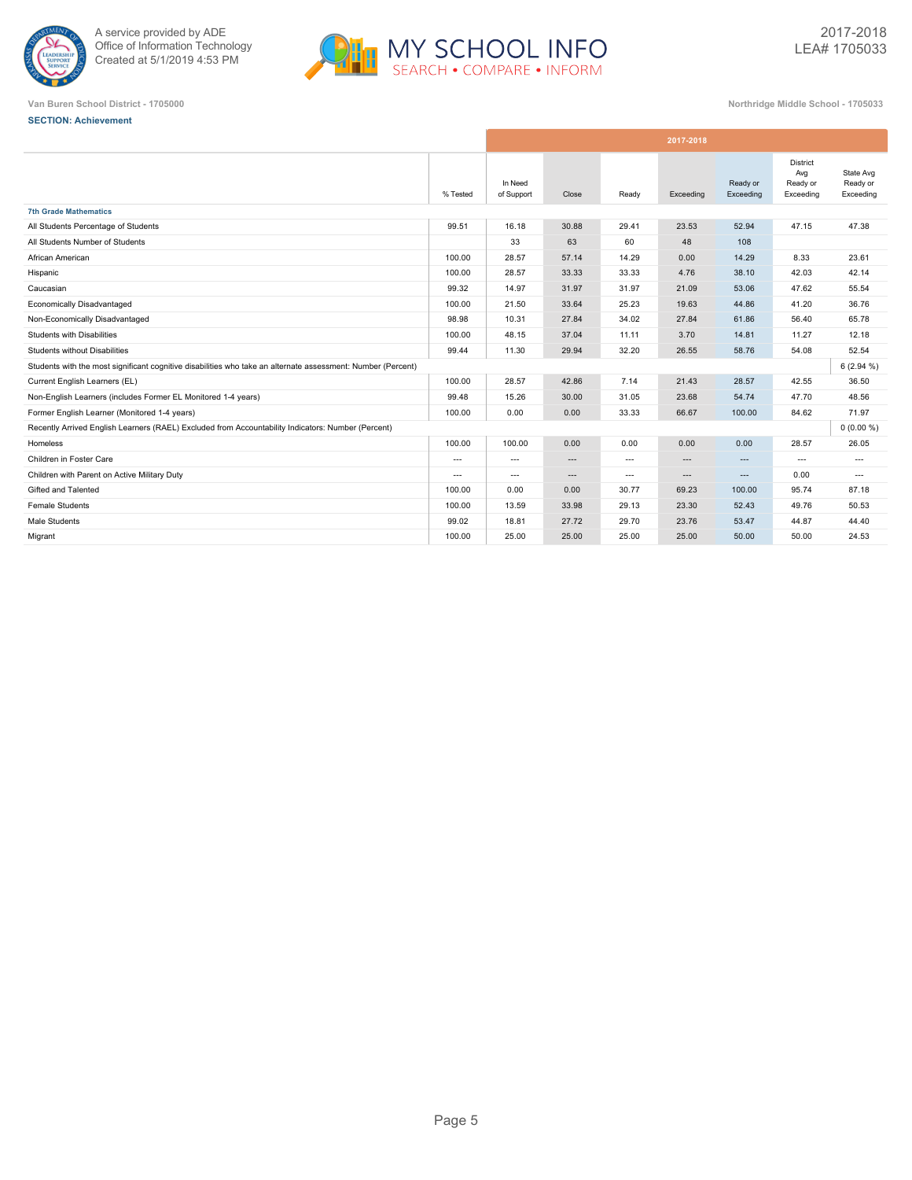A service provided by ADE
Office of Information Technology
Created at 5/1/2019 4:53 PM

MY SCHOOL INFO
SEARCH • COMPARE • INFORM

2017-2018
LEA# 1705033

Van Buren School District - 1705000

Northridge Middle School - 1705033

**SECTION: Achievement**

| | % Tested | In Need of Support | Close | Ready | Exceeding | Ready or Exceeding | District Avg Ready or Exceeding | State Avg Ready or Exceeding |
|---|---|---|---|---|---|---|---|---|
| | 2017-2018 | | | | | | | |
| **7th Grade Mathematics** | | | | | | | | |
| All Students Percentage of Students | 99.51 | 16.18 | 30.88 | 29.41 | 23.53 | 52.94 | 47.15 | 47.38 |
| All Students Number of Students | | 33 | 63 | 60 | 48 | 108 | | |
| African American | 100.00 | 28.57 | 57.14 | 14.29 | 0.00 | 14.29 | 8.33 | 23.61 |
| Hispanic | 100.00 | 28.57 | 33.33 | 33.33 | 4.76 | 38.10 | 42.03 | 42.14 |
| Caucasian | 99.32 | 14.97 | 31.97 | 31.97 | 21.09 | 53.06 | 47.62 | 55.54 |
| Economically Disadvantaged | 100.00 | 21.50 | 33.64 | 25.23 | 19.63 | 44.86 | 41.20 | 36.76 |
| Non-Economically Disadvantaged | 98.98 | 10.31 | 27.84 | 34.02 | 27.84 | 61.86 | 56.40 | 65.78 |
| Students with Disabilities | 100.00 | 48.15 | 37.04 | 11.11 | 3.70 | 14.81 | 11.27 | 12.18 |
| Students without Disabilities | 99.44 | 11.30 | 29.94 | 32.20 | 26.55 | 58.76 | 54.08 | 52.54 |
| Students with the most significant cognitive disabilities who take an alternate assessment: Number (Percent) | | | | | | | | 6 (2.94 %) |
| Current English Learners (EL) | 100.00 | 28.57 | 42.86 | 7.14 | 21.43 | 28.57 | 42.55 | 36.50 |
| Non-English Learners (includes Former EL Monitored 1-4 years) | 99.48 | 15.26 | 30.00 | 31.05 | 23.68 | 54.74 | 47.70 | 48.56 |
| Former English Learner (Monitored 1-4 years) | 100.00 | 0.00 | 0.00 | 33.33 | 66.67 | 100.00 | 84.62 | 71.97 |
| Recently Arrived English Learners (RAEL) Excluded from Accountability Indicators: Number (Percent) | | | | | | | | 0 (0.00 %) |
| Homeless | 100.00 | 100.00 | 0.00 | 0.00 | 0.00 | 0.00 | 28.57 | 26.05 |
| Children in Foster Care | --- | --- | --- | --- | --- | --- | --- | --- |
| Children with Parent on Active Military Duty | --- | --- | --- | --- | --- | --- | 0.00 | --- |
| Gifted and Talented | 100.00 | 0.00 | 0.00 | 30.77 | 69.23 | 100.00 | 95.74 | 87.18 |
| Female Students | 100.00 | 13.59 | 33.98 | 29.13 | 23.30 | 52.43 | 49.76 | 50.53 |
| Male Students | 99.02 | 18.81 | 27.72 | 29.70 | 23.76 | 53.47 | 44.87 | 44.40 |
| Migrant | 100.00 | 25.00 | 25.00 | 25.00 | 25.00 | 50.00 | 50.00 | 24.53 |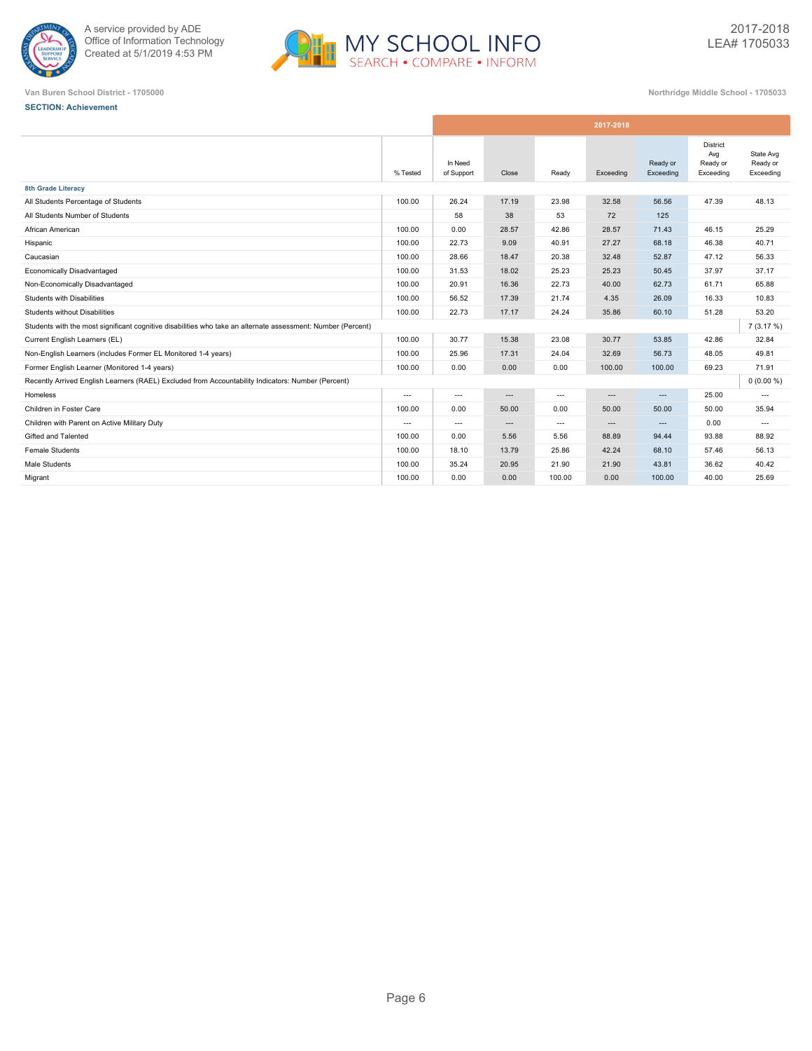A service provided by ADE
Office of Information Technology
Created at 5/1/2019 4:53 PM

MY SCHOOL INFO
SEARCH • COMPARE • INFORM

2017-2018
LEA# 1705033

Van Buren School District - 1705000

Northridge Middle School - 1705033

**SECTION: Achievement**

| | | 2017-2018 | | | | | | |
|---|---|---|---|---|---|---|---|---|
| | % Tested | In Need of Support | Close | Ready | Exceeding | Ready or Exceeding | District Avg Ready or Exceeding | State Avg Ready or Exceeding |
| **8th Grade Literacy** | | | | | | | | |
| All Students Percentage of Students | 100.00 | 26.24 | 17.19 | 23.98 | 32.58 | 56.56 | 47.39 | 48.13 |
| All Students Number of Students | | 58 | 38 | 53 | 72 | 125 | | |
| African American | 100.00 | 0.00 | 28.57 | 42.86 | 28.57 | 71.43 | 46.15 | 25.29 |
| Hispanic | 100.00 | 22.73 | 9.09 | 40.91 | 27.27 | 68.18 | 46.38 | 40.71 |
| Caucasian | 100.00 | 28.66 | 18.47 | 20.38 | 32.48 | 52.87 | 47.12 | 56.33 |
| Economically Disadvantaged | 100.00 | 31.53 | 18.02 | 25.23 | 25.23 | 50.45 | 37.97 | 37.17 |
| Non-Economically Disadvantaged | 100.00 | 20.91 | 16.36 | 22.73 | 40.00 | 62.73 | 61.71 | 65.88 |
| Students with Disabilities | 100.00 | 56.52 | 17.39 | 21.74 | 4.35 | 26.09 | 16.33 | 10.83 |
| Students without Disabilities | 100.00 | 22.73 | 17.17 | 24.24 | 35.86 | 60.10 | 51.28 | 53.20 |
| Students with the most significant cognitive disabilities who take an alternate assessment: Number (Percent) | | | | | | | | 7 (3.17 %) |
| Current English Learners (EL) | 100.00 | 30.77 | 15.38 | 23.08 | 30.77 | 53.85 | 42.86 | 32.84 |
| Non-English Learners (includes Former EL Monitored 1-4 years) | 100.00 | 25.96 | 17.31 | 24.04 | 32.69 | 56.73 | 48.05 | 49.81 |
| Former English Learner (Monitored 1-4 years) | 100.00 | 0.00 | 0.00 | 0.00 | 100.00 | 100.00 | 69.23 | 71.91 |
| Recently Arrived English Learners (RAEL) Excluded from Accountability Indicators: Number (Percent) | | | | | | | | 0 (0.00 %) |
| Homeless | --- | --- | --- | --- | --- | --- | 25.00 | --- |
| Children in Foster Care | 100.00 | 0.00 | 50.00 | 0.00 | 50.00 | 50.00 | 50.00 | 35.94 |
| Children with Parent on Active Military Duty | --- | --- | --- | --- | --- | --- | 0.00 | --- |
| Gifted and Talented | 100.00 | 0.00 | 5.56 | 5.56 | 88.89 | 94.44 | 93.88 | 88.92 |
| Female Students | 100.00 | 18.10 | 13.79 | 25.86 | 42.24 | 68.10 | 57.46 | 56.13 |
| Male Students | 100.00 | 35.24 | 20.95 | 21.90 | 21.90 | 43.81 | 36.62 | 40.42 |
| Migrant | 100.00 | 0.00 | 0.00 | 100.00 | 0.00 | 100.00 | 40.00 | 25.69 |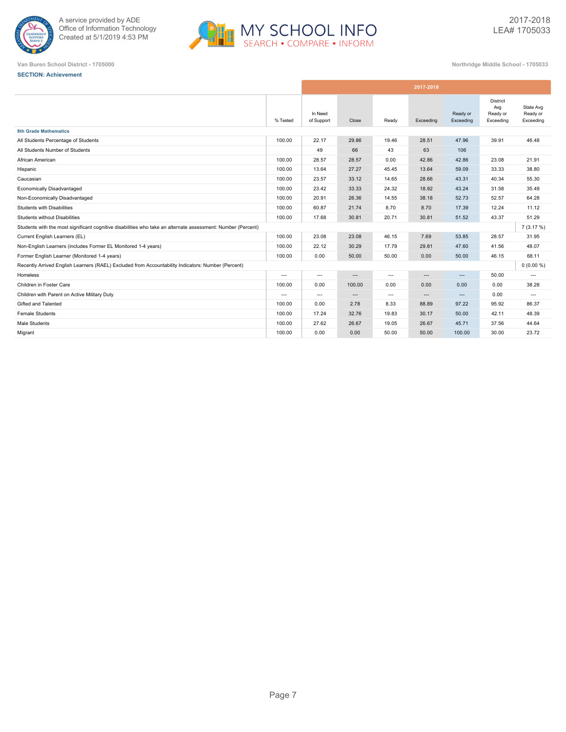A service provided by ADE
Office of Information Technology
Created at 5/1/2019 4:53 PM

MY SCHOOL INFO
SEARCH • COMPARE • INFORM

2017-2018
LEA# 1705033

Van Buren School District - 1705000

Northridge Middle School - 1705033

**SECTION: Achievement**

| | | 2017-2018 | | | | | | |
|---|---|---|---|---|---|---|---|---|
| | % Tested | In Need of Support | Close | Ready | Exceeding | Ready or Exceeding | District Avg Ready or Exceeding | State Avg Ready or Exceeding |
| **8th Grade Mathematics** | | | | | | | | |
| All Students Percentage of Students | 100.00 | 22.17 | 29.86 | 19.46 | 28.51 | 47.96 | 39.91 | 46.48 |
| All Students Number of Students | | 49 | 66 | 43 | 63 | 106 | | |
| African American | 100.00 | 28.57 | 28.57 | 0.00 | 42.86 | 42.86 | 23.08 | 21.91 |
| Hispanic | 100.00 | 13.64 | 27.27 | 45.45 | 13.64 | 59.09 | 33.33 | 38.80 |
| Caucasian | 100.00 | 23.57 | 33.12 | 14.65 | 28.66 | 43.31 | 40.34 | 55.30 |
| Economically Disadvantaged | 100.00 | 23.42 | 33.33 | 24.32 | 18.92 | 43.24 | 31.58 | 35.49 |
| Non-Economically Disadvantaged | 100.00 | 20.91 | 26.36 | 14.55 | 38.18 | 52.73 | 52.57 | 64.28 |
| Students with Disabilities | 100.00 | 60.87 | 21.74 | 8.70 | 8.70 | 17.39 | 12.24 | 11.12 |
| Students without Disabilities | 100.00 | 17.68 | 30.81 | 20.71 | 30.81 | 51.52 | 43.37 | 51.29 |
| Students with the most significant cognitive disabilities who take an alternate assessment: Number (Percent) | | | | | | | | 7 (3.17 %) |
| Current English Learners (EL) | 100.00 | 23.08 | 23.08 | 46.15 | 7.69 | 53.85 | 28.57 | 31.95 |
| Non-English Learners (includes Former EL Monitored 1-4 years) | 100.00 | 22.12 | 30.29 | 17.79 | 29.81 | 47.60 | 41.56 | 48.07 |
| Former English Learner (Monitored 1-4 years) | 100.00 | 0.00 | 50.00 | 50.00 | 0.00 | 50.00 | 46.15 | 68.11 |
| Recently Arrived English Learners (RAEL) Excluded from Accountability Indicators: Number (Percent) | | | | | | | | 0 (0.00 %) |
| Homeless | --- | --- | --- | --- | --- | --- | 50.00 | --- |
| Children in Foster Care | 100.00 | 0.00 | 100.00 | 0.00 | 0.00 | 0.00 | 0.00 | 38.28 |
| Children with Parent on Active Military Duty | --- | --- | --- | --- | --- | --- | 0.00 | --- |
| Gifted and Talented | 100.00 | 0.00 | 2.78 | 8.33 | 88.89 | 97.22 | 95.92 | 86.37 |
| Female Students | 100.00 | 17.24 | 32.76 | 19.83 | 30.17 | 50.00 | 42.11 | 48.39 |
| Male Students | 100.00 | 27.62 | 26.67 | 19.05 | 26.67 | 45.71 | 37.56 | 44.64 |
| Migrant | 100.00 | 0.00 | 0.00 | 50.00 | 50.00 | 100.00 | 30.00 | 23.72 |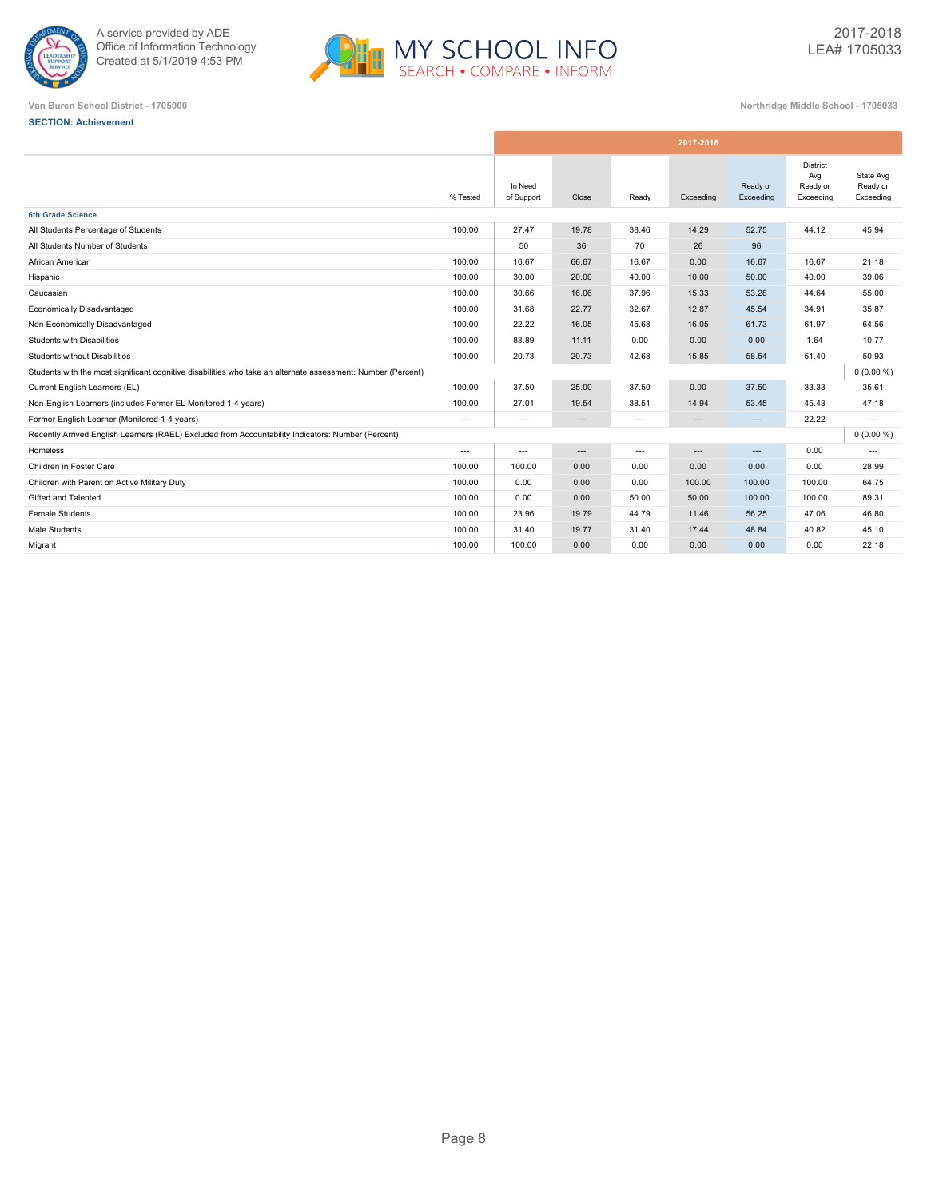A service provided by ADE
Office of Information Technology
Created at 5/1/2019 4:53 PM

MY SCHOOL INFO
SEARCH • COMPARE • INFORM

2017-2018
LEA# 1705033

Van Buren School District - 1705000

Northridge Middle School - 1705033

**SECTION: Achievement**

| | % Tested | In Need of Support | Close | Ready | Exceeding | Ready or Exceeding | District Avg Ready or Exceeding | State Avg Ready or Exceeding |
|---|---|---|---|---|---|---|---|---|
| | 2017-2018 | | | | | | | |
| **6th Grade Science** | | | | | | | | |
| All Students Percentage of Students | 100.00 | 27.47 | 19.78 | 38.46 | 14.29 | 52.75 | 44.12 | 45.94 |
| All Students Number of Students | | 50 | 36 | 70 | 26 | 96 | | |
| African American | 100.00 | 16.67 | 66.67 | 16.67 | 0.00 | 16.67 | 16.67 | 21.18 |
| Hispanic | 100.00 | 30.00 | 20.00 | 40.00 | 10.00 | 50.00 | 40.00 | 39.06 |
| Caucasian | 100.00 | 30.66 | 16.06 | 37.96 | 15.33 | 53.28 | 44.64 | 55.00 |
| Economically Disadvantaged | 100.00 | 31.68 | 22.77 | 32.67 | 12.87 | 45.54 | 34.91 | 35.87 |
| Non-Economically Disadvantaged | 100.00 | 22.22 | 16.05 | 45.68 | 16.05 | 61.73 | 61.97 | 64.56 |
| Students with Disabilities | 100.00 | 88.89 | 11.11 | 0.00 | 0.00 | 0.00 | 1.64 | 10.77 |
| Students without Disabilities | 100.00 | 20.73 | 20.73 | 42.68 | 15.85 | 58.54 | 51.40 | 50.93 |
| Students with the most significant cognitive disabilities who take an alternate assessment: Number (Percent) | | | | | | | | 0 (0.00 %) |
| Current English Learners (EL) | 100.00 | 37.50 | 25.00 | 37.50 | 0.00 | 37.50 | 33.33 | 35.61 |
| Non-English Learners (includes Former EL Monitored 1-4 years) | 100.00 | 27.01 | 19.54 | 38.51 | 14.94 | 53.45 | 45.43 | 47.18 |
| Former English Learner (Monitored 1-4 years) | --- | --- | --- | --- | --- | --- | 22.22 | --- |
| Recently Arrived English Learners (RAEL) Excluded from Accountability Indicators: Number (Percent) | | | | | | | | 0 (0.00 %) |
| Homeless | --- | --- | --- | --- | --- | --- | 0.00 | --- |
| Children in Foster Care | 100.00 | 100.00 | 0.00 | 0.00 | 0.00 | 0.00 | 0.00 | 28.99 |
| Children with Parent on Active Military Duty | 100.00 | 0.00 | 0.00 | 0.00 | 100.00 | 100.00 | 100.00 | 64.75 |
| Gifted and Talented | 100.00 | 0.00 | 0.00 | 50.00 | 50.00 | 100.00 | 100.00 | 89.31 |
| Female Students | 100.00 | 23.96 | 19.79 | 44.79 | 11.46 | 56.25 | 47.06 | 46.80 |
| Male Students | 100.00 | 31.40 | 19.77 | 31.40 | 17.44 | 48.84 | 40.82 | 45.10 |
| Migrant | 100.00 | 100.00 | 0.00 | 0.00 | 0.00 | 0.00 | 0.00 | 22.18 |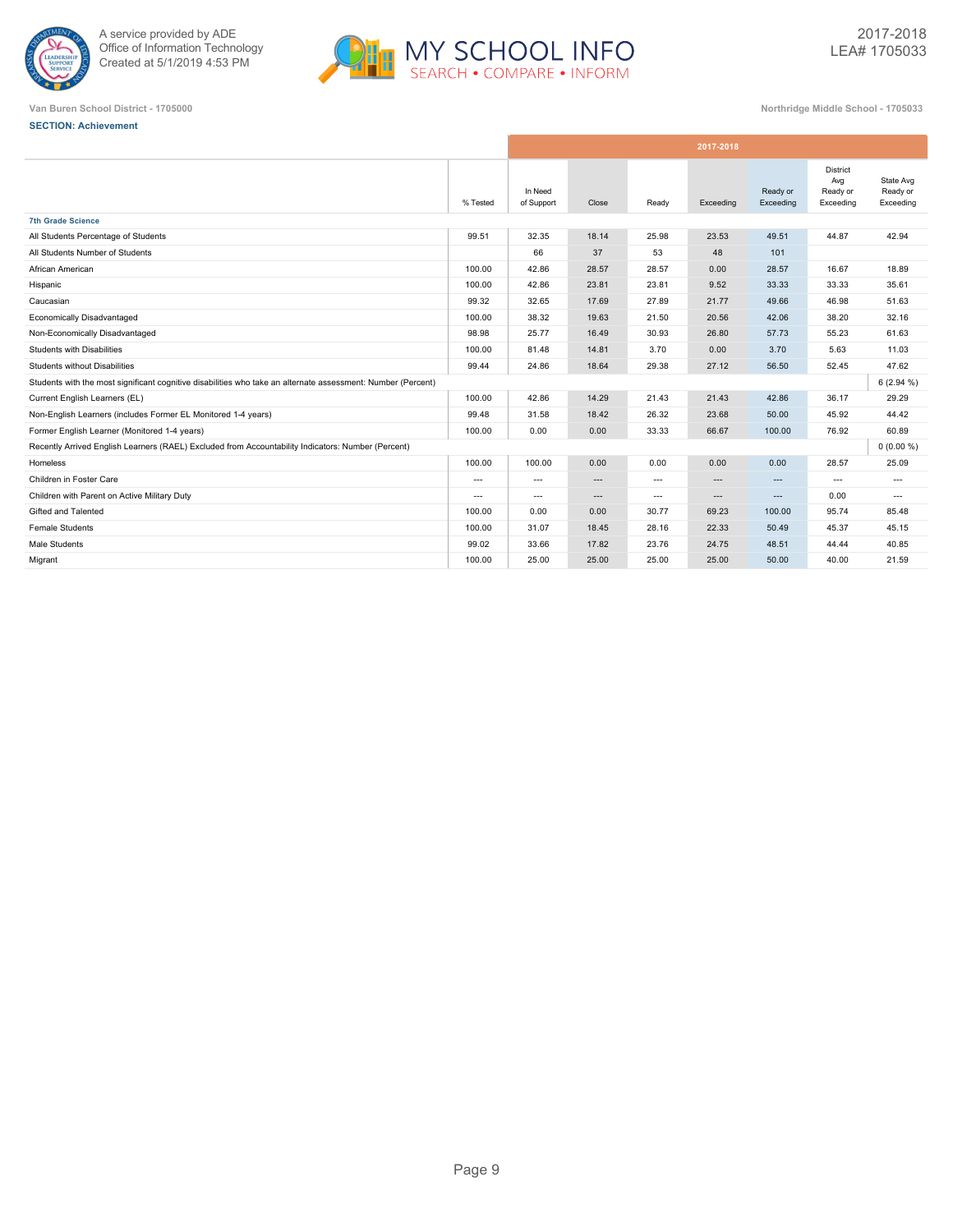Van Buren School District - 1705000

Northridge Middle School - 1705033

**SECTION: Achievement**

| | % Tested | In Need of Support | Close | Ready | Exceeding | Ready or Exceeding | District Avg Ready or Exceeding | State Avg Ready or Exceeding |
|---|---|---|---|---|---|---|---|---|
| | 2017-2018 | | | | | | | |
| **7th Grade Science** | | | | | | | | |
| All Students Percentage of Students | 99.51 | 32.35 | 18.14 | 25.98 | 23.53 | 49.51 | 44.87 | 42.94 |
| All Students Number of Students | | 66 | 37 | 53 | 48 | 101 | | |
| African American | 100.00 | 42.86 | 28.57 | 28.57 | 0.00 | 28.57 | 16.67 | 18.89 |
| Hispanic | 100.00 | 42.86 | 23.81 | 23.81 | 9.52 | 33.33 | 33.33 | 35.61 |
| Caucasian | 99.32 | 32.65 | 17.69 | 27.89 | 21.77 | 49.66 | 46.98 | 51.63 |
| Economically Disadvantaged | 100.00 | 38.32 | 19.63 | 21.50 | 20.56 | 42.06 | 38.20 | 32.16 |
| Non-Economically Disadvantaged | 98.98 | 25.77 | 16.49 | 30.93 | 26.80 | 57.73 | 55.23 | 61.63 |
| Students with Disabilities | 100.00 | 81.48 | 14.81 | 3.70 | 0.00 | 3.70 | 5.63 | 11.03 |
| Students without Disabilities | 99.44 | 24.86 | 18.64 | 29.38 | 27.12 | 56.50 | 52.45 | 47.62 |
| Students with the most significant cognitive disabilities who take an alternate assessment: Number (Percent) | | | | | | | | 6 (2.94 %) |
| Current English Learners (EL) | 100.00 | 42.86 | 14.29 | 21.43 | 21.43 | 42.86 | 36.17 | 29.29 |
| Non-English Learners (includes Former EL Monitored 1-4 years) | 99.48 | 31.58 | 18.42 | 26.32 | 23.68 | 50.00 | 45.92 | 44.42 |
| Former English Learner (Monitored 1-4 years) | 100.00 | 0.00 | 0.00 | 33.33 | 66.67 | 100.00 | 76.92 | 60.89 |
| Recently Arrived English Learners (RAEL) Excluded from Accountability Indicators: Number (Percent) | | | | | | | | 0 (0.00 %) |
| Homeless | 100.00 | 100.00 | 0.00 | 0.00 | 0.00 | 0.00 | 28.57 | 25.09 |
| Children in Foster Care | --- | --- | --- | --- | --- | --- | --- | --- |
| Children with Parent on Active Military Duty | --- | --- | --- | --- | --- | --- | 0.00 | --- |
| Gifted and Talented | 100.00 | 0.00 | 0.00 | 30.77 | 69.23 | 100.00 | 95.74 | 85.48 |
| Female Students | 100.00 | 31.07 | 18.45 | 28.16 | 22.33 | 50.49 | 45.37 | 45.15 |
| Male Students | 99.02 | 33.66 | 17.82 | 23.76 | 24.75 | 48.51 | 44.44 | 40.85 |
| Migrant | 100.00 | 25.00 | 25.00 | 25.00 | 25.00 | 50.00 | 40.00 | 21.59 |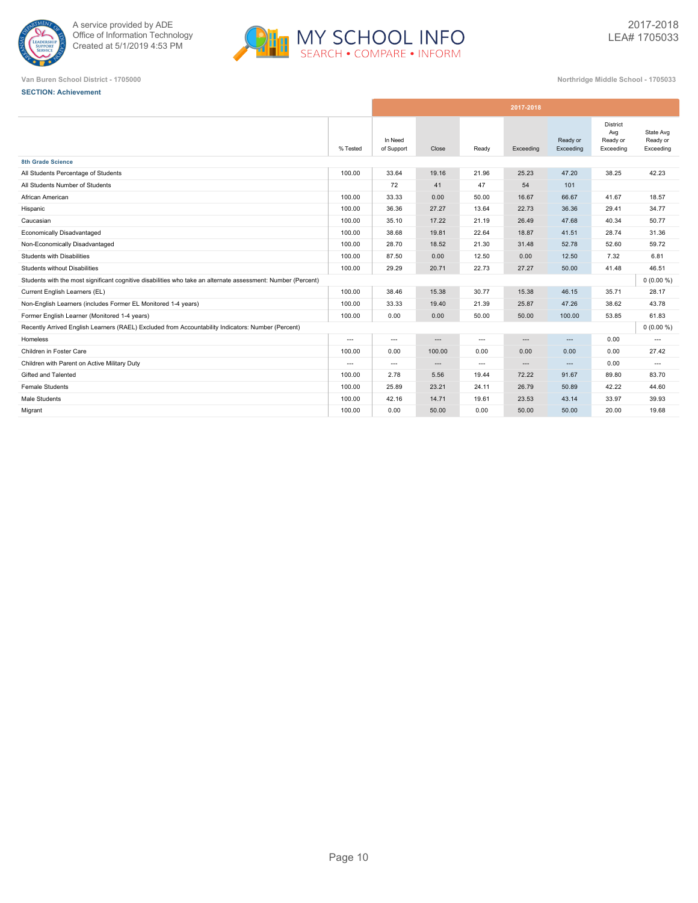A service provided by ADE
Office of Information Technology
Created at 5/1/2019 4:53 PM

MY SCHOOL INFO
SEARCH • COMPARE • INFORM

2017-2018
LEA# 1705033

Van Buren School District - 1705000

Northridge Middle School - 1705033

**SECTION: Achievement**

| | % Tested | In Need of Support | Close | Ready | Exceeding | Ready or Exceeding | District Avg Ready or Exceeding | State Avg Ready or Exceeding |
|---|---|---|---|---|---|---|---|---|
| | 2017-2018 | | | | | | | |
| **8th Grade Science** | | | | | | | | |
| All Students Percentage of Students | 100.00 | 33.64 | 19.16 | 21.96 | 25.23 | 47.20 | 38.25 | 42.23 |
| All Students Number of Students | | 72 | 41 | 47 | 54 | 101 | | |
| African American | 100.00 | 33.33 | 0.00 | 50.00 | 16.67 | 66.67 | 41.67 | 18.57 |
| Hispanic | 100.00 | 36.36 | 27.27 | 13.64 | 22.73 | 36.36 | 29.41 | 34.77 |
| Caucasian | 100.00 | 35.10 | 17.22 | 21.19 | 26.49 | 47.68 | 40.34 | 50.77 |
| Economically Disadvantaged | 100.00 | 38.68 | 19.81 | 22.64 | 18.87 | 41.51 | 28.74 | 31.36 |
| Non-Economically Disadvantaged | 100.00 | 28.70 | 18.52 | 21.30 | 31.48 | 52.78 | 52.60 | 59.72 |
| Students with Disabilities | 100.00 | 87.50 | 0.00 | 12.50 | 0.00 | 12.50 | 7.32 | 6.81 |
| Students without Disabilities | 100.00 | 29.29 | 20.71 | 22.73 | 27.27 | 50.00 | 41.48 | 46.51 |
| Students with the most significant cognitive disabilities who take an alternate assessment: Number (Percent) | | | | | | | | 0 (0.00 %) |
| Current English Learners (EL) | 100.00 | 38.46 | 15.38 | 30.77 | 15.38 | 46.15 | 35.71 | 28.17 |
| Non-English Learners (includes Former EL Monitored 1-4 years) | 100.00 | 33.33 | 19.40 | 21.39 | 25.87 | 47.26 | 38.62 | 43.78 |
| Former English Learner (Monitored 1-4 years) | 100.00 | 0.00 | 0.00 | 50.00 | 50.00 | 100.00 | 53.85 | 61.83 |
| Recently Arrived English Learners (RAEL) Excluded from Accountability Indicators: Number (Percent) | | | | | | | | 0 (0.00 %) |
| Homeless | --- | --- | --- | --- | --- | --- | 0.00 | --- |
| Children in Foster Care | 100.00 | 0.00 | 100.00 | 0.00 | 0.00 | 0.00 | 0.00 | 27.42 |
| Children with Parent on Active Military Duty | --- | --- | --- | --- | --- | --- | 0.00 | --- |
| Gifted and Talented | 100.00 | 2.78 | 5.56 | 19.44 | 72.22 | 91.67 | 89.80 | 83.70 |
| Female Students | 100.00 | 25.89 | 23.21 | 24.11 | 26.79 | 50.89 | 42.22 | 44.60 |
| Male Students | 100.00 | 42.16 | 14.71 | 19.61 | 23.53 | 43.14 | 33.97 | 39.93 |
| Migrant | 100.00 | 0.00 | 50.00 | 0.00 | 50.00 | 50.00 | 20.00 | 19.68 |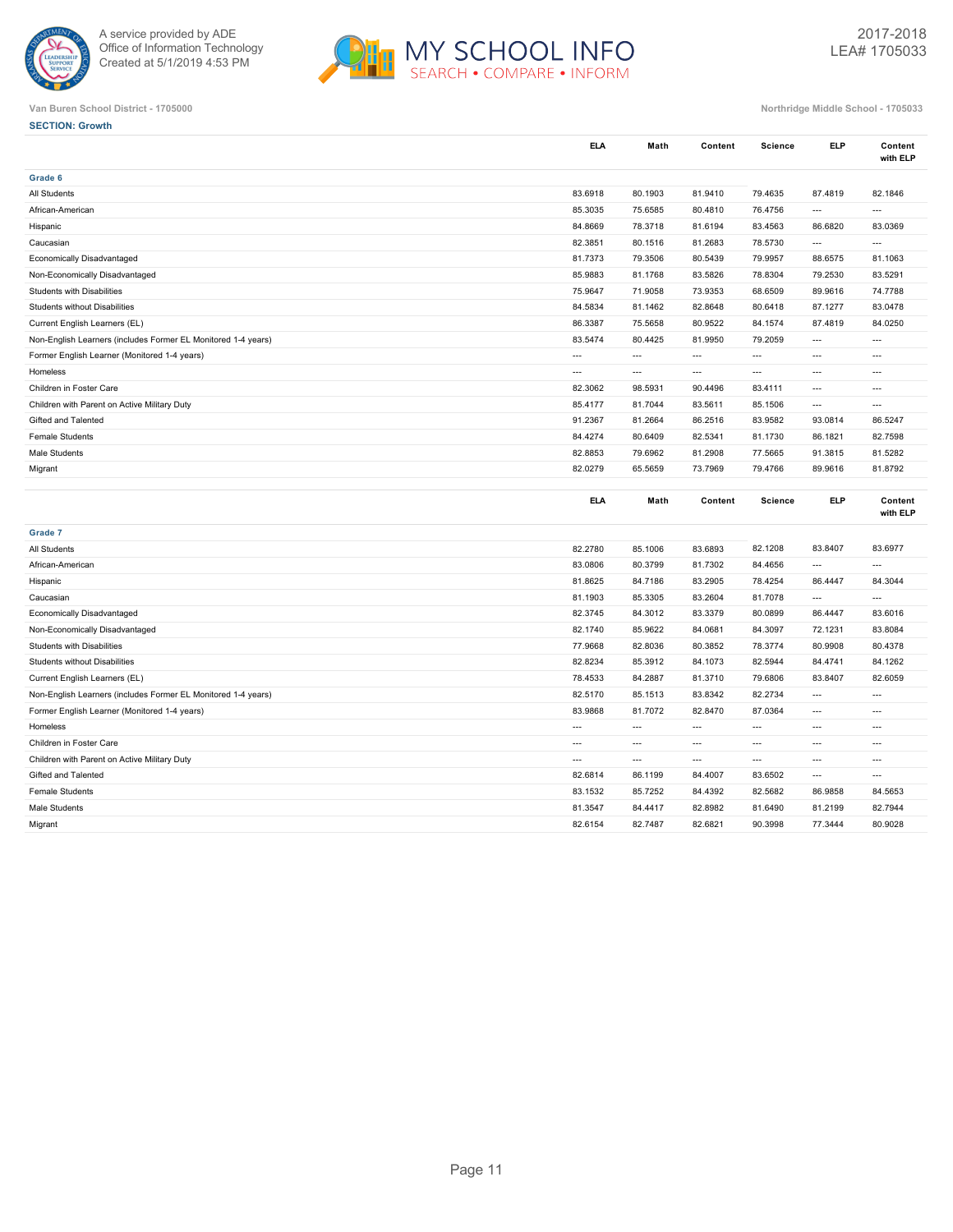Van Buren School District - 1705000

Northridge Middle School - 1705033

**SECTION: Growth**

| | ELA | Math | Content | Science | ELP | Content with ELP |
|---|---|---|---|---|---|---|
| **Grade 6** | | | | | | |
| All Students | 83.6918 | 80.1903 | 81.9410 | 79.4635 | 87.4819 | 82.1846 |
| African-American | 85.3035 | 75.6585 | 80.4810 | 76.4756 | --- | --- |
| Hispanic | 84.8669 | 78.3718 | 81.6194 | 83.4563 | 86.6820 | 83.0369 |
| Caucasian | 82.3851 | 80.1516 | 81.2683 | 78.5730 | --- | --- |
| Economically Disadvantaged | 81.7373 | 79.3506 | 80.5439 | 79.9957 | 88.6575 | 81.1063 |
| Non-Economically Disadvantaged | 85.9883 | 81.1768 | 83.5826 | 78.8304 | 79.2530 | 83.5291 |
| Students with Disabilities | 75.9647 | 71.9058 | 73.9353 | 68.6509 | 89.9616 | 74.7788 |
| Students without Disabilities | 84.5834 | 81.1462 | 82.8648 | 80.6418 | 87.1277 | 83.0478 |
| Current English Learners (EL) | 86.3387 | 75.5658 | 80.9522 | 84.1574 | 87.4819 | 84.0250 |
| Non-English Learners (includes Former EL Monitored 1-4 years) | 83.5474 | 80.4425 | 81.9950 | 79.2059 | --- | --- |
| Former English Learner (Monitored 1-4 years) | --- | --- | --- | --- | --- | --- |
| Homeless | --- | --- | --- | --- | --- | --- |
| Children in Foster Care | 82.3062 | 98.5931 | 90.4496 | 83.4111 | --- | --- |
| Children with Parent on Active Military Duty | 85.4177 | 81.7044 | 83.5611 | 85.1506 | --- | --- |
| Gifted and Talented | 91.2367 | 81.2664 | 86.2516 | 83.9582 | 93.0814 | 86.5247 |
| Female Students | 84.4274 | 80.6409 | 82.5341 | 81.1730 | 86.1821 | 82.7598 |
| Male Students | 82.8853 | 79.6962 | 81.2908 | 77.5665 | 91.3815 | 81.5282 |
| Migrant | 82.0279 | 65.5659 | 73.7969 | 79.4766 | 89.9616 | 81.8792 |

| | ELA | Math | Content | Science | ELP | Content with ELP |
|---|---|---|---|---|---|---|
| **Grade 7** | | | | | | |
| All Students | 82.2780 | 85.1006 | 83.6893 | 82.1208 | 83.8407 | 83.6977 |
| African-American | 83.0806 | 80.3799 | 81.7302 | 84.4656 | --- | --- |
| Hispanic | 81.8625 | 84.7186 | 83.2905 | 78.4254 | 86.4447 | 84.3044 |
| Caucasian | 81.1903 | 85.3305 | 83.2604 | 81.7078 | --- | --- |
| Economically Disadvantaged | 82.3745 | 84.3012 | 83.3379 | 80.0899 | 86.4447 | 83.6016 |
| Non-Economically Disadvantaged | 82.1740 | 85.9622 | 84.0681 | 84.3097 | 72.1231 | 83.8084 |
| Students with Disabilities | 77.9668 | 82.8036 | 80.3852 | 78.3774 | 80.9908 | 80.4378 |
| Students without Disabilities | 82.8234 | 85.3912 | 84.1073 | 82.5944 | 84.4741 | 84.1262 |
| Current English Learners (EL) | 78.4533 | 84.2887 | 81.3710 | 79.6806 | 83.8407 | 82.6059 |
| Non-English Learners (includes Former EL Monitored 1-4 years) | 82.5170 | 85.1513 | 83.8342 | 82.2734 | --- | --- |
| Former English Learner (Monitored 1-4 years) | 83.9868 | 81.7072 | 82.8470 | 87.0364 | --- | --- |
| Homeless | --- | --- | --- | --- | --- | --- |
| Children in Foster Care | --- | --- | --- | --- | --- | --- |
| Children with Parent on Active Military Duty | --- | --- | --- | --- | --- | --- |
| Gifted and Talented | 82.6814 | 86.1199 | 84.4007 | 83.6502 | --- | --- |
| Female Students | 83.1532 | 85.7252 | 84.4392 | 82.5682 | 86.9858 | 84.5653 |
| Male Students | 81.3547 | 84.4417 | 82.8982 | 81.6490 | 81.2199 | 82.7944 |
| Migrant | 82.6154 | 82.7487 | 82.6821 | 90.3998 | 77.3444 | 80.9028 |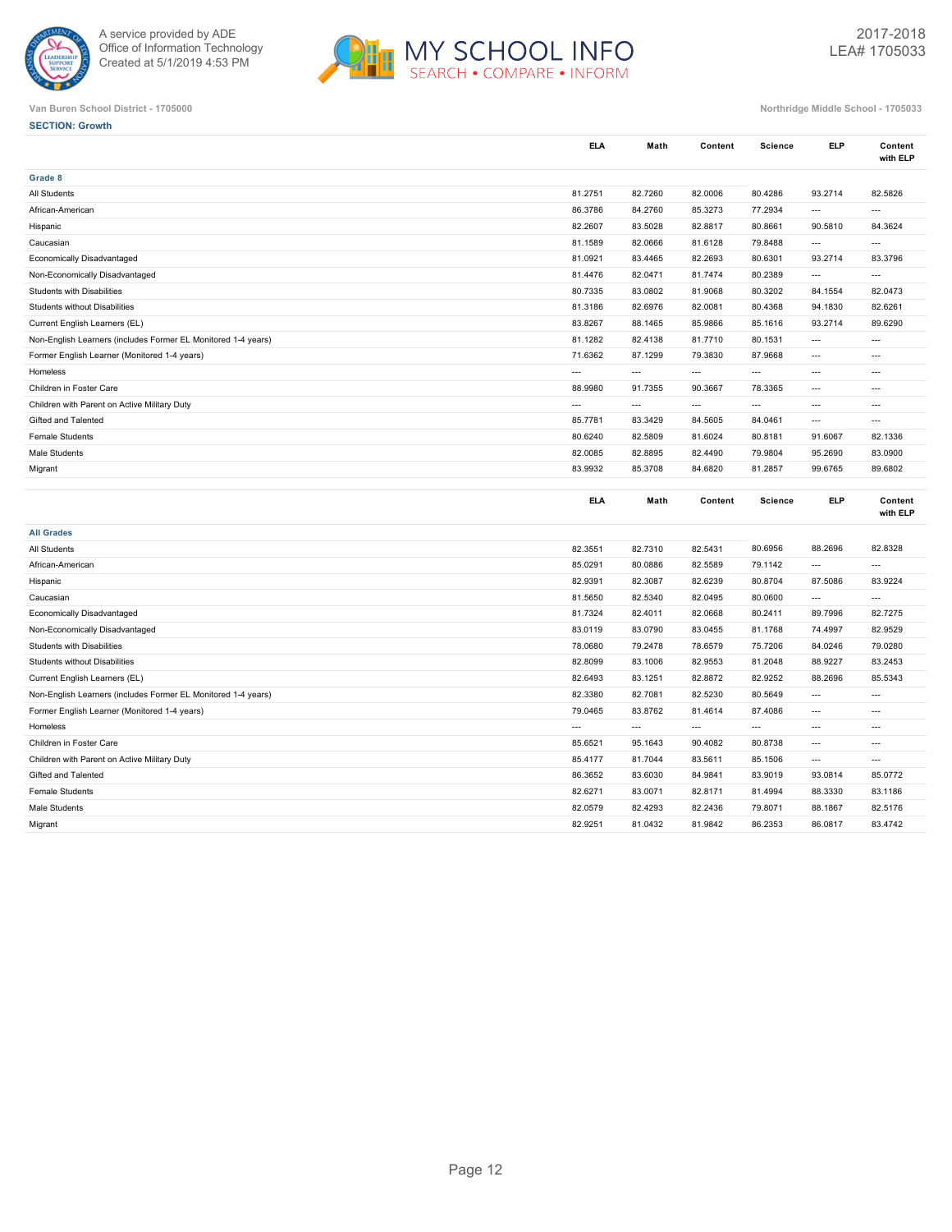Van Buren School District - 1705000

Northridge Middle School - 1705033

2017-2018
LEA# 1705033

**SECTION: Growth**

| | ELA | Math | Content | Science | ELP | Content with ELP |
|---|---|---|---|---|---|---|
| **Grade 8** | | | | | | |
| All Students | 81.2751 | 82.7260 | 82.0006 | 80.4286 | 93.2714 | 82.5826 |
| African-American | 86.3786 | 84.2760 | 85.3273 | 77.2934 | --- | --- |
| Hispanic | 82.2607 | 83.5028 | 82.8817 | 80.8661 | 90.5810 | 84.3624 |
| Caucasian | 81.1589 | 82.0666 | 81.6128 | 79.8488 | --- | --- |
| Economically Disadvantaged | 81.0921 | 83.4465 | 82.2693 | 80.6301 | 93.2714 | 83.3796 |
| Non-Economically Disadvantaged | 81.4476 | 82.0471 | 81.7474 | 80.2389 | --- | --- |
| Students with Disabilities | 80.7335 | 83.0802 | 81.9068 | 80.3202 | 84.1554 | 82.0473 |
| Students without Disabilities | 81.3186 | 82.6976 | 82.0081 | 80.4368 | 94.1830 | 82.6261 |
| Current English Learners (EL) | 83.8267 | 88.1465 | 85.9866 | 85.1616 | 93.2714 | 89.6290 |
| Non-English Learners (includes Former EL Monitored 1-4 years) | 81.1282 | 82.4138 | 81.7710 | 80.1531 | --- | --- |
| Former English Learner (Monitored 1-4 years) | 71.6362 | 87.1299 | 79.3830 | 87.9668 | --- | --- |
| Homeless | --- | --- | --- | --- | --- | --- |
| Children in Foster Care | 88.9980 | 91.7355 | 90.3667 | 78.3365 | --- | --- |
| Children with Parent on Active Military Duty | --- | --- | --- | --- | --- | --- |
| Gifted and Talented | 85.7781 | 83.3429 | 84.5605 | 84.0461 | --- | --- |
| Female Students | 80.6240 | 82.5809 | 81.6024 | 80.8181 | 91.6067 | 82.1336 |
| Male Students | 82.0085 | 82.8895 | 82.4490 | 79.9804 | 95.2690 | 83.0900 |
| Migrant | 83.9932 | 85.3708 | 84.6820 | 81.2857 | 99.6765 | 89.6802 |

| | ELA | Math | Content | Science | ELP | Content with ELP |
|---|---|---|---|---|---|---|
| **All Grades** | | | | | | |
| All Students | 82.3551 | 82.7310 | 82.5431 | 80.6956 | 88.2696 | 82.8328 |
| African-American | 85.0291 | 80.0886 | 82.5589 | 79.1142 | --- | --- |
| Hispanic | 82.9391 | 82.3087 | 82.6239 | 80.8704 | 87.5086 | 83.9224 |
| Caucasian | 81.5650 | 82.5340 | 82.0495 | 80.0600 | --- | --- |
| Economically Disadvantaged | 81.7324 | 82.4011 | 82.0668 | 80.2411 | 89.7996 | 82.7275 |
| Non-Economically Disadvantaged | 83.0119 | 83.0790 | 83.0455 | 81.1768 | 74.4997 | 82.9529 |
| Students with Disabilities | 78.0680 | 79.2478 | 78.6579 | 75.7206 | 84.0246 | 79.0280 |
| Students without Disabilities | 82.8099 | 83.1006 | 82.9553 | 81.2048 | 88.9227 | 83.2453 |
| Current English Learners (EL) | 82.6493 | 83.1251 | 82.8872 | 82.9252 | 88.2696 | 85.5343 |
| Non-English Learners (includes Former EL Monitored 1-4 years) | 82.3380 | 82.7081 | 82.5230 | 80.5649 | --- | --- |
| Former English Learner (Monitored 1-4 years) | 79.0465 | 83.8762 | 81.4614 | 87.4086 | --- | --- |
| Homeless | --- | --- | --- | --- | --- | --- |
| Children in Foster Care | 85.6521 | 95.1643 | 90.4082 | 80.8738 | --- | --- |
| Children with Parent on Active Military Duty | 85.4177 | 81.7044 | 83.5611 | 85.1506 | --- | --- |
| Gifted and Talented | 86.3652 | 83.6030 | 84.9841 | 83.9019 | 93.0814 | 85.0772 |
| Female Students | 82.6271 | 83.0071 | 82.8171 | 81.4994 | 88.3330 | 83.1186 |
| Male Students | 82.0579 | 82.4293 | 82.2436 | 79.8071 | 88.1867 | 82.5176 |
| Migrant | 82.9251 | 81.0432 | 81.9842 | 86.2353 | 86.0817 | 83.4742 |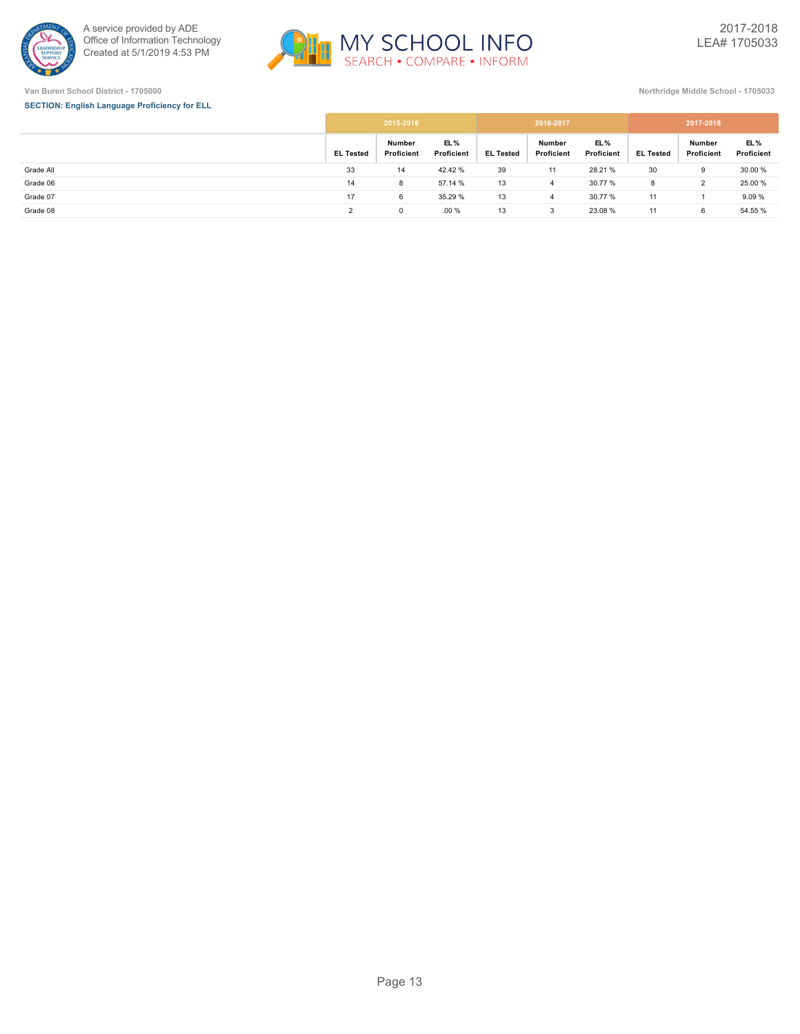Van Buren School District - 1705000

Northridge Middle School - 1705033

**SECTION: English Language Proficiency for ELL**

| | 2015-2016 | | | 2016-2017 | | | 2017-2018 | | |
|---|---|---|---|---|---|---|---|---|---|
| | EL Tested | Number Proficient | EL % Proficient | EL Tested | Number Proficient | EL % Proficient | EL Tested | Number Proficient | EL % Proficient |
| Grade All | 33 | 14 | 42.42 % | 39 | 11 | 28.21 % | 30 | 9 | 30.00 % |
| Grade 06 | 14 | 8 | 57.14 % | 13 | 4 | 30.77 % | 8 | 2 | 25.00 % |
| Grade 07 | 17 | 6 | 35.29 % | 13 | 4 | 30.77 % | 11 | 1 | 9.09 % |
| Grade 08 | 2 | 0 | .00 % | 13 | 3 | 23.08 % | 11 | 6 | 54.55 % |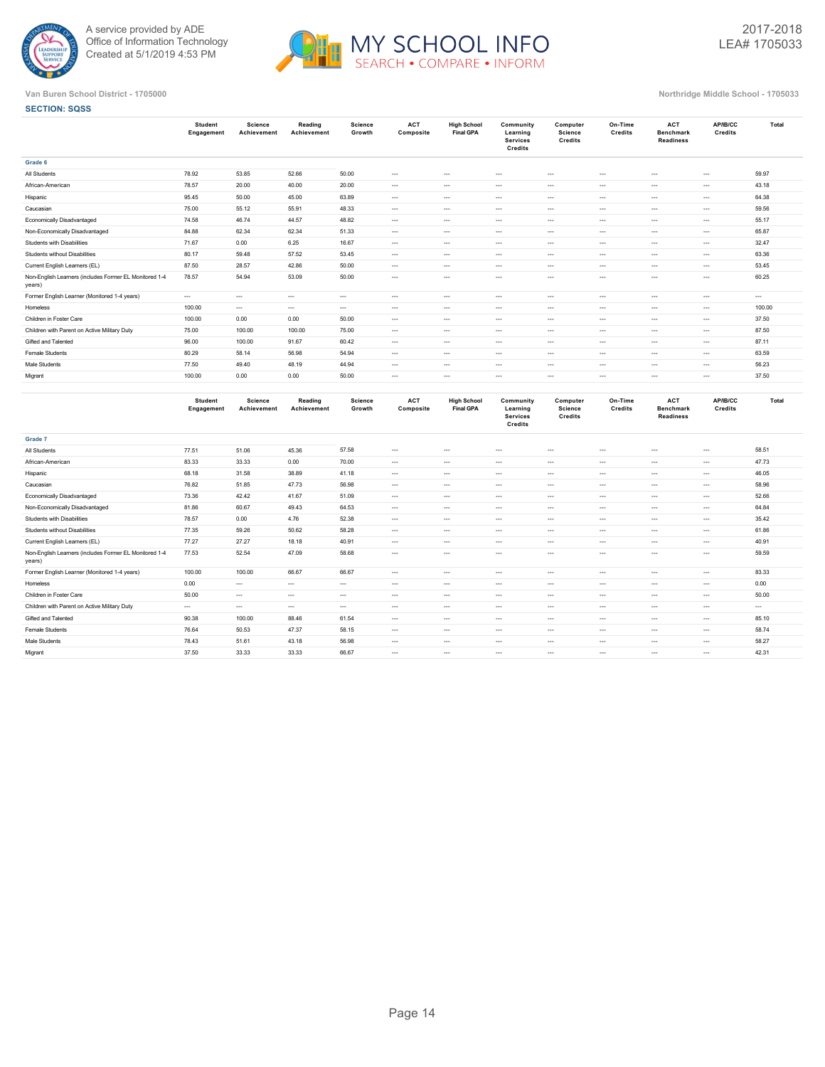Van Buren School District - 1705000

Northridge Middle School - 1705033

2017-2018
LEA# 1705033

### SECTION: SQSS

| | Student Engagement | Science Achievement | Reading Achievement | Science Growth | ACT Composite | High School Final GPA | Community Learning Services Credits | Computer Science Credits | On-Time Credits | ACT Benchmark Readiness | AP/IB/CC Credits | Total |
|---|---|---|---|---|---|---|---|---|---|---|---|---|
| **Grade 6** | | | | | | | | | | | | |
| All Students | 78.92 | 53.85 | 52.66 | 50.00 | --- | --- | --- | --- | --- | --- | --- | 59.97 |
| African-American | 78.57 | 20.00 | 40.00 | 20.00 | --- | --- | --- | --- | --- | --- | --- | 43.18 |
| Hispanic | 95.45 | 50.00 | 45.00 | 63.89 | --- | --- | --- | --- | --- | --- | --- | 64.38 |
| Caucasian | 75.00 | 55.12 | 55.91 | 48.33 | --- | --- | --- | --- | --- | --- | --- | 59.56 |
| Economically Disadvantaged | 74.58 | 46.74 | 44.57 | 48.82 | --- | --- | --- | --- | --- | --- | --- | 55.17 |
| Non-Economically Disadvantaged | 84.88 | 62.34 | 62.34 | 51.33 | --- | --- | --- | --- | --- | --- | --- | 65.87 |
| Students with Disabilities | 71.67 | 0.00 | 6.25 | 16.67 | --- | --- | --- | --- | --- | --- | --- | 32.47 |
| Students without Disabilities | 80.17 | 59.48 | 57.52 | 53.45 | --- | --- | --- | --- | --- | --- | --- | 63.36 |
| Current English Learners (EL) | 87.50 | 28.57 | 42.86 | 50.00 | --- | --- | --- | --- | --- | --- | --- | 53.45 |
| Non-English Learners (includes Former EL Monitored 1-4 years) | 78.57 | 54.94 | 53.09 | 50.00 | --- | --- | --- | --- | --- | --- | --- | 60.25 |
| Former English Learner (Monitored 1-4 years) | --- | --- | --- | --- | --- | --- | --- | --- | --- | --- | --- | --- |
| Homeless | 100.00 | --- | --- | --- | --- | --- | --- | --- | --- | --- | --- | 100.00 |
| Children in Foster Care | 100.00 | 0.00 | 0.00 | 50.00 | --- | --- | --- | --- | --- | --- | --- | 37.50 |
| Children with Parent on Active Military Duty | 75.00 | 100.00 | 100.00 | 75.00 | --- | --- | --- | --- | --- | --- | --- | 87.50 |
| Gifted and Talented | 96.00 | 100.00 | 91.67 | 60.42 | --- | --- | --- | --- | --- | --- | --- | 87.11 |
| Female Students | 80.29 | 58.14 | 56.98 | 54.94 | --- | --- | --- | --- | --- | --- | --- | 63.59 |
| Male Students | 77.50 | 49.40 | 48.19 | 44.94 | --- | --- | --- | --- | --- | --- | --- | 56.23 |
| Migrant | 100.00 | 0.00 | 0.00 | 50.00 | --- | --- | --- | --- | --- | --- | --- | 37.50 |

| | Student Engagement | Science Achievement | Reading Achievement | Science Growth | ACT Composite | High School Final GPA | Community Learning Services Credits | Computer Science Credits | On-Time Credits | ACT Benchmark Readiness | AP/IB/CC Credits | Total |
|---|---|---|---|---|---|---|---|---|---|---|---|---|
| **Grade 7** | | | | | | | | | | | | |
| All Students | 77.51 | 51.06 | 45.36 | 57.58 | --- | --- | --- | --- | --- | --- | --- | 58.51 |
| African-American | 83.33 | 33.33 | 0.00 | 70.00 | --- | --- | --- | --- | --- | --- | --- | 47.73 |
| Hispanic | 68.18 | 31.58 | 38.89 | 41.18 | --- | --- | --- | --- | --- | --- | --- | 46.05 |
| Caucasian | 76.82 | 51.85 | 47.73 | 56.98 | --- | --- | --- | --- | --- | --- | --- | 58.96 |
| Economically Disadvantaged | 73.36 | 42.42 | 41.67 | 51.09 | --- | --- | --- | --- | --- | --- | --- | 52.66 |
| Non-Economically Disadvantaged | 81.86 | 60.67 | 49.43 | 64.53 | --- | --- | --- | --- | --- | --- | --- | 64.84 |
| Students with Disabilities | 78.57 | 0.00 | 4.76 | 52.38 | --- | --- | --- | --- | --- | --- | --- | 35.42 |
| Students without Disabilities | 77.35 | 59.26 | 50.62 | 58.28 | --- | --- | --- | --- | --- | --- | --- | 61.86 |
| Current English Learners (EL) | 77.27 | 27.27 | 18.18 | 40.91 | --- | --- | --- | --- | --- | --- | --- | 40.91 |
| Non-English Learners (includes Former EL Monitored 1-4 years) | 77.53 | 52.54 | 47.09 | 58.68 | --- | --- | --- | --- | --- | --- | --- | 59.59 |
| Former English Learner (Monitored 1-4 years) | 100.00 | 100.00 | 66.67 | 66.67 | --- | --- | --- | --- | --- | --- | --- | 83.33 |
| Homeless | 0.00 | --- | --- | --- | --- | --- | --- | --- | --- | --- | --- | 0.00 |
| Children in Foster Care | 50.00 | --- | --- | --- | --- | --- | --- | --- | --- | --- | --- | 50.00 |
| Children with Parent on Active Military Duty | --- | --- | --- | --- | --- | --- | --- | --- | --- | --- | --- | --- |
| Gifted and Talented | 90.38 | 100.00 | 88.46 | 61.54 | --- | --- | --- | --- | --- | --- | --- | 85.10 |
| Female Students | 76.64 | 50.53 | 47.37 | 58.15 | --- | --- | --- | --- | --- | --- | --- | 58.74 |
| Male Students | 78.43 | 51.61 | 43.18 | 56.98 | --- | --- | --- | --- | --- | --- | --- | 58.27 |
| Migrant | 37.50 | 33.33 | 33.33 | 66.67 | --- | --- | --- | --- | --- | --- | --- | 42.31 |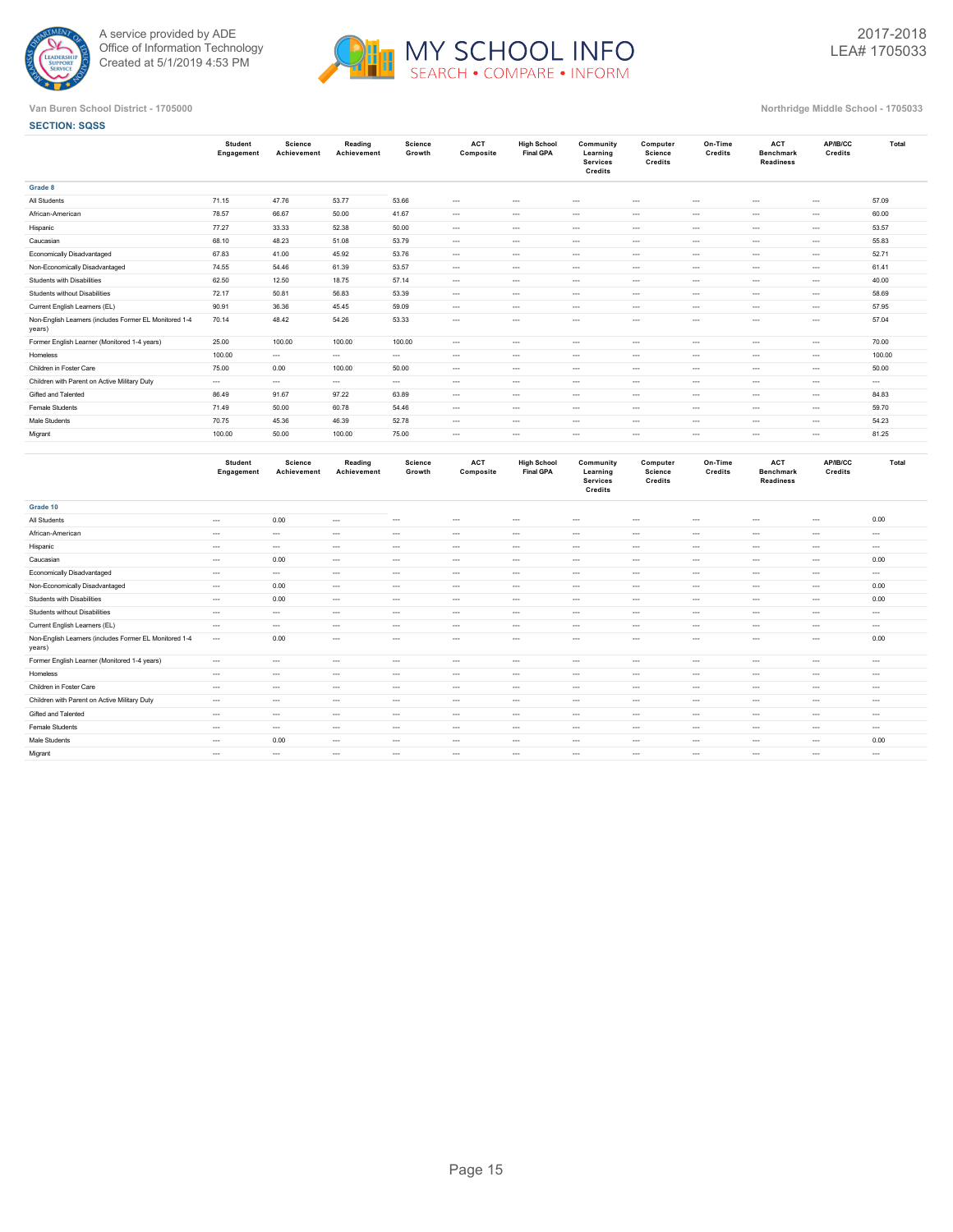A service provided by ADE
Office of Information Technology
Created at 5/1/2019 4:53 PM

2017-2018
LEA# 1705033

Van Buren School District - 1705000

Northridge Middle School - 1705033

**SECTION: SQSS**

| | Student Engagement | Science Achievement | Reading Achievement | Science Growth | ACT Composite | High School Final GPA | Community Learning Services Credits | Computer Science Credits | On-Time Credits | ACT Benchmark Readiness | AP/IB/CC Credits | Total |
|---|---|---|---|---|---|---|---|---|---|---|---|---|
| **Grade 8** | | | | | | | | | | | | |
| All Students | 71.15 | 47.76 | 53.77 | 53.66 | --- | --- | --- | --- | --- | --- | --- | 57.09 |
| African-American | 78.57 | 66.67 | 50.00 | 41.67 | --- | --- | --- | --- | --- | --- | --- | 60.00 |
| Hispanic | 77.27 | 33.33 | 52.38 | 50.00 | --- | --- | --- | --- | --- | --- | --- | 53.57 |
| Caucasian | 68.10 | 48.23 | 51.08 | 53.79 | --- | --- | --- | --- | --- | --- | --- | 55.83 |
| Economically Disadvantaged | 67.83 | 41.00 | 45.92 | 53.76 | --- | --- | --- | --- | --- | --- | --- | 52.71 |
| Non-Economically Disadvantaged | 74.55 | 54.46 | 61.39 | 53.57 | --- | --- | --- | --- | --- | --- | --- | 61.41 |
| Students with Disabilities | 62.50 | 12.50 | 18.75 | 57.14 | --- | --- | --- | --- | --- | --- | --- | 40.00 |
| Students without Disabilities | 72.17 | 50.81 | 56.83 | 53.39 | --- | --- | --- | --- | --- | --- | --- | 58.69 |
| Current English Learners (EL) | 90.91 | 36.36 | 45.45 | 59.09 | --- | --- | --- | --- | --- | --- | --- | 57.95 |
| Non-English Learners (includes Former EL Monitored 1-4 years) | 70.14 | 48.42 | 54.26 | 53.33 | --- | --- | --- | --- | --- | --- | --- | 57.04 |
| Former English Learner (Monitored 1-4 years) | 25.00 | 100.00 | 100.00 | 100.00 | --- | --- | --- | --- | --- | --- | --- | 70.00 |
| Homeless | 100.00 | --- | --- | --- | --- | --- | --- | --- | --- | --- | --- | 100.00 |
| Children in Foster Care | 75.00 | 0.00 | 100.00 | 50.00 | --- | --- | --- | --- | --- | --- | --- | 50.00 |
| Children with Parent on Active Military Duty | --- | --- | --- | --- | --- | --- | --- | --- | --- | --- | --- | --- |
| Gifted and Talented | 86.49 | 91.67 | 97.22 | 63.89 | --- | --- | --- | --- | --- | --- | --- | 84.83 |
| Female Students | 71.49 | 50.00 | 60.78 | 54.46 | --- | --- | --- | --- | --- | --- | --- | 59.70 |
| Male Students | 70.75 | 45.36 | 46.39 | 52.78 | --- | --- | --- | --- | --- | --- | --- | 54.23 |
| Migrant | 100.00 | 50.00 | 100.00 | 75.00 | --- | --- | --- | --- | --- | --- | --- | 81.25 |

| | Student Engagement | Science Achievement | Reading Achievement | Science Growth | ACT Composite | High School Final GPA | Community Learning Services Credits | Computer Science Credits | On-Time Credits | ACT Benchmark Readiness | AP/IB/CC Credits | Total |
|---|---|---|---|---|---|---|---|---|---|---|---|---|
| **Grade 10** | | | | | | | | | | | | |
| All Students | --- | 0.00 | --- | --- | --- | --- | --- | --- | --- | --- | --- | 0.00 |
| African-American | --- | --- | --- | --- | --- | --- | --- | --- | --- | --- | --- | --- |
| Hispanic | --- | --- | --- | --- | --- | --- | --- | --- | --- | --- | --- | --- |
| Caucasian | --- | 0.00 | --- | --- | --- | --- | --- | --- | --- | --- | --- | 0.00 |
| Economically Disadvantaged | --- | --- | --- | --- | --- | --- | --- | --- | --- | --- | --- | --- |
| Non-Economically Disadvantaged | --- | 0.00 | --- | --- | --- | --- | --- | --- | --- | --- | --- | 0.00 |
| Students with Disabilities | --- | 0.00 | --- | --- | --- | --- | --- | --- | --- | --- | --- | 0.00 |
| Students without Disabilities | --- | --- | --- | --- | --- | --- | --- | --- | --- | --- | --- | --- |
| Current English Learners (EL) | --- | --- | --- | --- | --- | --- | --- | --- | --- | --- | --- | --- |
| Non-English Learners (includes Former EL Monitored 1-4 years) | --- | 0.00 | --- | --- | --- | --- | --- | --- | --- | --- | --- | 0.00 |
| Former English Learner (Monitored 1-4 years) | --- | --- | --- | --- | --- | --- | --- | --- | --- | --- | --- | --- |
| Homeless | --- | --- | --- | --- | --- | --- | --- | --- | --- | --- | --- | --- |
| Children in Foster Care | --- | --- | --- | --- | --- | --- | --- | --- | --- | --- | --- | --- |
| Children with Parent on Active Military Duty | --- | --- | --- | --- | --- | --- | --- | --- | --- | --- | --- | --- |
| Gifted and Talented | --- | --- | --- | --- | --- | --- | --- | --- | --- | --- | --- | --- |
| Female Students | --- | --- | --- | --- | --- | --- | --- | --- | --- | --- | --- | --- |
| Male Students | --- | 0.00 | --- | --- | --- | --- | --- | --- | --- | --- | --- | 0.00 |
| Migrant | --- | --- | --- | --- | --- | --- | --- | --- | --- | --- | --- | --- |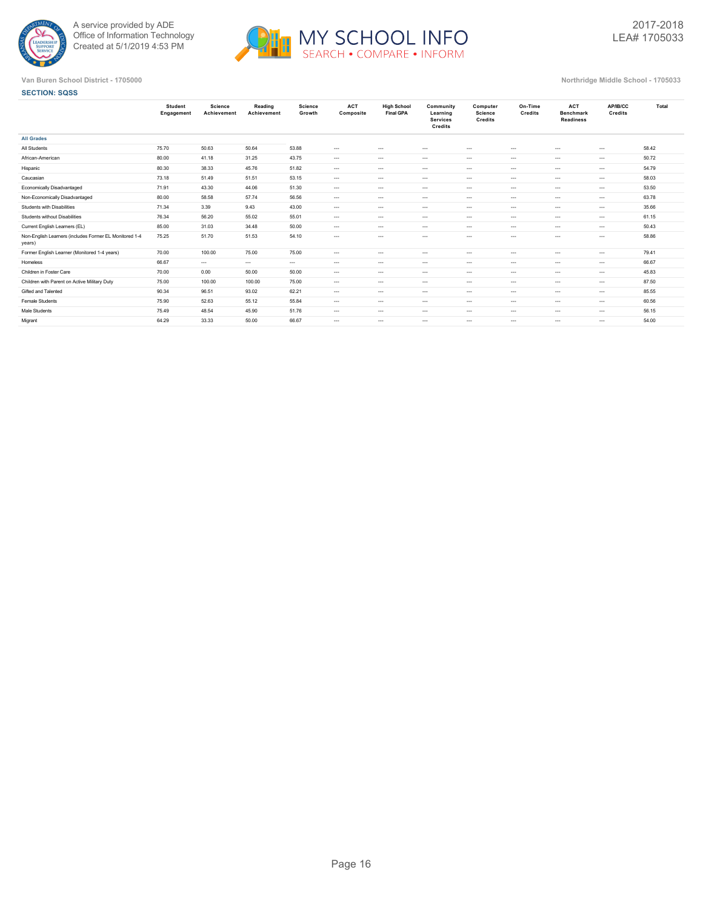A service provided by ADE
Office of Information Technology
Created at 5/1/2019 4:53 PM

# MY SCHOOL INFO
SEARCH • COMPARE • INFORM

2017-2018
LEA# 1705033

Van Buren School District - 1705000

Northridge Middle School - 1705033

## SECTION: SQSS

| | Student Engagement | Science Achievement | Reading Achievement | Science Growth | ACT Composite | High School Final GPA | Community Learning Services Credits | Computer Science Credits | On-Time Credits | ACT Benchmark Readiness | AP/IB/CC Credits | Total |
|---|---|---|---|---|---|---|---|---|---|---|---|---|
| **All Grades** | | | | | | | | | | | | |
| All Students | 75.70 | 50.63 | 50.64 | 53.88 | --- | --- | --- | --- | --- | --- | --- | 58.42 |
| African-American | 80.00 | 41.18 | 31.25 | 43.75 | --- | --- | --- | --- | --- | --- | --- | 50.72 |
| Hispanic | 80.30 | 38.33 | 45.76 | 51.82 | --- | --- | --- | --- | --- | --- | --- | 54.79 |
| Caucasian | 73.18 | 51.49 | 51.51 | 53.15 | --- | --- | --- | --- | --- | --- | --- | 58.03 |
| Economically Disadvantaged | 71.91 | 43.30 | 44.06 | 51.30 | --- | --- | --- | --- | --- | --- | --- | 53.50 |
| Non-Economically Disadvantaged | 80.00 | 58.58 | 57.74 | 56.56 | --- | --- | --- | --- | --- | --- | --- | 63.78 |
| Students with Disabilities | 71.34 | 3.39 | 9.43 | 43.00 | --- | --- | --- | --- | --- | --- | --- | 35.66 |
| Students without Disabilities | 76.34 | 56.20 | 55.02 | 55.01 | --- | --- | --- | --- | --- | --- | --- | 61.15 |
| Current English Learners (EL) | 85.00 | 31.03 | 34.48 | 50.00 | --- | --- | --- | --- | --- | --- | --- | 50.43 |
| Non-English Learners (includes Former EL Monitored 1-4 years) | 75.25 | 51.70 | 51.53 | 54.10 | --- | --- | --- | --- | --- | --- | --- | 58.86 |
| Former English Learner (Monitored 1-4 years) | 70.00 | 100.00 | 75.00 | 75.00 | --- | --- | --- | --- | --- | --- | --- | 79.41 |
| Homeless | 66.67 | --- | --- | --- | --- | --- | --- | --- | --- | --- | --- | 66.67 |
| Children in Foster Care | 70.00 | 0.00 | 50.00 | 50.00 | --- | --- | --- | --- | --- | --- | --- | 45.83 |
| Children with Parent on Active Military Duty | 75.00 | 100.00 | 100.00 | 75.00 | --- | --- | --- | --- | --- | --- | --- | 87.50 |
| Gifted and Talented | 90.34 | 96.51 | 93.02 | 62.21 | --- | --- | --- | --- | --- | --- | --- | 85.55 |
| Female Students | 75.90 | 52.63 | 55.12 | 55.84 | --- | --- | --- | --- | --- | --- | --- | 60.56 |
| Male Students | 75.49 | 48.54 | 45.90 | 51.76 | --- | --- | --- | --- | --- | --- | --- | 56.15 |
| Migrant | 64.29 | 33.33 | 50.00 | 66.67 | --- | --- | --- | --- | --- | --- | --- | 54.00 |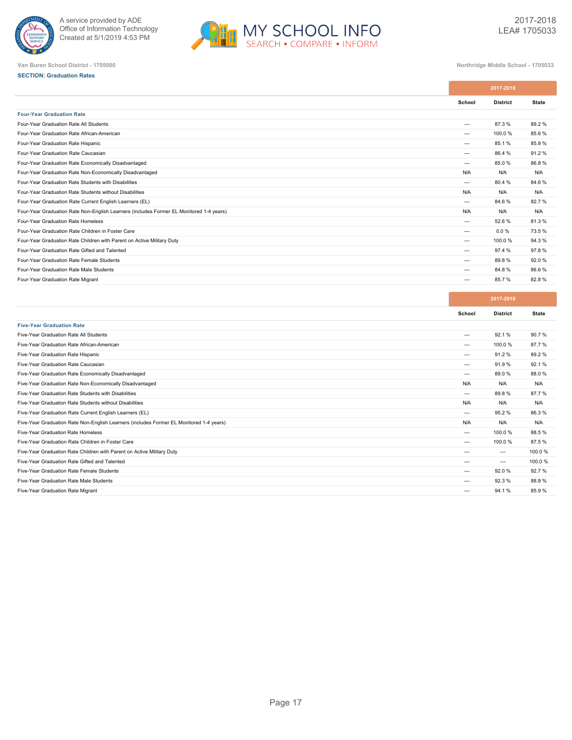Van Buren School District - 1705000

Northridge Middle School - 1705033

**SECTION: Graduation Rates**

| | 2017-2018 | | |
|---|---|---|---|
| | School | District | State |
| **Four-Year Graduation Rate** | | | |
| Four-Year Graduation Rate All Students | --- | 87.3 % | 89.2 % |
| Four-Year Graduation Rate African-American | --- | 100.0 % | 85.6 % |
| Four-Year Graduation Rate Hispanic | --- | 85.1 % | 85.8 % |
| Four-Year Graduation Rate Caucasian | --- | 86.4 % | 91.2 % |
| Four-Year Graduation Rate Economically Disadvantaged | --- | 85.0 % | 86.8 % |
| Four-Year Graduation Rate Non-Economically Disadvantaged | N/A | N/A | N/A |
| Four-Year Graduation Rate Students with Disabilities | --- | 80.4 % | 84.6 % |
| Four-Year Graduation Rate Students without Disabilities | N/A | N/A | N/A |
| Four-Year Graduation Rate Current English Learners (EL) | --- | 84.6 % | 82.7 % |
| Four-Year Graduation Rate Non-English Learners (includes Former EL Monitored 1-4 years) | N/A | N/A | N/A |
| Four-Year Graduation Rate Homeless | --- | 52.6 % | 81.3 % |
| Four-Year Graduation Rate Children in Foster Care | --- | 0.0 % | 73.5 % |
| Four-Year Graduation Rate Children with Parent on Active Military Duty | --- | 100.0 % | 94.3 % |
| Four-Year Graduation Rate Gifted and Talented | --- | 97.4 % | 97.8 % |
| Four-Year Graduation Rate Female Students | --- | 89.8 % | 92.0 % |
| Four-Year Graduation Rate Male Students | --- | 84.8 % | 86.6 % |
| Four-Year Graduation Rate Migrant | --- | 85.7 % | 82.8 % |

| | 2017-2018 | | |
|---|---|---|---|
| | School | District | State |
| **Five-Year Graduation Rate** | | | |
| Five-Year Graduation Rate All Students | --- | 92.1 % | 90.7 % |
| Five-Year Graduation Rate African-American | --- | 100.0 % | 87.7 % |
| Five-Year Graduation Rate Hispanic | --- | 91.2 % | 89.2 % |
| Five-Year Graduation Rate Caucasian | --- | 91.9 % | 92.1 % |
| Five-Year Graduation Rate Economically Disadvantaged | --- | 89.0 % | 88.0 % |
| Five-Year Graduation Rate Non-Economically Disadvantaged | N/A | N/A | N/A |
| Five-Year Graduation Rate Students with Disabilities | --- | 89.8 % | 87.7 % |
| Five-Year Graduation Rate Students without Disabilities | N/A | N/A | N/A |
| Five-Year Graduation Rate Current English Learners (EL) | --- | 95.2 % | 86.3 % |
| Five-Year Graduation Rate Non-English Learners (includes Former EL Monitored 1-4 years) | N/A | N/A | N/A |
| Five-Year Graduation Rate Homeless | --- | 100.0 % | 88.5 % |
| Five-Year Graduation Rate Children in Foster Care | --- | 100.0 % | 87.5 % |
| Five-Year Graduation Rate Children with Parent on Active Military Duty | --- | --- | 100.0 % |
| Five-Year Graduation Rate Gifted and Talented | --- | --- | 100.0 % |
| Five-Year Graduation Rate Female Students | --- | 92.0 % | 92.7 % |
| Five-Year Graduation Rate Male Students | --- | 92.3 % | 88.8 % |
| Five-Year Graduation Rate Migrant | --- | 94.1 % | 85.9 % |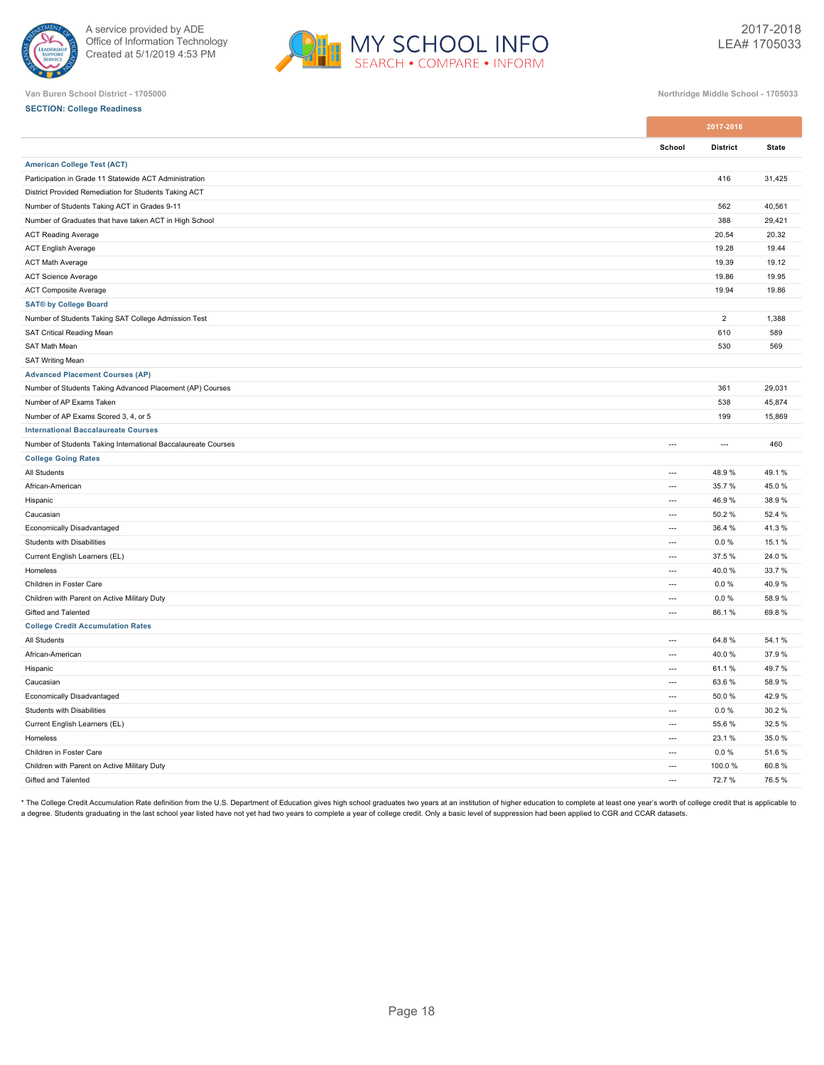Van Buren School District - 1705000

Northridge Middle School - 1705033

2017-2018
LEA# 1705033

**SECTION: College Readiness**

| | 2017-2018 | | |
|---|---|---|---|
| | School | District | State |
| **American College Test (ACT)** | | | |
| Participation in Grade 11 Statewide ACT Administration | | 416 | 31,425 |
| District Provided Remediation for Students Taking ACT | | | |
| Number of Students Taking ACT in Grades 9-11 | | 562 | 40,561 |
| Number of Graduates that have taken ACT in High School | | 388 | 29,421 |
| ACT Reading Average | | 20.54 | 20.32 |
| ACT English Average | | 19.28 | 19.44 |
| ACT Math Average | | 19.39 | 19.12 |
| ACT Science Average | | 19.86 | 19.95 |
| ACT Composite Average | | 19.94 | 19.86 |
| **SAT® by College Board** | | | |
| Number of Students Taking SAT College Admission Test | | 2 | 1,388 |
| SAT Critical Reading Mean | | 610 | 589 |
| SAT Math Mean | | 530 | 569 |
| SAT Writing Mean | | | |
| **Advanced Placement Courses (AP)** | | | |
| Number of Students Taking Advanced Placement (AP) Courses | | 361 | 29,031 |
| Number of AP Exams Taken | | 538 | 45,874 |
| Number of AP Exams Scored 3, 4, or 5 | | 199 | 15,869 |
| **International Baccalaureate Courses** | | | |
| Number of Students Taking International Baccalaureate Courses | --- | --- | 460 |
| **College Going Rates** | | | |
| All Students | --- | 48.9 % | 49.1 % |
| African-American | --- | 35.7 % | 45.0 % |
| Hispanic | --- | 46.9 % | 38.9 % |
| Caucasian | --- | 50.2 % | 52.4 % |
| Economically Disadvantaged | --- | 36.4 % | 41.3 % |
| Students with Disabilities | --- | 0.0 % | 15.1 % |
| Current English Learners (EL) | --- | 37.5 % | 24.0 % |
| Homeless | --- | 40.0 % | 33.7 % |
| Children in Foster Care | --- | 0.0 % | 40.9 % |
| Children with Parent on Active Military Duty | --- | 0.0 % | 58.9 % |
| Gifted and Talented | --- | 86.1 % | 69.8 % |
| **College Credit Accumulation Rates** | | | |
| All Students | --- | 64.8 % | 54.1 % |
| African-American | --- | 40.0 % | 37.9 % |
| Hispanic | --- | 61.1 % | 49.7 % |
| Caucasian | --- | 63.6 % | 58.9 % |
| Economically Disadvantaged | --- | 50.0 % | 42.9 % |
| Students with Disabilities | --- | 0.0 % | 30.2 % |
| Current English Learners (EL) | --- | 55.6 % | 32.5 % |
| Homeless | --- | 23.1 % | 35.0 % |
| Children in Foster Care | --- | 0.0 % | 51.6 % |
| Children with Parent on Active Military Duty | --- | 100.0 % | 60.8 % |
| Gifted and Talented | --- | 72.7 % | 76.5 % |

* The College Credit Accumulation Rate definition from the U.S. Department of Education gives high school graduates two years at an institution of higher education to complete at least one year's worth of college credit that is applicable to a degree. Students graduating in the last school year listed have not yet had two years to complete a year of college credit. Only a basic level of suppression had been applied to CGR and CCAR datasets.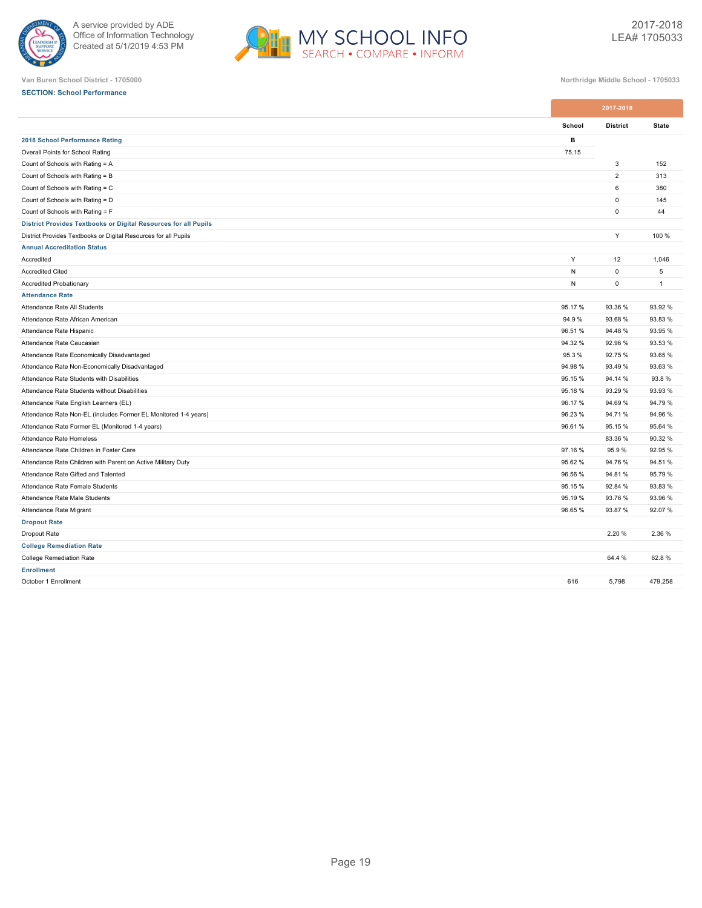A service provided by ADE
Office of Information Technology
Created at 5/1/2019 4:53 PM

MY SCHOOL INFO
SEARCH • COMPARE • INFORM

2017-2018
LEA# 1705033

Van Buren School District - 1705000

Northridge Middle School - 1705033

**SECTION: School Performance**

| | 2017-2018 | | |
|---|---|---|---|
| | **School** | **District** | **State** |
| **2018 School Performance Rating** | **B** | | |
| Overall Points for School Rating | 75.15 | | |
| Count of Schools with Rating = A | | 3 | 152 |
| Count of Schools with Rating = B | | 2 | 313 |
| Count of Schools with Rating = C | | 6 | 380 |
| Count of Schools with Rating = D | | 0 | 145 |
| Count of Schools with Rating = F | | 0 | 44 |
| **District Provides Textbooks or Digital Resources for all Pupils** | | | |
| District Provides Textbooks or Digital Resources for all Pupils | | Y | 100 % |
| **Annual Accreditation Status** | | | |
| Accredited | Y | 12 | 1,046 |
| Accredited Cited | N | 0 | 5 |
| Accredited Probationary | N | 0 | 1 |
| **Attendance Rate** | | | |
| Attendance Rate All Students | 95.17 % | 93.36 % | 93.92 % |
| Attendance Rate African American | 94.9 % | 93.68 % | 93.83 % |
| Attendance Rate Hispanic | 96.51 % | 94.48 % | 93.95 % |
| Attendance Rate Caucasian | 94.32 % | 92.96 % | 93.53 % |
| Attendance Rate Economically Disadvantaged | 95.3 % | 92.75 % | 93.65 % |
| Attendance Rate Non-Economically Disadvantaged | 94.98 % | 93.49 % | 93.63 % |
| Attendance Rate Students with Disabilities | 95.15 % | 94.14 % | 93.8 % |
| Attendance Rate Students without Disabilities | 95.18 % | 93.29 % | 93.93 % |
| Attendance Rate English Learners (EL) | 96.17 % | 94.69 % | 94.79 % |
| Attendance Rate Non-EL (includes Former EL Monitored 1-4 years) | 96.23 % | 94.71 % | 94.96 % |
| Attendance Rate Former EL (Monitored 1-4 years) | 96.61 % | 95.15 % | 95.64 % |
| Attendance Rate Homeless | | 83.36 % | 90.32 % |
| Attendance Rate Children in Foster Care | 97.16 % | 95.9 % | 92.95 % |
| Attendance Rate Children with Parent on Active Military Duty | 95.62 % | 94.76 % | 94.51 % |
| Attendance Rate Gifted and Talented | 96.56 % | 94.81 % | 95.79 % |
| Attendance Rate Female Students | 95.15 % | 92.84 % | 93.83 % |
| Attendance Rate Male Students | 95.19 % | 93.76 % | 93.96 % |
| Attendance Rate Migrant | 96.65 % | 93.87 % | 92.07 % |
| **Dropout Rate** | | | |
| Dropout Rate | | 2.20 % | 2.36 % |
| **College Remediation Rate** | | | |
| College Remediation Rate | | 64.4 % | 62.8 % |
| **Enrollment** | | | |
| October 1 Enrollment | 616 | 5,798 | 479,258 |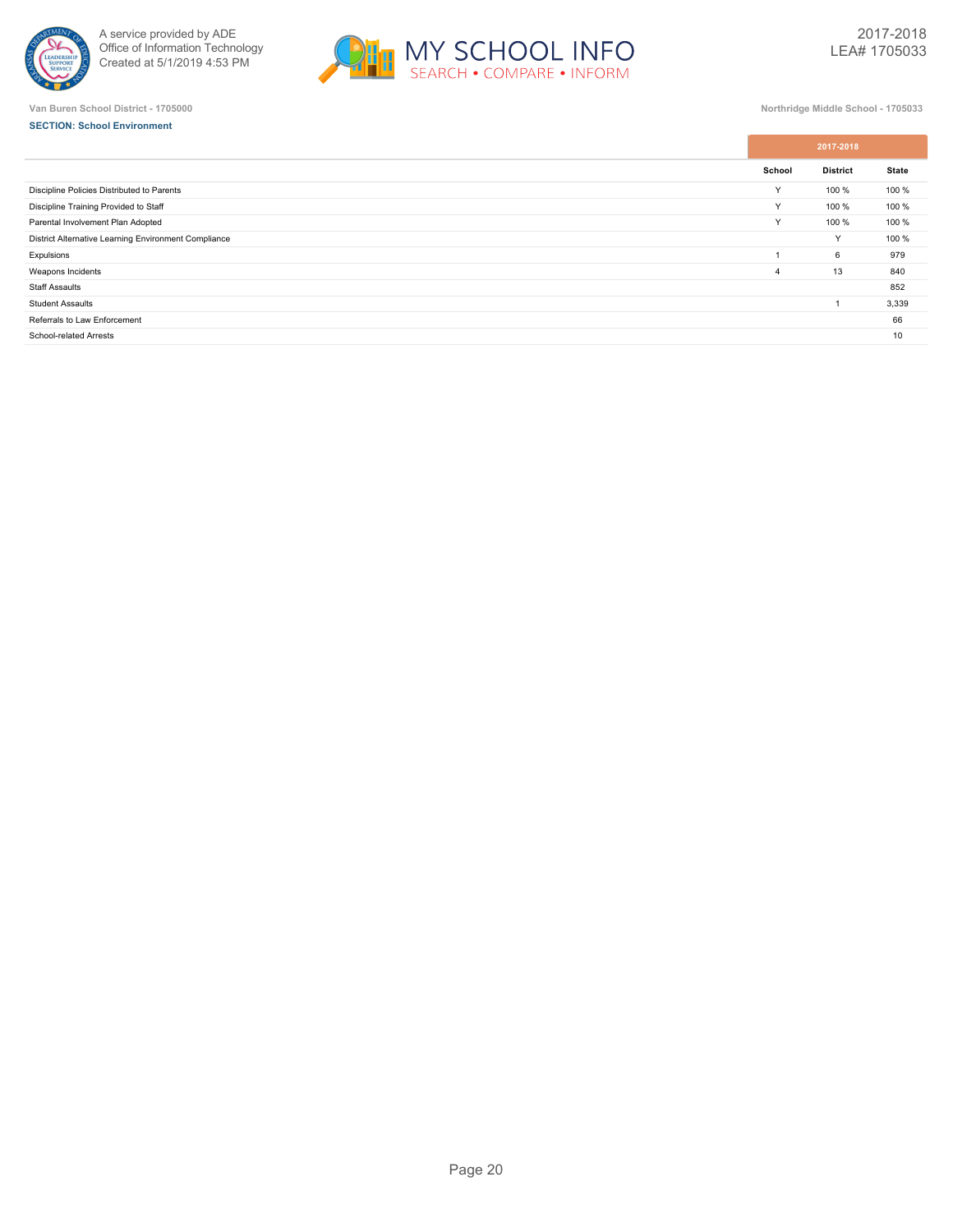Van Buren School District - 1705000

Northridge Middle School - 1705033

**SECTION: School Environment**

| | 2017-2018 | | |
|---|---|---|---|
| | School | District | State |
| Discipline Policies Distributed to Parents | Y | 100 % | 100 % |
| Discipline Training Provided to Staff | Y | 100 % | 100 % |
| Parental Involvement Plan Adopted | Y | 100 % | 100 % |
| District Alternative Learning Environment Compliance | | Y | 100 % |
| Expulsions | 1 | 6 | 979 |
| Weapons Incidents | 4 | 13 | 840 |
| Staff Assaults | | | 852 |
| Student Assaults | | 1 | 3,339 |
| Referrals to Law Enforcement | | | 66 |
| School-related Arrests | | | 10 |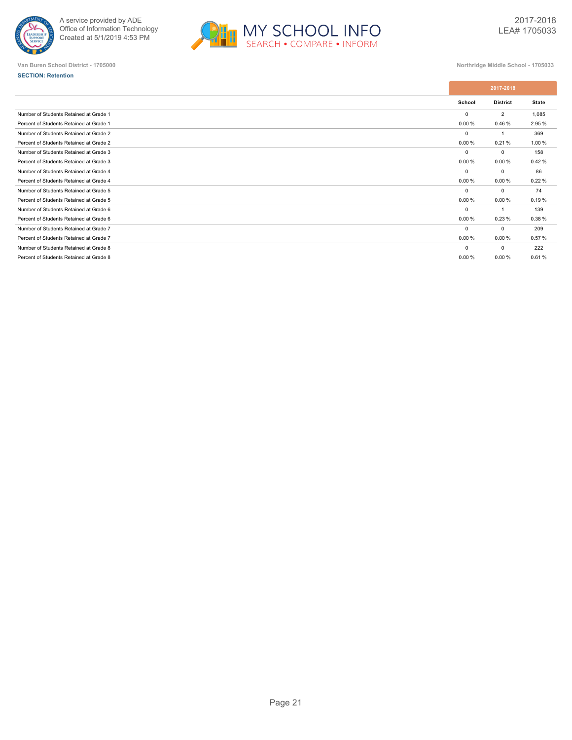Van Buren School District - 1705000

Northridge Middle School - 1705033

**SECTION: Retention**

| | 2017-2018 | | |
|---|---|---|---|
| | School | District | State |
| Number of Students Retained at Grade 1 | 0 | 2 | 1,085 |
| Percent of Students Retained at Grade 1 | 0.00 % | 0.46 % | 2.95 % |
| Number of Students Retained at Grade 2 | 0 | 1 | 369 |
| Percent of Students Retained at Grade 2 | 0.00 % | 0.21 % | 1.00 % |
| Number of Students Retained at Grade 3 | 0 | 0 | 158 |
| Percent of Students Retained at Grade 3 | 0.00 % | 0.00 % | 0.42 % |
| Number of Students Retained at Grade 4 | 0 | 0 | 86 |
| Percent of Students Retained at Grade 4 | 0.00 % | 0.00 % | 0.22 % |
| Number of Students Retained at Grade 5 | 0 | 0 | 74 |
| Percent of Students Retained at Grade 5 | 0.00 % | 0.00 % | 0.19 % |
| Number of Students Retained at Grade 6 | 0 | 1 | 139 |
| Percent of Students Retained at Grade 6 | 0.00 % | 0.23 % | 0.38 % |
| Number of Students Retained at Grade 7 | 0 | 0 | 209 |
| Percent of Students Retained at Grade 7 | 0.00 % | 0.00 % | 0.57 % |
| Number of Students Retained at Grade 8 | 0 | 0 | 222 |
| Percent of Students Retained at Grade 8 | 0.00 % | 0.00 % | 0.61 % |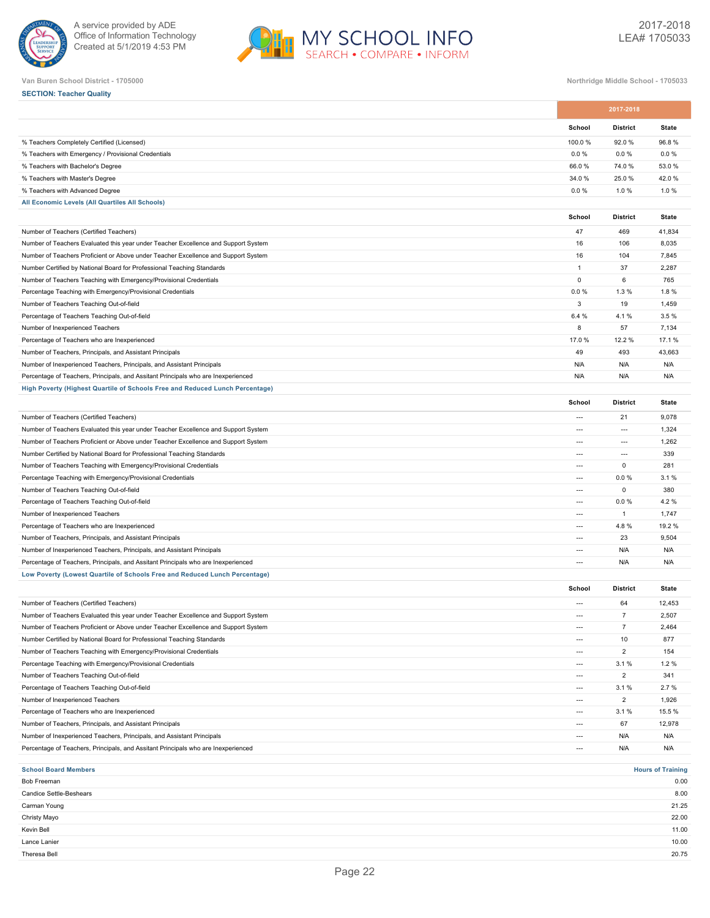Van Buren School District - 1705000

Northridge Middle School - 1705033

**SECTION: Teacher Quality**

| | 2017-2018 | | |
|---|---|---|---|
| | School | District | State |
| % Teachers Completely Certified (Licensed) | 100.0 % | 92.0 % | 96.8 % |
| % Teachers with Emergency / Provisional Credentials | 0.0 % | 0.0 % | 0.0 % |
| % Teachers with Bachelor's Degree | 66.0 % | 74.0 % | 53.0 % |
| % Teachers with Master's Degree | 34.0 % | 25.0 % | 42.0 % |
| % Teachers with Advanced Degree | 0.0 % | 1.0 % | 1.0 % |

**All Economic Levels (All Quartiles All Schools)**

| | School | District | State |
|---|---|---|---|
| Number of Teachers (Certified Teachers) | 47 | 469 | 41,834 |
| Number of Teachers Evaluated this year under Teacher Excellence and Support System | 16 | 106 | 8,035 |
| Number of Teachers Proficient or Above under Teacher Excellence and Support System | 16 | 104 | 7,845 |
| Number Certified by National Board for Professional Teaching Standards | 1 | 37 | 2,287 |
| Number of Teachers Teaching with Emergency/Provisional Credentials | 0 | 6 | 765 |
| Percentage Teaching with Emergency/Provisional Credentials | 0.0 % | 1.3 % | 1.8 % |
| Number of Teachers Teaching Out-of-field | 3 | 19 | 1,459 |
| Percentage of Teachers Teaching Out-of-field | 6.4 % | 4.1 % | 3.5 % |
| Number of Inexperienced Teachers | 8 | 57 | 7,134 |
| Percentage of Teachers who are Inexperienced | 17.0 % | 12.2 % | 17.1 % |
| Number of Teachers, Principals, and Assistant Principals | 49 | 493 | 43,663 |
| Number of Inexperienced Teachers, Principals, and Assistant Principals | N/A | N/A | N/A |
| Percentage of Teachers, Principals, and Assitant Principals who are Inexperienced | N/A | N/A | N/A |

**High Poverty (Highest Quartile of Schools Free and Reduced Lunch Percentage)**

| | School | District | State |
|---|---|---|---|
| Number of Teachers (Certified Teachers) | --- | 21 | 9,078 |
| Number of Teachers Evaluated this year under Teacher Excellence and Support System | --- | --- | 1,324 |
| Number of Teachers Proficient or Above under Teacher Excellence and Support System | --- | --- | 1,262 |
| Number Certified by National Board for Professional Teaching Standards | --- | --- | 339 |
| Number of Teachers Teaching with Emergency/Provisional Credentials | --- | 0 | 281 |
| Percentage Teaching with Emergency/Provisional Credentials | --- | 0.0 % | 3.1 % |
| Number of Teachers Teaching Out-of-field | --- | 0 | 380 |
| Percentage of Teachers Teaching Out-of-field | --- | 0.0 % | 4.2 % |
| Number of Inexperienced Teachers | --- | 1 | 1,747 |
| Percentage of Teachers who are Inexperienced | --- | 4.8 % | 19.2 % |
| Number of Teachers, Principals, and Assistant Principals | --- | 23 | 9,504 |
| Number of Inexperienced Teachers, Principals, and Assistant Principals | --- | N/A | N/A |
| Percentage of Teachers, Principals, and Assitant Principals who are Inexperienced | --- | N/A | N/A |

**Low Poverty (Lowest Quartile of Schools Free and Reduced Lunch Percentage)**

| | School | District | State |
|---|---|---|---|
| Number of Teachers (Certified Teachers) | --- | 64 | 12,453 |
| Number of Teachers Evaluated this year under Teacher Excellence and Support System | --- | 7 | 2,507 |
| Number of Teachers Proficient or Above under Teacher Excellence and Support System | --- | 7 | 2,464 |
| Number Certified by National Board for Professional Teaching Standards | --- | 10 | 877 |
| Number of Teachers Teaching with Emergency/Provisional Credentials | --- | 2 | 154 |
| Percentage Teaching with Emergency/Provisional Credentials | --- | 3.1 % | 1.2 % |
| Number of Teachers Teaching Out-of-field | --- | 2 | 341 |
| Percentage of Teachers Teaching Out-of-field | --- | 3.1 % | 2.7 % |
| Number of Inexperienced Teachers | --- | 2 | 1,926 |
| Percentage of Teachers who are Inexperienced | --- | 3.1 % | 15.5 % |
| Number of Teachers, Principals, and Assistant Principals | --- | 67 | 12,978 |
| Number of Inexperienced Teachers, Principals, and Assistant Principals | --- | N/A | N/A |
| Percentage of Teachers, Principals, and Assitant Principals who are Inexperienced | --- | N/A | N/A |

| School Board Members | Hours of Training |
|---|---|
| Bob Freeman | 0.00 |
| Candice Settle-Beshears | 8.00 |
| Carman Young | 21.25 |
| Christy Mayo | 22.00 |
| Kevin Bell | 11.00 |
| Lance Lanier | 10.00 |
| Theresa Bell | 20.75 |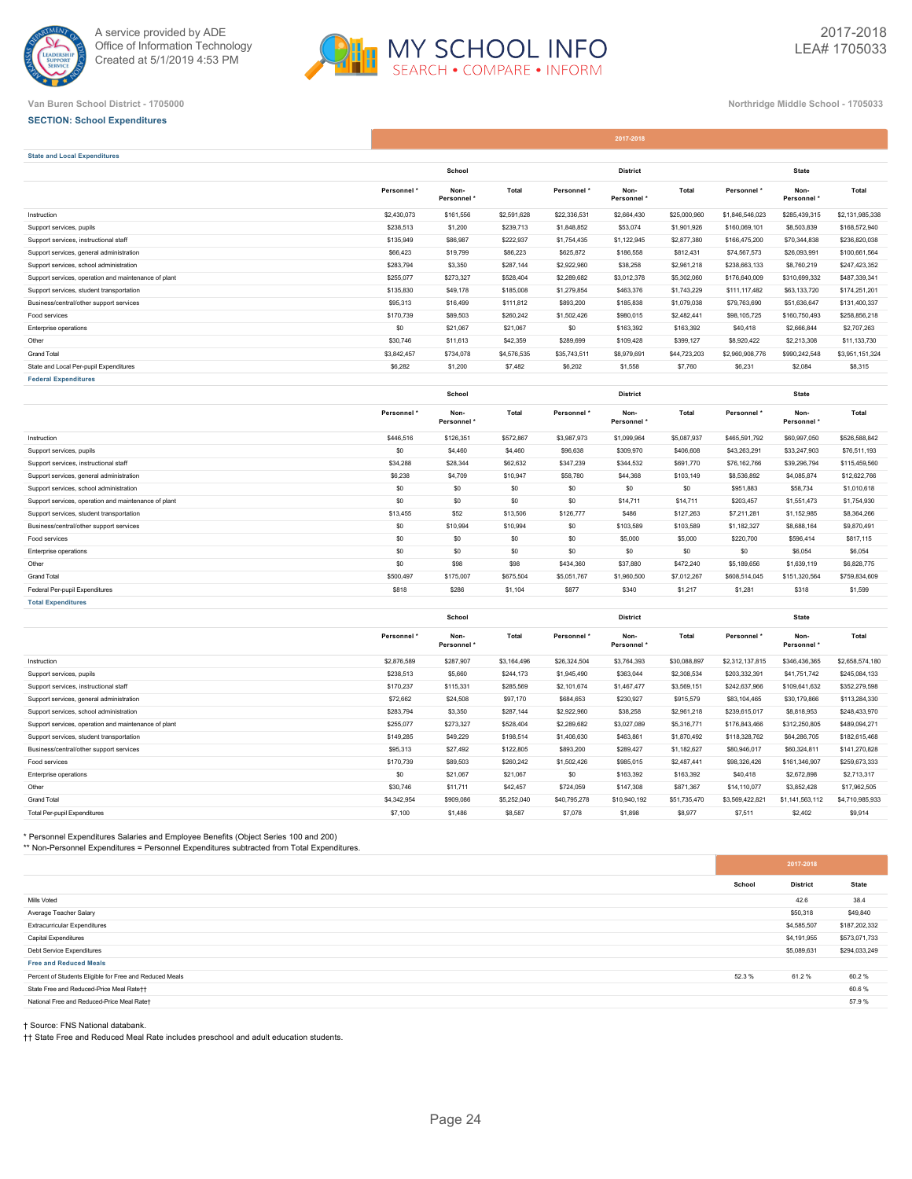A service provided by ADE
Office of Information Technology
Created at 5/1/2019 4:53 PM

MY SCHOOL INFO
SEARCH • COMPARE • INFORM

2017-2018
LEA# 1705033

Van Buren School District - 1705000

Northridge Middle School - 1705033

**SECTION: School Expenditures**

| | 2017-2018 | | | | | | | | |
|---|---|---|---|---|---|---|---|---|---|
| **State and Local Expenditures** | | | | | | | | | |
| | School | | | District | | | State | | |
| | Personnel * | Non-Personnel * | Total | Personnel * | Non-Personnel * | Total | Personnel * | Non-Personnel * | Total |
| Instruction | $2,430,073 | $161,556 | $2,591,628 | $22,336,531 | $2,664,430 | $25,000,960 | $1,846,546,023 | $285,439,315 | $2,131,985,338 |
| Support services, pupils | $238,513 | $1,200 | $239,713 | $1,848,852 | $53,074 | $1,901,926 | $160,069,101 | $8,503,839 | $168,572,940 |
| Support services, instructional staff | $135,949 | $86,987 | $222,937 | $1,754,435 | $1,122,945 | $2,877,380 | $166,475,200 | $70,344,838 | $236,820,038 |
| Support services, general administration | $66,423 | $19,799 | $86,223 | $625,872 | $186,558 | $812,431 | $74,567,573 | $26,093,991 | $100,661,564 |
| Support services, school administration | $283,794 | $3,350 | $287,144 | $2,922,960 | $38,258 | $2,961,218 | $238,663,133 | $8,760,219 | $247,423,352 |
| Support services, operation and maintenance of plant | $255,077 | $273,327 | $528,404 | $2,289,682 | $3,012,378 | $5,302,060 | $176,640,009 | $310,699,332 | $487,339,341 |
| Support services, student transportation | $135,830 | $49,178 | $185,008 | $1,279,854 | $463,376 | $1,743,229 | $111,117,482 | $63,133,720 | $174,251,201 |
| Business/central/other support services | $95,313 | $16,499 | $111,812 | $893,200 | $185,838 | $1,079,038 | $79,763,690 | $51,636,647 | $131,400,337 |
| Food services | $170,739 | $89,503 | $260,242 | $1,502,426 | $980,015 | $2,482,441 | $98,105,725 | $160,750,493 | $258,856,218 |
| Enterprise operations | $0 | $21,067 | $21,067 | $0 | $163,392 | $163,392 | $40,418 | $2,666,844 | $2,707,263 |
| Other | $30,746 | $11,613 | $42,359 | $289,699 | $109,428 | $399,127 | $8,920,422 | $2,213,308 | $11,133,730 |
| Grand Total | $3,842,457 | $734,078 | $4,576,535 | $35,743,511 | $8,979,691 | $44,723,203 | $2,960,908,776 | $990,242,548 | $3,951,151,324 |
| State and Local Per-pupil Expenditures | $6,282 | $1,200 | $7,482 | $6,202 | $1,558 | $7,760 | $6,231 | $2,084 | $8,315 |
| **Federal Expenditures** | | | | | | | | | |
| | School | | | District | | | State | | |
| | Personnel * | Non-Personnel * | Total | Personnel * | Non-Personnel * | Total | Personnel * | Non-Personnel * | Total |
| Instruction | $446,516 | $126,351 | $572,867 | $3,987,973 | $1,099,964 | $5,087,937 | $465,591,792 | $60,997,050 | $526,588,842 |
| Support services, pupils | $0 | $4,460 | $4,460 | $96,638 | $309,970 | $406,608 | $43,263,291 | $33,247,903 | $76,511,193 |
| Support services, instructional staff | $34,288 | $28,344 | $62,632 | $347,239 | $344,532 | $691,770 | $76,162,766 | $39,296,794 | $115,459,560 |
| Support services, general administration | $6,238 | $4,709 | $10,947 | $58,780 | $44,368 | $103,149 | $8,536,892 | $4,085,874 | $12,622,766 |
| Support services, school administration | $0 | $0 | $0 | $0 | $0 | $0 | $951,883 | $58,734 | $1,010,618 |
| Support services, operation and maintenance of plant | $0 | $0 | $0 | $0 | $14,711 | $14,711 | $203,457 | $1,551,473 | $1,754,930 |
| Support services, student transportation | $13,455 | $52 | $13,506 | $126,777 | $486 | $127,263 | $7,211,281 | $1,152,985 | $8,364,266 |
| Business/central/other support services | $0 | $10,994 | $10,994 | $0 | $103,589 | $103,589 | $1,182,327 | $8,688,164 | $9,870,491 |
| Food services | $0 | $0 | $0 | $0 | $5,000 | $5,000 | $220,700 | $596,414 | $817,115 |
| Enterprise operations | $0 | $0 | $0 | $0 | $0 | $0 | $0 | $6,054 | $6,054 |
| Other | $0 | $98 | $98 | $434,360 | $37,880 | $472,240 | $5,189,656 | $1,639,119 | $6,828,775 |
| Grand Total | $500,497 | $175,007 | $675,504 | $5,051,767 | $1,960,500 | $7,012,267 | $608,514,045 | $151,320,564 | $759,834,609 |
| Federal Per-pupil Expenditures | $818 | $286 | $1,104 | $877 | $340 | $1,217 | $1,281 | $318 | $1,599 |
| **Total Expenditures** | | | | | | | | | |
| | School | | | District | | | State | | |
| | Personnel * | Non-Personnel * | Total | Personnel * | Non-Personnel * | Total | Personnel * | Non-Personnel * | Total |
| Instruction | $2,876,589 | $287,907 | $3,164,496 | $26,324,504 | $3,764,393 | $30,088,897 | $2,312,137,815 | $346,436,365 | $2,658,574,180 |
| Support services, pupils | $238,513 | $5,660 | $244,173 | $1,945,490 | $363,044 | $2,308,534 | $203,332,391 | $41,751,742 | $245,084,133 |
| Support services, instructional staff | $170,237 | $115,331 | $285,569 | $2,101,674 | $1,467,477 | $3,569,151 | $242,637,966 | $109,641,632 | $352,279,598 |
| Support services, general administration | $72,662 | $24,508 | $97,170 | $684,653 | $230,927 | $915,579 | $83,104,465 | $30,179,866 | $113,284,330 |
| Support services, school administration | $283,794 | $3,350 | $287,144 | $2,922,960 | $38,258 | $2,961,218 | $239,615,017 | $8,818,953 | $248,433,970 |
| Support services, operation and maintenance of plant | $255,077 | $273,327 | $528,404 | $2,289,682 | $3,027,089 | $5,316,771 | $176,843,466 | $312,250,805 | $489,094,271 |
| Support services, student transportation | $149,285 | $49,229 | $198,514 | $1,406,630 | $463,861 | $1,870,492 | $118,328,762 | $64,286,705 | $182,615,468 |
| Business/central/other support services | $95,313 | $27,492 | $122,805 | $893,200 | $289,427 | $1,182,627 | $80,946,017 | $60,324,811 | $141,270,828 |
| Food services | $170,739 | $89,503 | $260,242 | $1,502,426 | $985,015 | $2,487,441 | $98,326,426 | $161,346,907 | $259,673,333 |
| Enterprise operations | $0 | $21,067 | $21,067 | $0 | $163,392 | $163,392 | $40,418 | $2,672,898 | $2,713,317 |
| Other | $30,746 | $11,711 | $42,457 | $724,059 | $147,308 | $871,367 | $14,110,077 | $3,852,428 | $17,962,505 |
| Grand Total | $4,342,954 | $909,086 | $5,252,040 | $40,795,278 | $10,940,192 | $51,735,470 | $3,569,422,821 | $1,141,563,112 | $4,710,985,933 |
| Total Per-pupil Expenditures | $7,100 | $1,486 | $8,587 | $7,078 | $1,898 | $8,977 | $7,511 | $2,402 | $9,914 |

\* Personnel Expenditures Salaries and Employee Benefits (Object Series 100 and 200)
\*\* Non-Personnel Expenditures = Personnel Expenditures subtracted from Total Expenditures.

| | 2017-2018 | | |
|---|---|---|---|
| | School | District | State |
| Mills Voted | | 42.6 | 38.4 |
| Average Teacher Salary | | $50,318 | $49,840 |
| Extracurricular Expenditures | | $4,585,507 | $187,202,332 |
| Capital Expenditures | | $4,191,955 | $573,071,733 |
| Debt Service Expenditures | | $5,089,631 | $294,033,249 |
| **Free and Reduced Meals** | | | |
| Percent of Students Eligible for Free and Reduced Meals | 52.3 % | 61.2 % | 60.2 % |
| State Free and Reduced-Price Meal Rate†† | | | 60.6 % |
| National Free and Reduced-Price Meal Rate† | | | 57.9 % |

† Source: FNS National databank.
†† State Free and Reduced Meal Rate includes preschool and adult education students.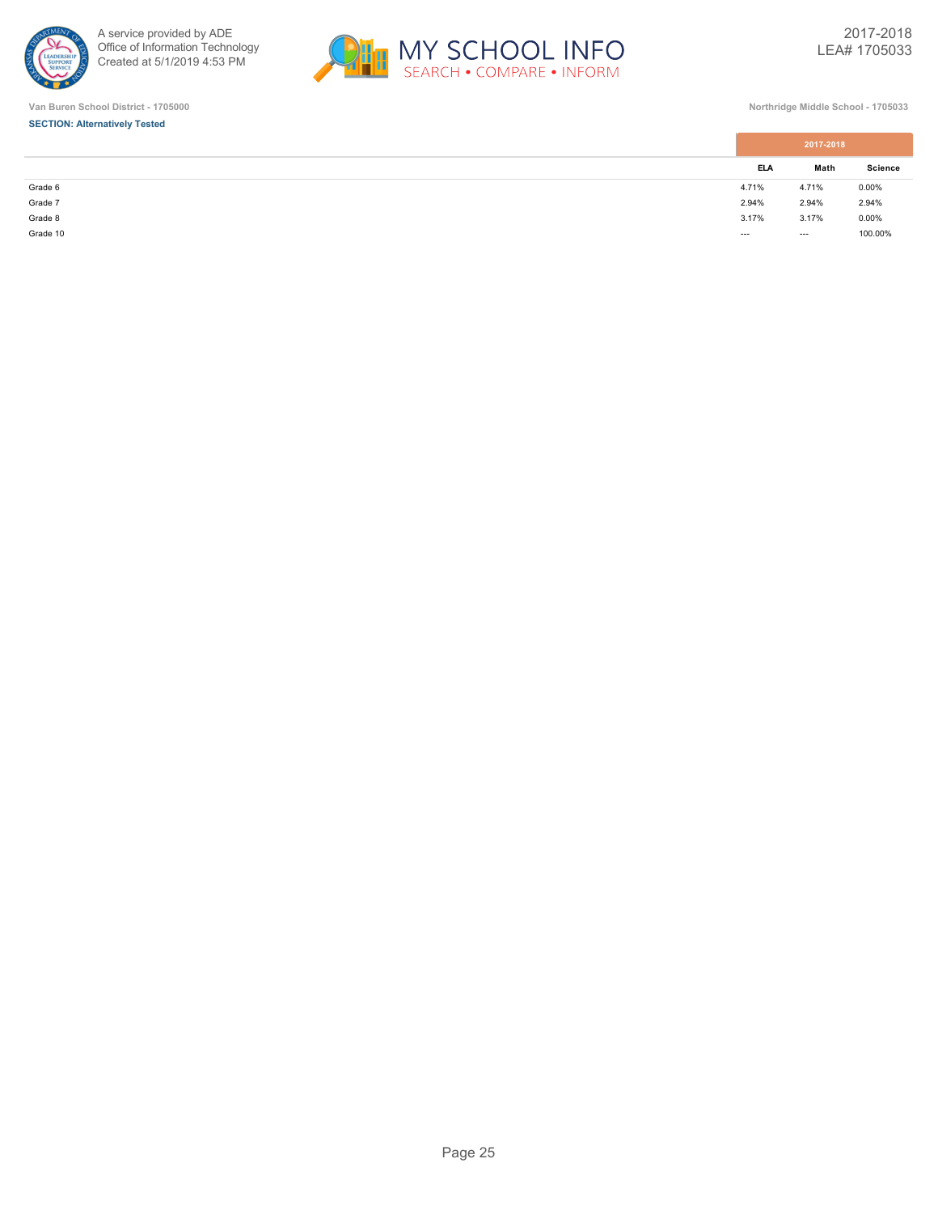Van Buren School District - 1705000

Northridge Middle School - 1705033

**SECTION: Alternatively Tested**

| | 2017-2018 | | |
|---|---|---|---|
| | ELA | Math | Science |
| Grade 6 | 4.71% | 4.71% | 0.00% |
| Grade 7 | 2.94% | 2.94% | 2.94% |
| Grade 8 | 3.17% | 3.17% | 0.00% |
| Grade 10 | --- | --- | 100.00% |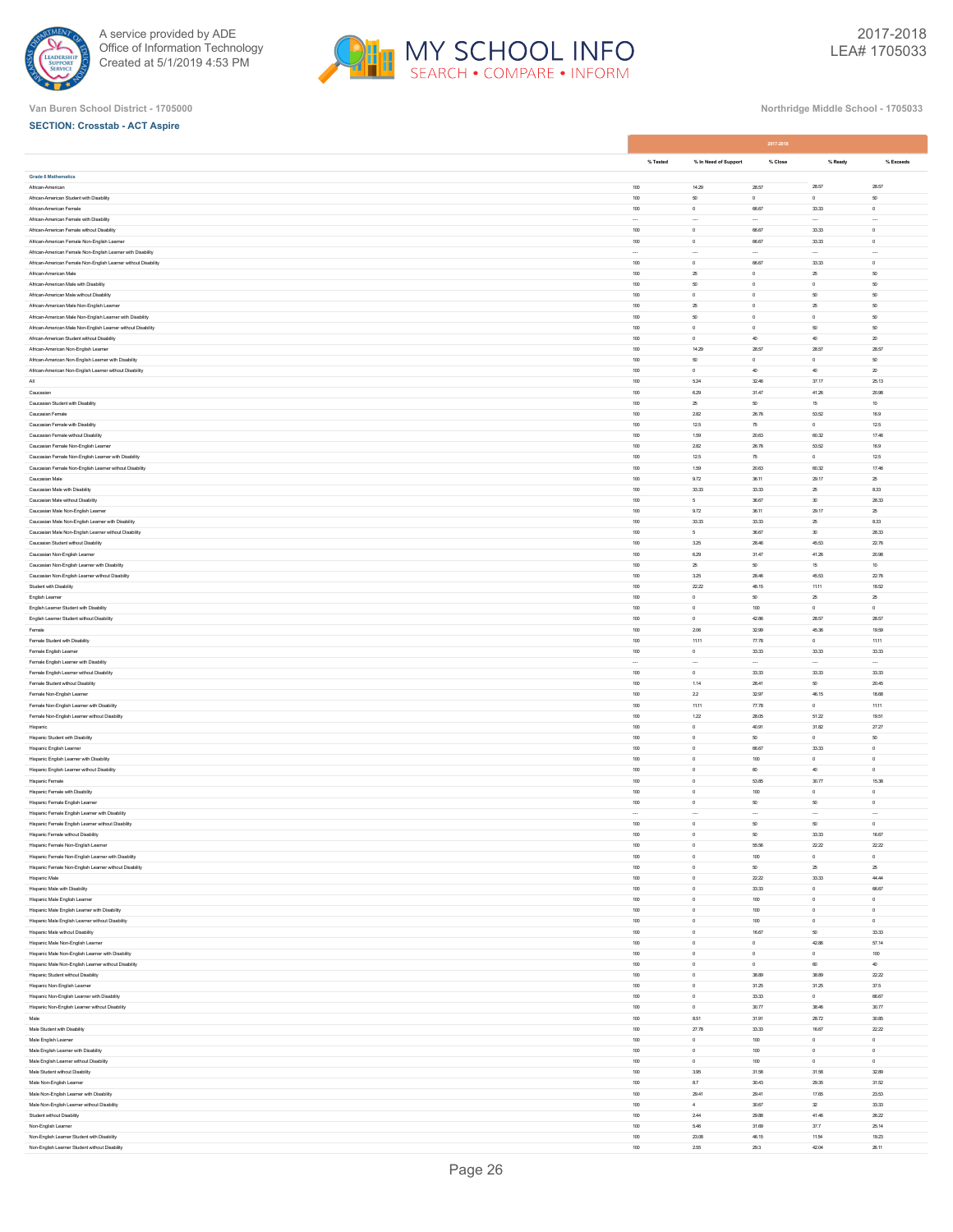Van Buren School District - 1705000

Northridge Middle School - 1705033

**SECTION: Crosstab - ACT Aspire**

| | 2017-2018 | | | | |
|---|---|---|---|---|---|
| | % Tested | % In Need of Support | % Close | % Ready | % Exceeds |
| **Grade 6 Mathematics** | | | | | |
| African-American | 100 | 14.29 | 28.57 | 28.57 | 28.57 |
| African-American Student with Disability | 100 | 50 | 0 | 0 | 50 |
| African-American Female | 100 | 0 | 66.67 | 33.33 | 0 |
| African-American Female with Disability | --- | --- | --- | --- | --- |
| African-American Female without Disability | 100 | 0 | 66.67 | 33.33 | 0 |
| African-American Female Non-English Learner | 100 | 0 | 66.67 | 33.33 | 0 |
| African-American Female Non-English Learner with Disability | --- | --- | --- | --- | --- |
| African-American Female Non-English Learner without Disability | 100 | 0 | 66.67 | 33.33 | 0 |
| African-American Male | 100 | 25 | 0 | 25 | 50 |
| African-American Male with Disability | 100 | 50 | 0 | 0 | 50 |
| African-American Male without Disability | 100 | 0 | 0 | 50 | 50 |
| African-American Male Non-English Learner | 100 | 25 | 0 | 25 | 50 |
| African-American Male Non-English Learner with Disability | 100 | 50 | 0 | 0 | 50 |
| African-American Male Non-English Learner without Disability | 100 | 0 | 0 | 50 | 50 |
| African-American Student without Disability | 100 | 0 | 40 | 40 | 20 |
| African-American Non-English Learner | 100 | 14.29 | 28.57 | 28.57 | 28.57 |
| African-American Non-English Learner with Disability | 100 | 50 | 0 | 0 | 50 |
| African-American Non-English Learner without Disability | 100 | 0 | 40 | 40 | 20 |
| All | 100 | 5.24 | 32.46 | 37.17 | 25.13 |
| Caucasian | 100 | 6.29 | 31.47 | 41.26 | 20.98 |
| Caucasian Student with Disability | 100 | 25 | 50 | 15 | 10 |
| Caucasian Female | 100 | 2.82 | 26.76 | 53.52 | 16.9 |
| Caucasian Female with Disability | 100 | 12.5 | 75 | 0 | 12.5 |
| Caucasian Female without Disability | 100 | 1.59 | 20.63 | 60.32 | 17.46 |
| Caucasian Female Non-English Learner | 100 | 2.82 | 26.76 | 53.52 | 16.9 |
| Caucasian Female Non-English Learner with Disability | 100 | 12.5 | 75 | 0 | 12.5 |
| Caucasian Female Non-English Learner without Disability | 100 | 1.59 | 20.63 | 60.32 | 17.46 |
| Caucasian Male | 100 | 9.72 | 36.11 | 29.17 | 25 |
| Caucasian Male with Disability | 100 | 33.33 | 33.33 | 25 | 8.33 |
| Caucasian Male without Disability | 100 | 5 | 36.67 | 30 | 28.33 |
| Caucasian Male Non-English Learner | 100 | 9.72 | 36.11 | 29.17 | 25 |
| Caucasian Male Non-English Learner with Disability | 100 | 33.33 | 33.33 | 25 | 8.33 |
| Caucasian Male Non-English Learner without Disability | 100 | 5 | 36.67 | 30 | 28.33 |
| Caucasian Student without Disability | 100 | 3.25 | 28.46 | 45.53 | 22.76 |
| Caucasian Non-English Learner | 100 | 6.29 | 31.47 | 41.26 | 20.98 |
| Caucasian Non-English Learner with Disability | 100 | 25 | 50 | 15 | 10 |
| Caucasian Non-English Learner without Disability | 100 | 3.25 | 28.46 | 45.53 | 22.76 |
| Student with Disability | 100 | 22.22 | 48.15 | 11.11 | 18.52 |
| English Learner | 100 | 0 | 50 | 25 | 25 |
| English Learner Student with Disability | 100 | 0 | 100 | 0 | 0 |
| English Learner Student without Disability | 100 | 0 | 42.86 | 28.57 | 28.57 |
| Female | 100 | 2.06 | 32.99 | 45.36 | 19.59 |
| Female Student with Disability | 100 | 11.11 | 77.78 | 0 | 11.11 |
| Female English Learner | 100 | 0 | 33.33 | 33.33 | 33.33 |
| Female English Learner with Disability | --- | --- | --- | --- | --- |
| Female English Learner without Disability | 100 | 0 | 33.33 | 33.33 | 33.33 |
| Female Student without Disability | 100 | 1.14 | 28.41 | 50 | 20.45 |
| Female Non-English Learner | 100 | 2.2 | 32.97 | 46.15 | 18.68 |
| Female Non-English Learner with Disability | 100 | 11.11 | 77.78 | 0 | 11.11 |
| Female Non-English Learner without Disability | 100 | 1.22 | 28.05 | 51.22 | 19.51 |
| Hispanic | 100 | 0 | 40.91 | 31.82 | 27.27 |
| Hispanic Student with Disability | 100 | 0 | 50 | 0 | 50 |
| Hispanic English Learner | 100 | 0 | 66.67 | 33.33 | 0 |
| Hispanic English Learner with Disability | 100 | 0 | 100 | 0 | 0 |
| Hispanic English Learner without Disability | 100 | 0 | 60 | 40 | 0 |
| Hispanic Female | 100 | 0 | 53.85 | 30.77 | 15.38 |
| Hispanic Female with Disability | 100 | 0 | 100 | 0 | 0 |
| Hispanic Female English Learner | 100 | 0 | 50 | 50 | 0 |
| Hispanic Female English Learner with Disability | --- | --- | --- | --- | --- |
| Hispanic Female English Learner without Disability | 100 | 0 | 50 | 50 | 0 |
| Hispanic Female without Disability | 100 | 0 | 50 | 33.33 | 16.67 |
| Hispanic Female Non-English Learner | 100 | 0 | 55.56 | 22.22 | 22.22 |
| Hispanic Female Non-English Learner with Disability | 100 | 0 | 100 | 0 | 0 |
| Hispanic Female Non-English Learner without Disability | 100 | 0 | 50 | 25 | 25 |
| Hispanic Male | 100 | 0 | 22.22 | 33.33 | 44.44 |
| Hispanic Male with Disability | 100 | 0 | 33.33 | 0 | 66.67 |
| Hispanic Male English Learner | 100 | 0 | 100 | 0 | 0 |
| Hispanic Male English Learner with Disability | 100 | 0 | 100 | 0 | 0 |
| Hispanic Male English Learner without Disability | 100 | 0 | 100 | 0 | 0 |
| Hispanic Male without Disability | 100 | 0 | 16.67 | 50 | 33.33 |
| Hispanic Male Non-English Learner | 100 | 0 | 0 | 42.86 | 57.14 |
| Hispanic Male Non-English Learner with Disability | 100 | 0 | 0 | 0 | 100 |
| Hispanic Male Non-English Learner without Disability | 100 | 0 | 0 | 60 | 40 |
| Hispanic Student without Disability | 100 | 0 | 38.89 | 38.89 | 22.22 |
| Hispanic Non-English Learner | 100 | 0 | 31.25 | 31.25 | 37.5 |
| Hispanic Non-English Learner with Disability | 100 | 0 | 33.33 | 0 | 66.67 |
| Hispanic Non-English Learner without Disability | 100 | 0 | 30.77 | 38.46 | 30.77 |
| Male | 100 | 8.51 | 31.91 | 28.72 | 30.85 |
| Male Student with Disability | 100 | 27.78 | 33.33 | 16.67 | 22.22 |
| Male English Learner | 100 | 0 | 100 | 0 | 0 |
| Male English Learner with Disability | 100 | 0 | 100 | 0 | 0 |
| Male English Learner without Disability | 100 | 0 | 100 | 0 | 0 |
| Male Student without Disability | 100 | 3.95 | 31.58 | 31.58 | 32.89 |
| Male Non-English Learner | 100 | 8.7 | 30.43 | 29.35 | 31.52 |
| Male Non-English Learner with Disability | 100 | 29.41 | 29.41 | 17.65 | 23.53 |
| Male Non-English Learner without Disability | 100 | 4 | 30.67 | 32 | 33.33 |
| Student without Disability | 100 | 2.44 | 29.88 | 41.46 | 26.22 |
| Non-English Learner | 100 | 5.46 | 31.69 | 37.7 | 25.14 |
| Non-English Learner Student with Disability | 100 | 23.08 | 46.15 | 11.54 | 19.23 |
| Non-English Learner Student without Disability | 100 | 2.55 | 29.3 | 42.04 | 26.11 |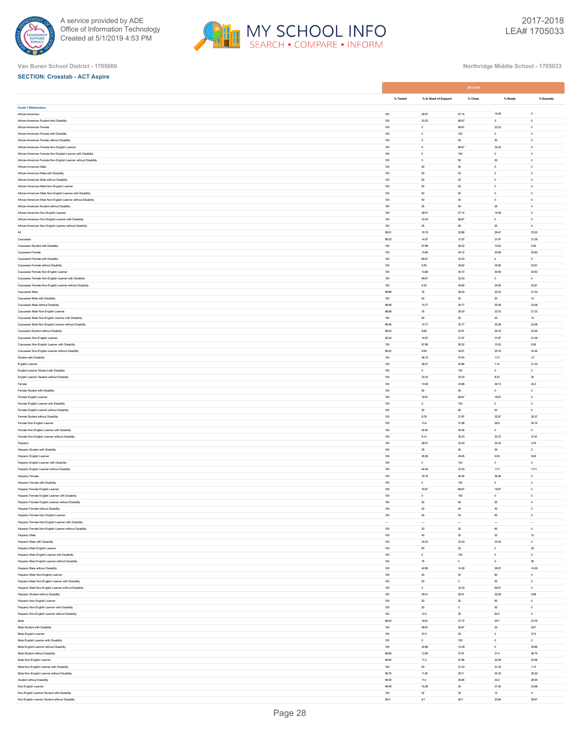Van Buren School District - 1705000

Northridge Middle School - 1705033

**SECTION: Crosstab - ACT Aspire**

| | 2017-2018 | | | | |
|---|---|---|---|---|---|
| | % Tested | % In Need of Support | % Close | % Ready | % Exceeds |
| **Grade 7 Mathematics** | | | | | |
| African-American | 100 | 28.57 | 57.14 | 14.29 | 0 |
| African-American Student with Disability | 100 | 33.33 | 66.67 | 0 | 0 |
| African-American Female | 100 | 0 | 66.67 | 33.33 | 0 |
| African-American Female with Disability | 100 | 0 | 100 | 0 | 0 |
| African-American Female without Disability | 100 | 0 | 50 | 50 | 0 |
| African-American Female Non-English Learner | 100 | 0 | 66.67 | 33.33 | 0 |
| African-American Female Non-English Learner with Disability | 100 | 0 | 100 | 0 | 0 |
| African-American Female Non-English Learner without Disability | 100 | 0 | 50 | 50 | 0 |
| African-American Male | 100 | 50 | 50 | 0 | 0 |
| African-American Male with Disability | 100 | 50 | 50 | 0 | 0 |
| African-American Male without Disability | 100 | 50 | 50 | 0 | 0 |
| African-American Male Non-English Learner | 100 | 50 | 50 | 0 | 0 |
| African-American Male Non-English Learner with Disability | 100 | 50 | 50 | 0 | 0 |
| African-American Male Non-English Learner without Disability | 100 | 50 | 50 | 0 | 0 |
| African-American Student without Disability | 100 | 25 | 50 | 25 | 0 |
| African-American Non-English Learner | 100 | 28.57 | 57.14 | 14.29 | 0 |
| African-American Non-English Learner with Disability | 100 | 33.33 | 66.67 | 0 | 0 |
| African-American Non-English Learner without Disability | 100 | 25 | 50 | 25 | 0 |
| All | 99.51 | 16.18 | 30.88 | 29.41 | 23.53 |
| Caucasian | 99.32 | 14.97 | 31.97 | 31.97 | 21.09 |
| Caucasian Student with Disability | 100 | 57.89 | 26.32 | 10.53 | 5.26 |
| Caucasian Female | 100 | 13.89 | 34.72 | 30.56 | 20.83 |
| Caucasian Female with Disability | 100 | 66.67 | 33.33 | 0 | 0 |
| Caucasian Female without Disability | 100 | 6.35 | 34.92 | 34.92 | 23.81 |
| Caucasian Female Non-English Learner | 100 | 13.89 | 34.72 | 30.56 | 20.83 |
| Caucasian Female Non-English Learner with Disability | 100 | 66.67 | 33.33 | 0 | 0 |
| Caucasian Female Non-English Learner without Disability | 100 | 6.35 | 34.92 | 34.92 | 23.81 |
| Caucasian Male | 98.68 | 16 | 29.33 | 33.33 | 21.33 |
| Caucasian Male with Disability | 100 | 50 | 20 | 20 | 10 |
| Caucasian Male without Disability | 98.48 | 10.77 | 30.77 | 35.38 | 23.08 |
| Caucasian Male Non-English Learner | 98.68 | 16 | 29.33 | 33.33 | 21.33 |
| Caucasian Male Non-English Learner with Disability | 100 | 50 | 20 | 20 | 10 |
| Caucasian Male Non-English Learner without Disability | 98.48 | 10.77 | 30.77 | 35.38 | 23.08 |
| Caucasian Student without Disability | 99.22 | 8.59 | 32.81 | 35.16 | 23.44 |
| Caucasian Non-English Learner | 99.32 | 14.97 | 31.97 | 31.97 | 21.09 |
| Caucasian Non-English Learner with Disability | 100 | 57.89 | 26.32 | 10.53 | 5.26 |
| Caucasian Non-English Learner without Disability | 99.22 | 8.59 | 32.81 | 35.16 | 23.44 |
| Student with Disability | 100 | 48.15 | 37.04 | 11.11 | 3.7 |
| English Learner | 100 | 28.57 | 42.86 | 7.14 | 21.43 |
| English Learner Student with Disability | 100 | 0 | 100 | 0 | 0 |
| English Learner Student without Disability | 100 | 33.33 | 33.33 | 8.33 | 25 |
| Female | 100 | 13.59 | 33.98 | 29.13 | 23.3 |
| Female Student with Disability | 100 | 50 | 50 | 0 | 0 |
| Female English Learner | 100 | 16.67 | 66.67 | 16.67 | 0 |
| Female English Learner with Disability | 100 | 0 | 100 | 0 | 0 |
| Female English Learner without Disability | 100 | 20 | 60 | 20 | 0 |
| Female Student without Disability | 100 | 8.79 | 31.87 | 32.97 | 26.37 |
| Female Non-English Learner | 100 | 13.4 | 31.96 | 29.9 | 24.74 |
| Female Non-English Learner with Disability | 100 | 54.55 | 45.45 | 0 | 0 |
| Female Non-English Learner without Disability | 100 | 8.14 | 30.23 | 33.72 | 27.91 |
| Hispanic | 100 | 28.57 | 33.33 | 33.33 | 4.76 |
| Hispanic Student with Disability | 100 | 25 | 50 | 25 | 0 |
| Hispanic English Learner | 100 | 36.36 | 45.45 | 9.09 | 9.09 |
| Hispanic English Learner with Disability | 100 | 0 | 100 | 0 | 0 |
| Hispanic English Learner without Disability | 100 | 44.44 | 33.33 | 11.11 | 11.11 |
| Hispanic Female | 100 | 18.18 | 45.45 | 36.36 | 0 |
| Hispanic Female with Disability | 100 | 0 | 100 | 0 | 0 |
| Hispanic Female English Learner | 100 | 16.67 | 66.67 | 16.67 | 0 |
| Hispanic Female English Learner with Disability | 100 | 0 | 100 | 0 | 0 |
| Hispanic Female English Learner without Disability | 100 | 20 | 60 | 20 | 0 |
| Hispanic Female without Disability | 100 | 20 | 40 | 40 | 0 |
| Hispanic Female Non-English Learner | 100 | 20 | 20 | 60 | 0 |
| Hispanic Female Non-English Learner with Disability | --- | --- | --- | --- | --- |
| Hispanic Female Non-English Learner without Disability | 100 | 20 | 20 | 60 | 0 |
| Hispanic Male | 100 | 40 | 20 | 30 | 10 |
| Hispanic Male with Disability | 100 | 33.33 | 33.33 | 33.33 | 0 |
| Hispanic Male English Learner | 100 | 60 | 20 | 0 | 20 |
| Hispanic Male English Learner with Disability | 100 | 0 | 100 | 0 | 0 |
| Hispanic Male English Learner without Disability | 100 | 75 | 0 | 0 | 25 |
| Hispanic Male without Disability | 100 | 42.86 | 14.29 | 28.57 | 14.29 |
| Hispanic Male Non-English Learner | 100 | 20 | 20 | 60 | 0 |
| Hispanic Male Non-English Learner with Disability | 100 | 50 | 0 | 50 | 0 |
| Hispanic Male Non-English Learner without Disability | 100 | 0 | 33.33 | 66.67 | 0 |
| Hispanic Student without Disability | 100 | 29.41 | 29.41 | 35.29 | 5.88 |
| Hispanic Non-English Learner | 100 | 20 | 20 | 60 | 0 |
| Hispanic Non-English Learner with Disability | 100 | 50 | 0 | 50 | 0 |
| Hispanic Non-English Learner without Disability | 100 | 12.5 | 25 | 62.5 | 0 |
| Male | 99.02 | 18.81 | 27.72 | 29.7 | 23.76 |
| Male Student with Disability | 100 | 46.67 | 26.67 | 20 | 6.67 |
| Male English Learner | 100 | 37.5 | 25 | 0 | 37.5 |
| Male English Learner with Disability | 100 | 0 | 100 | 0 | 0 |
| Male English Learner without Disability | 100 | 42.86 | 14.29 | 0 | 42.86 |
| Male Student without Disability | 98.85 | 13.95 | 27.91 | 31.4 | 26.74 |
| Male Non-English Learner | 98.94 | 17.2 | 27.96 | 32.26 | 22.58 |
| Male Non-English Learner with Disability | 100 | 50 | 21.43 | 21.43 | 7.14 |
| Male Non-English Learner without Disability | 98.75 | 11.39 | 29.11 | 34.18 | 25.32 |
| Student without Disability | 99.44 | 11.3 | 29.94 | 32.2 | 26.55 |
| Non-English Learner | 99.48 | 15.26 | 30 | 31.05 | 23.68 |
| Non-English Learner Student with Disability | 100 | 52 | 32 | 12 | 4 |
| Non-English Learner Student without Disability | 99.4 | 9.7 | 29.7 | 33.94 | 26.67 |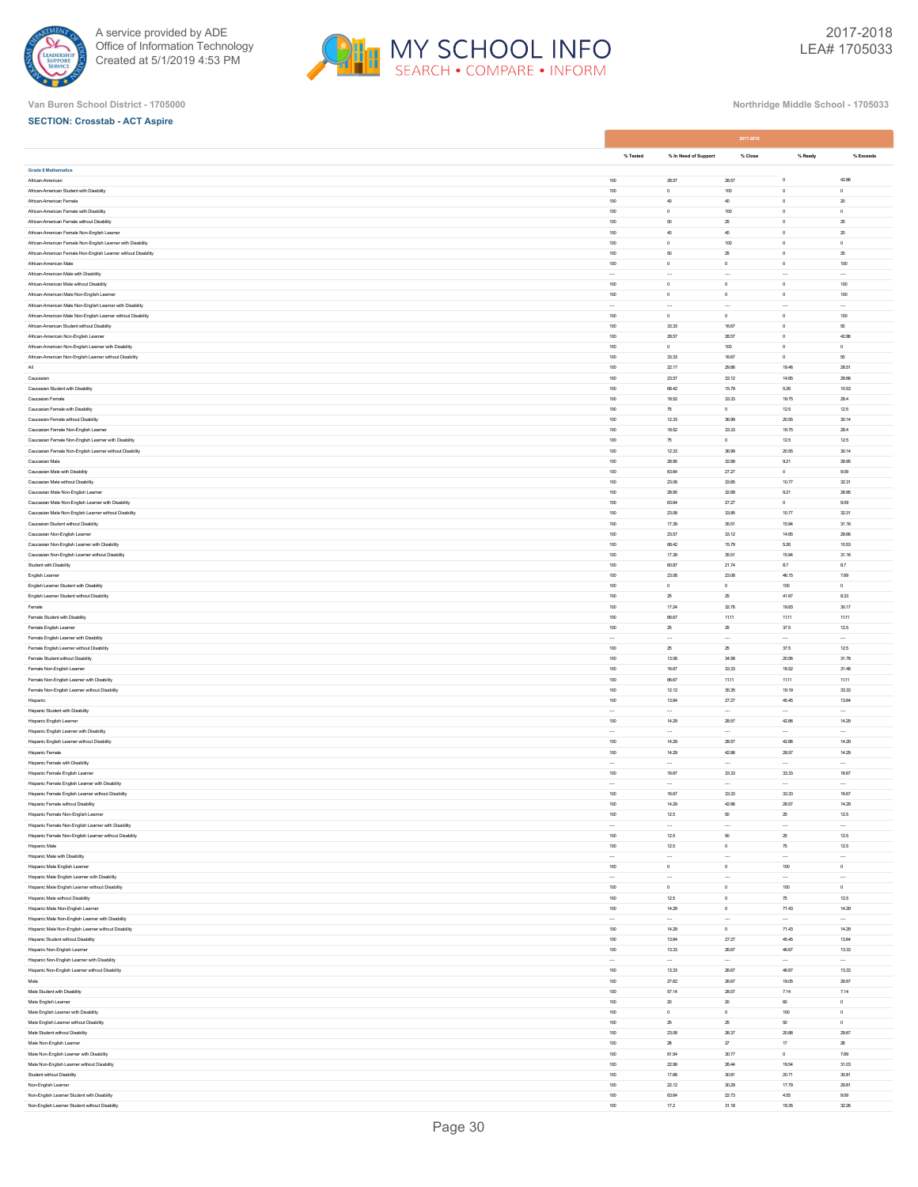Van Buren School District - 1705000

Northridge Middle School - 1705033

**SECTION: Crosstab - ACT Aspire**

| | 2017-2018 | | | | |
|---|---|---|---|---|---|
| | % Tested | % In Need of Support | % Close | % Ready | % Exceeds |
| **Grade 8 Mathematics** | | | | | |
| African-American | 100 | 28.57 | 28.57 | 0 | 42.86 |
| African-American Student with Disability | 100 | 0 | 100 | 0 | 0 |
| African-American Female | 100 | 40 | 40 | 0 | 20 |
| African-American Female with Disability | 100 | 0 | 100 | 0 | 0 |
| African-American Female without Disability | 100 | 50 | 25 | 0 | 25 |
| African-American Female Non-English Learner | 100 | 40 | 40 | 0 | 20 |
| African-American Female Non-English Learner with Disability | 100 | 0 | 100 | 0 | 0 |
| African-American Female Non-English Learner without Disability | 100 | 50 | 25 | 0 | 25 |
| African-American Male | 100 | 0 | 0 | 0 | 100 |
| African-American Male with Disability | --- | --- | --- | --- | --- |
| African-American Male without Disability | 100 | 0 | 0 | 0 | 100 |
| African-American Male Non-English Learner | 100 | 0 | 0 | 0 | 100 |
| African-American Male Non-English Learner with Disability | --- | --- | --- | --- | --- |
| African-American Male Non-English Learner without Disability | 100 | 0 | 0 | 0 | 100 |
| African-American Student without Disability | 100 | 33.33 | 16.67 | 0 | 50 |
| African-American Non-English Learner | 100 | 28.57 | 28.57 | 0 | 42.86 |
| African-American Non-English Learner with Disability | 100 | 0 | 100 | 0 | 0 |
| African-American Non-English Learner without Disability | 100 | 33.33 | 16.67 | 0 | 50 |
| All | 100 | 22.17 | 29.86 | 19.46 | 28.51 |
| Caucasian | 100 | 23.57 | 33.12 | 14.65 | 28.66 |
| Caucasian Student with Disability | 100 | 68.42 | 15.79 | 5.26 | 10.53 |
| Caucasian Female | 100 | 18.52 | 33.33 | 19.75 | 28.4 |
| Caucasian Female with Disability | 100 | 75 | 0 | 12.5 | 12.5 |
| Caucasian Female without Disability | 100 | 12.33 | 36.99 | 20.55 | 30.14 |
| Caucasian Female Non-English Learner | 100 | 18.52 | 33.33 | 19.75 | 28.4 |
| Caucasian Female Non-English Learner with Disability | 100 | 75 | 0 | 12.5 | 12.5 |
| Caucasian Female Non-English Learner without Disability | 100 | 12.33 | 36.99 | 20.55 | 30.14 |
| Caucasian Male | 100 | 28.95 | 32.89 | 9.21 | 28.95 |
| Caucasian Male with Disability | 100 | 63.64 | 27.27 | 0 | 9.09 |
| Caucasian Male without Disability | 100 | 23.08 | 33.85 | 10.77 | 32.31 |
| Caucasian Male Non-English Learner | 100 | 28.95 | 32.89 | 9.21 | 28.95 |
| Caucasian Male Non-English Learner with Disability | 100 | 63.64 | 27.27 | 0 | 9.09 |
| Caucasian Male Non-English Learner without Disability | 100 | 23.08 | 33.85 | 10.77 | 32.31 |
| Caucasian Student without Disability | 100 | 17.39 | 35.51 | 15.94 | 31.16 |
| Caucasian Non-English Learner | 100 | 23.57 | 33.12 | 14.65 | 28.66 |
| Caucasian Non-English Learner with Disability | 100 | 68.42 | 15.79 | 5.26 | 10.53 |
| Caucasian Non-English Learner without Disability | 100 | 17.39 | 35.51 | 15.94 | 31.16 |
| Student with Disability | 100 | 60.87 | 21.74 | 8.7 | 8.7 |
| English Learner | 100 | 23.08 | 23.08 | 46.15 | 7.69 |
| English Learner Student with Disability | 100 | 0 | 0 | 100 | 0 |
| English Learner Student without Disability | 100 | 25 | 25 | 41.67 | 8.33 |
| Female | 100 | 17.24 | 32.76 | 19.83 | 30.17 |
| Female Student with Disability | 100 | 66.67 | 11.11 | 11.11 | 11.11 |
| Female English Learner | 100 | 25 | 25 | 37.5 | 12.5 |
| Female English Learner with Disability | --- | --- | --- | --- | --- |
| Female English Learner without Disability | 100 | 25 | 25 | 37.5 | 12.5 |
| Female Student without Disability | 100 | 13.08 | 34.58 | 20.56 | 31.78 |
| Female Non-English Learner | 100 | 16.67 | 33.33 | 18.52 | 31.48 |
| Female Non-English Learner with Disability | 100 | 66.67 | 11.11 | 11.11 | 11.11 |
| Female Non-English Learner without Disability | 100 | 12.12 | 35.35 | 19.19 | 33.33 |
| Hispanic | 100 | 13.64 | 27.27 | 45.45 | 13.64 |
| Hispanic Student with Disability | --- | --- | --- | --- | --- |
| Hispanic English Learner | 100 | 14.29 | 28.57 | 42.86 | 14.29 |
| Hispanic English Learner with Disability | --- | --- | --- | --- | --- |
| Hispanic English Learner without Disability | 100 | 14.29 | 28.57 | 42.86 | 14.29 |
| Hispanic Female | 100 | 14.29 | 42.86 | 28.57 | 14.29 |
| Hispanic Female with Disability | --- | --- | --- | --- | --- |
| Hispanic Female English Learner | 100 | 16.67 | 33.33 | 33.33 | 16.67 |
| Hispanic Female English Learner with Disability | --- | --- | --- | --- | --- |
| Hispanic Female English Learner without Disability | 100 | 16.67 | 33.33 | 33.33 | 16.67 |
| Hispanic Female without Disability | 100 | 14.29 | 42.86 | 28.57 | 14.29 |
| Hispanic Female Non-English Learner | 100 | 12.5 | 50 | 25 | 12.5 |
| Hispanic Female Non-English Learner with Disability | --- | --- | --- | --- | --- |
| Hispanic Female Non-English Learner without Disability | 100 | 12.5 | 50 | 25 | 12.5 |
| Hispanic Male | 100 | 12.5 | 0 | 75 | 12.5 |
| Hispanic Male with Disability | --- | --- | --- | --- | --- |
| Hispanic Male English Learner | 100 | 0 | 0 | 100 | 0 |
| Hispanic Male English Learner with Disability | --- | --- | --- | --- | --- |
| Hispanic Male English Learner without Disability | 100 | 0 | 0 | 100 | 0 |
| Hispanic Male without Disability | 100 | 12.5 | 0 | 75 | 12.5 |
| Hispanic Male Non-English Learner | 100 | 14.29 | 0 | 71.43 | 14.29 |
| Hispanic Male Non-English Learner with Disability | --- | --- | --- | --- | --- |
| Hispanic Male Non-English Learner without Disability | 100 | 14.29 | 0 | 71.43 | 14.29 |
| Hispanic Student without Disability | 100 | 13.64 | 27.27 | 45.45 | 13.64 |
| Hispanic Non-English Learner | 100 | 13.33 | 26.67 | 46.67 | 13.33 |
| Hispanic Non-English Learner with Disability | --- | --- | --- | --- | --- |
| Hispanic Non-English Learner without Disability | 100 | 13.33 | 26.67 | 46.67 | 13.33 |
| Male | 100 | 27.62 | 26.67 | 19.05 | 26.67 |
| Male Student with Disability | 100 | 57.14 | 28.57 | 7.14 | 7.14 |
| Male English Learner | 100 | 20 | 20 | 60 | 0 |
| Male English Learner with Disability | 100 | 0 | 0 | 100 | 0 |
| Male English Learner without Disability | 100 | 25 | 25 | 50 | 0 |
| Male Student without Disability | 100 | 23.08 | 26.37 | 20.88 | 29.67 |
| Male Non-English Learner | 100 | 28 | 27 | 17 | 28 |
| Male Non-English Learner with Disability | 100 | 61.54 | 30.77 | 0 | 7.69 |
| Male Non-English Learner without Disability | 100 | 22.99 | 26.44 | 19.54 | 31.03 |
| Student without Disability | 100 | 17.68 | 30.81 | 20.71 | 30.81 |
| Non-English Learner | 100 | 22.12 | 30.29 | 17.79 | 29.81 |
| Non-English Learner Student with Disability | 100 | 63.64 | 22.73 | 4.55 | 9.09 |
| Non-English Learner Student without Disability | 100 | 17.2 | 31.18 | 19.35 | 32.26 |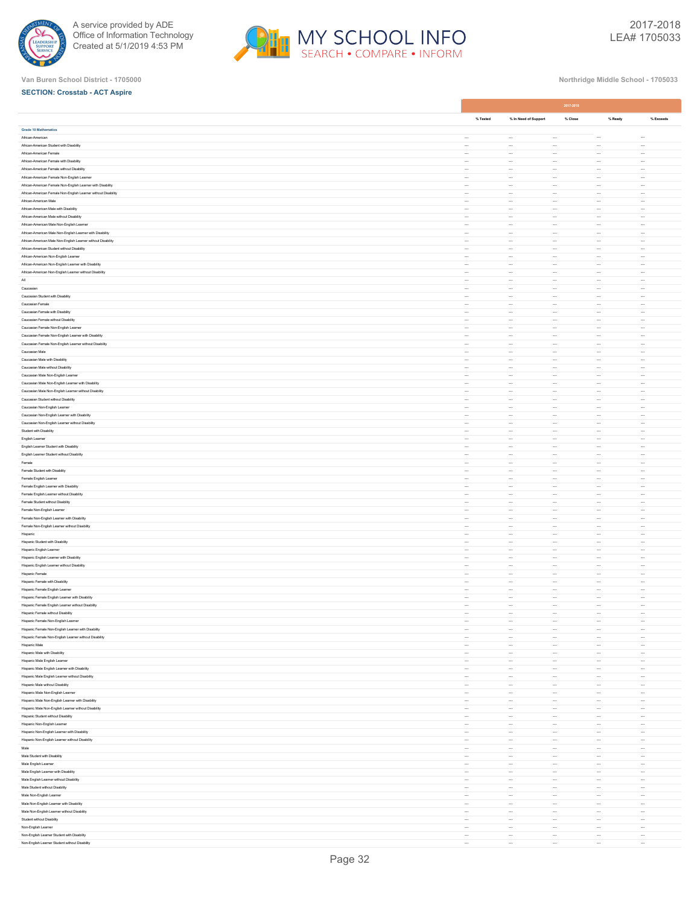Van Buren School District - 1705000

Northridge Middle School - 1705033

**SECTION: Crosstab - ACT Aspire**

| | 2017-2018 | | | | |
|---|---|---|---|---|---|
| | % Tested | % In Need of Support | % Close | % Ready | % Exceeds |
| **Grade 10 Mathematics** | | | | | |
| African-American | --- | --- | --- | --- | --- |
| African-American Student with Disability | --- | --- | --- | --- | --- |
| African-American Female | --- | --- | --- | --- | --- |
| African-American Female with Disability | --- | --- | --- | --- | --- |
| African-American Female without Disability | --- | --- | --- | --- | --- |
| African-American Female Non-English Learner | --- | --- | --- | --- | --- |
| African-American Female Non-English Learner with Disability | --- | --- | --- | --- | --- |
| African-American Female Non-English Learner without Disability | --- | --- | --- | --- | --- |
| African-American Male | --- | --- | --- | --- | --- |
| African-American Male with Disability | --- | --- | --- | --- | --- |
| African-American Male without Disability | --- | --- | --- | --- | --- |
| African-American Male Non-English Learner | --- | --- | --- | --- | --- |
| African-American Male Non-English Learner with Disability | --- | --- | --- | --- | --- |
| African-American Male Non-English Learner without Disability | --- | --- | --- | --- | --- |
| African-American Student without Disability | --- | --- | --- | --- | --- |
| African-American Non-English Learner | --- | --- | --- | --- | --- |
| African-American Non-English Learner with Disability | --- | --- | --- | --- | --- |
| African-American Non-English Learner without Disability | --- | --- | --- | --- | --- |
| All | --- | --- | --- | --- | --- |
| Caucasian | --- | --- | --- | --- | --- |
| Caucasian Student with Disability | --- | --- | --- | --- | --- |
| Caucasian Female | --- | --- | --- | --- | --- |
| Caucasian Female with Disability | --- | --- | --- | --- | --- |
| Caucasian Female without Disability | --- | --- | --- | --- | --- |
| Caucasian Female Non-English Learner | --- | --- | --- | --- | --- |
| Caucasian Female Non-English Learner with Disability | --- | --- | --- | --- | --- |
| Caucasian Female Non-English Learner without Disability | --- | --- | --- | --- | --- |
| Caucasian Male | --- | --- | --- | --- | --- |
| Caucasian Male with Disability | --- | --- | --- | --- | --- |
| Caucasian Male without Disability | --- | --- | --- | --- | --- |
| Caucasian Male Non-English Learner | --- | --- | --- | --- | --- |
| Caucasian Male Non-English Learner with Disability | --- | --- | --- | --- | --- |
| Caucasian Male Non-English Learner without Disability | --- | --- | --- | --- | --- |
| Caucasian Student without Disability | --- | --- | --- | --- | --- |
| Caucasian Non-English Learner | --- | --- | --- | --- | --- |
| Caucasian Non-English Learner with Disability | --- | --- | --- | --- | --- |
| Caucasian Non-English Learner without Disability | --- | --- | --- | --- | --- |
| Student with Disability | --- | --- | --- | --- | --- |
| English Learner | --- | --- | --- | --- | --- |
| English Learner Student with Disability | --- | --- | --- | --- | --- |
| English Learner Student without Disability | --- | --- | --- | --- | --- |
| Female | --- | --- | --- | --- | --- |
| Female Student with Disability | --- | --- | --- | --- | --- |
| Female English Learner | --- | --- | --- | --- | --- |
| Female English Learner with Disability | --- | --- | --- | --- | --- |
| Female English Learner without Disability | --- | --- | --- | --- | --- |
| Female Student without Disability | --- | --- | --- | --- | --- |
| Female Non-English Learner | --- | --- | --- | --- | --- |
| Female Non-English Learner with Disability | --- | --- | --- | --- | --- |
| Female Non-English Learner without Disability | --- | --- | --- | --- | --- |
| Hispanic | --- | --- | --- | --- | --- |
| Hispanic Student with Disability | --- | --- | --- | --- | --- |
| Hispanic English Learner | --- | --- | --- | --- | --- |
| Hispanic English Learner with Disability | --- | --- | --- | --- | --- |
| Hispanic English Learner without Disability | --- | --- | --- | --- | --- |
| Hispanic Female | --- | --- | --- | --- | --- |
| Hispanic Female with Disability | --- | --- | --- | --- | --- |
| Hispanic Female English Learner | --- | --- | --- | --- | --- |
| Hispanic Female English Learner with Disability | --- | --- | --- | --- | --- |
| Hispanic Female English Learner without Disability | --- | --- | --- | --- | --- |
| Hispanic Female without Disability | --- | --- | --- | --- | --- |
| Hispanic Female Non-English Learner | --- | --- | --- | --- | --- |
| Hispanic Female Non-English Learner with Disability | --- | --- | --- | --- | --- |
| Hispanic Female Non-English Learner without Disability | --- | --- | --- | --- | --- |
| Hispanic Male | --- | --- | --- | --- | --- |
| Hispanic Male with Disability | --- | --- | --- | --- | --- |
| Hispanic Male English Learner | --- | --- | --- | --- | --- |
| Hispanic Male English Learner with Disability | --- | --- | --- | --- | --- |
| Hispanic Male English Learner without Disability | --- | --- | --- | --- | --- |
| Hispanic Male without Disability | --- | --- | --- | --- | --- |
| Hispanic Male Non-English Learner | --- | --- | --- | --- | --- |
| Hispanic Male Non-English Learner with Disability | --- | --- | --- | --- | --- |
| Hispanic Male Non-English Learner without Disability | --- | --- | --- | --- | --- |
| Hispanic Student without Disability | --- | --- | --- | --- | --- |
| Hispanic Non-English Learner | --- | --- | --- | --- | --- |
| Hispanic Non-English Learner with Disability | --- | --- | --- | --- | --- |
| Hispanic Non-English Learner without Disability | --- | --- | --- | --- | --- |
| Male | --- | --- | --- | --- | --- |
| Male Student with Disability | --- | --- | --- | --- | --- |
| Male English Learner | --- | --- | --- | --- | --- |
| Male English Learner with Disability | --- | --- | --- | --- | --- |
| Male English Learner without Disability | --- | --- | --- | --- | --- |
| Male Student without Disability | --- | --- | --- | --- | --- |
| Male Non-English Learner | --- | --- | --- | --- | --- |
| Male Non-English Learner with Disability | --- | --- | --- | --- | --- |
| Male Non-English Learner without Disability | --- | --- | --- | --- | --- |
| Student without Disability | --- | --- | --- | --- | --- |
| Non-English Learner | --- | --- | --- | --- | --- |
| Non-English Learner Student with Disability | --- | --- | --- | --- | --- |
| Non-English Learner Student without Disability | --- | --- | --- | --- | --- |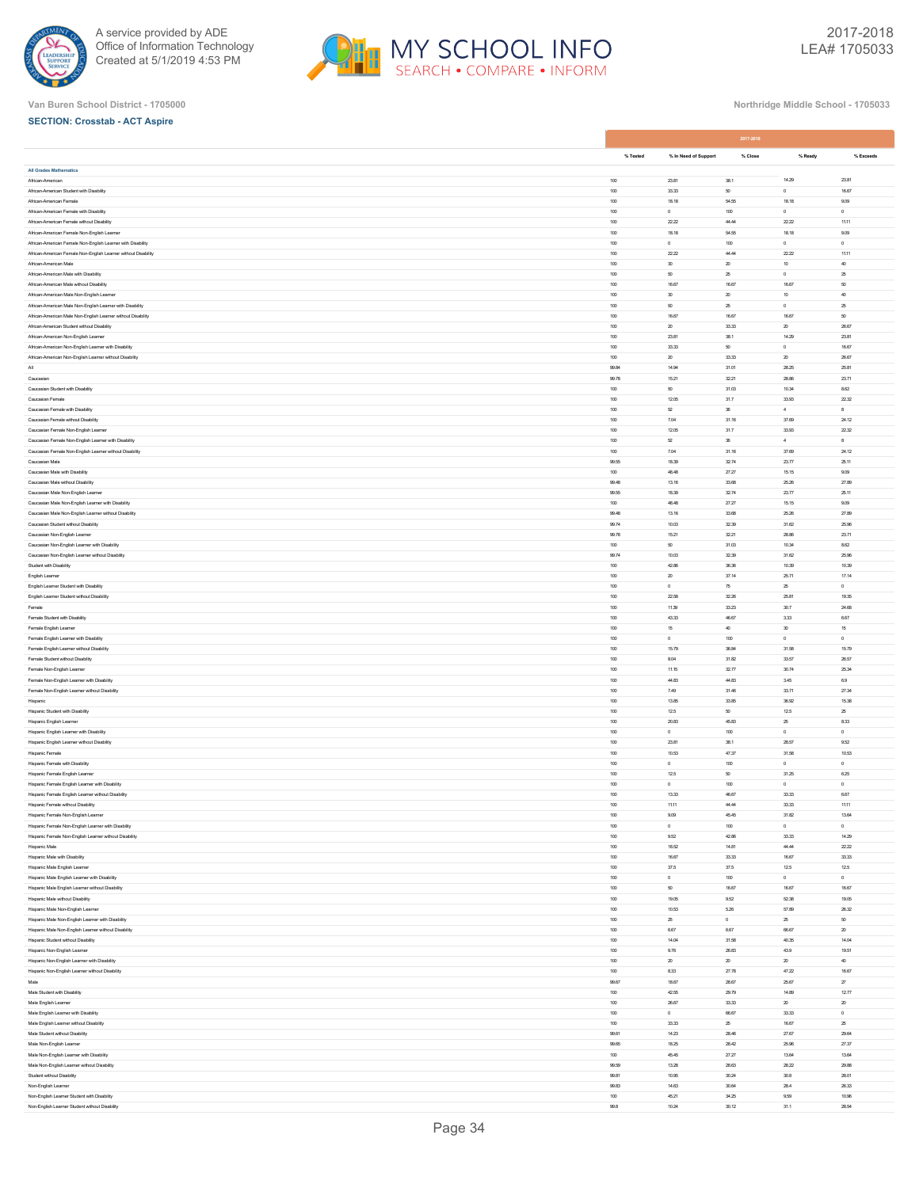Van Buren School District - 1705000

Northridge Middle School - 1705033

**SECTION: Crosstab - ACT Aspire**

| | 2017-2018 | | | | |
|---|---|---|---|---|---|
| | % Tested | % In Need of Support | % Close | % Ready | % Exceeds |
| **All Grades Mathematics** | | | | | |
| African-American | 100 | 23.81 | 38.1 | 14.29 | 23.81 |
| African-American Student with Disability | 100 | 33.33 | 50 | 0 | 16.67 |
| African-American Female | 100 | 18.18 | 54.55 | 18.18 | 9.09 |
| African-American Female with Disability | 100 | 0 | 100 | 0 | 0 |
| African-American Female without Disability | 100 | 22.22 | 44.44 | 22.22 | 11.11 |
| African-American Female Non-English Learner | 100 | 18.18 | 54.55 | 18.18 | 9.09 |
| African-American Female Non-English Learner with Disability | 100 | 0 | 100 | 0 | 0 |
| African-American Female Non-English Learner without Disability | 100 | 22.22 | 44.44 | 22.22 | 11.11 |
| African-American Male | 100 | 30 | 20 | 10 | 40 |
| African-American Male with Disability | 100 | 50 | 25 | 0 | 25 |
| African-American Male without Disability | 100 | 16.67 | 16.67 | 16.67 | 50 |
| African-American Male Non-English Learner | 100 | 30 | 20 | 10 | 40 |
| African-American Male Non-English Learner with Disability | 100 | 50 | 25 | 0 | 25 |
| African-American Male Non-English Learner without Disability | 100 | 16.67 | 16.67 | 16.67 | 50 |
| African-American Student without Disability | 100 | 20 | 33.33 | 20 | 26.67 |
| African-American Non-English Learner | 100 | 23.81 | 38.1 | 14.29 | 23.81 |
| African-American Non-English Learner with Disability | 100 | 33.33 | 50 | 0 | 16.67 |
| African-American Non-English Learner without Disability | 100 | 20 | 33.33 | 20 | 26.67 |
| All | 99.84 | 14.94 | 31.01 | 28.25 | 25.81 |
| Caucasian | 99.78 | 15.21 | 32.21 | 28.86 | 23.71 |
| Caucasian Student with Disability | 100 | 50 | 31.03 | 10.34 | 8.62 |
| Caucasian Female | 100 | 12.05 | 31.7 | 33.93 | 22.32 |
| Caucasian Female with Disability | 100 | 52 | 36 | 4 | 8 |
| Caucasian Female without Disability | 100 | 7.04 | 31.16 | 37.69 | 24.12 |
| Caucasian Female Non-English Learner | 100 | 12.05 | 31.7 | 33.93 | 22.32 |
| Caucasian Female Non-English Learner with Disability | 100 | 52 | 36 | 4 | 8 |
| Caucasian Female Non-English Learner without Disability | 100 | 7.04 | 31.16 | 37.69 | 24.12 |
| Caucasian Male | 99.55 | 18.39 | 32.74 | 23.77 | 25.11 |
| Caucasian Male with Disability | 100 | 48.48 | 27.27 | 15.15 | 9.09 |
| Caucasian Male without Disability | 99.48 | 13.16 | 33.68 | 25.26 | 27.89 |
| Caucasian Male Non-English Learner | 99.55 | 18.39 | 32.74 | 23.77 | 25.11 |
| Caucasian Male Non-English Learner with Disability | 100 | 48.48 | 27.27 | 15.15 | 9.09 |
| Caucasian Male Non-English Learner without Disability | 99.48 | 13.16 | 33.68 | 25.26 | 27.89 |
| Caucasian Student without Disability | 99.74 | 10.03 | 32.39 | 31.62 | 25.96 |
| Caucasian Non-English Learner | 99.78 | 15.21 | 32.21 | 28.86 | 23.71 |
| Caucasian Non-English Learner with Disability | 100 | 50 | 31.03 | 10.34 | 8.62 |
| Caucasian Non-English Learner without Disability | 99.74 | 10.03 | 32.39 | 31.62 | 25.96 |
| Student with Disability | 100 | 42.86 | 36.36 | 10.39 | 10.39 |
| English Learner | 100 | 20 | 37.14 | 25.71 | 17.14 |
| English Learner Student with Disability | 100 | 0 | 75 | 25 | 0 |
| English Learner Student without Disability | 100 | 22.58 | 32.26 | 25.81 | 19.35 |
| Female | 100 | 11.39 | 33.23 | 30.7 | 24.68 |
| Female Student with Disability | 100 | 43.33 | 46.67 | 3.33 | 6.67 |
| Female English Learner | 100 | 15 | 40 | 30 | 15 |
| Female English Learner with Disability | 100 | 0 | 100 | 0 | 0 |
| Female English Learner without Disability | 100 | 15.79 | 36.84 | 31.58 | 15.79 |
| Female Student without Disability | 100 | 8.04 | 31.82 | 33.57 | 26.57 |
| Female Non-English Learner | 100 | 11.15 | 32.77 | 30.74 | 25.34 |
| Female Non-English Learner with Disability | 100 | 44.83 | 44.83 | 3.45 | 6.9 |
| Female Non-English Learner without Disability | 100 | 7.49 | 31.46 | 33.71 | 27.34 |
| Hispanic | 100 | 13.85 | 33.85 | 36.92 | 15.38 |
| Hispanic Student with Disability | 100 | 12.5 | 50 | 12.5 | 25 |
| Hispanic English Learner | 100 | 20.83 | 45.83 | 25 | 8.33 |
| Hispanic English Learner with Disability | 100 | 0 | 100 | 0 | 0 |
| Hispanic English Learner without Disability | 100 | 23.81 | 38.1 | 28.57 | 9.52 |
| Hispanic Female | 100 | 10.53 | 47.37 | 31.58 | 10.53 |
| Hispanic Female with Disability | 100 | 0 | 100 | 0 | 0 |
| Hispanic Female English Learner | 100 | 12.5 | 50 | 31.25 | 6.25 |
| Hispanic Female English Learner with Disability | 100 | 0 | 100 | 0 | 0 |
| Hispanic Female English Learner without Disability | 100 | 13.33 | 46.67 | 33.33 | 6.67 |
| Hispanic Female without Disability | 100 | 11.11 | 44.44 | 33.33 | 11.11 |
| Hispanic Female Non-English Learner | 100 | 9.09 | 45.45 | 31.82 | 13.64 |
| Hispanic Female Non-English Learner with Disability | 100 | 0 | 100 | 0 | 0 |
| Hispanic Female Non-English Learner without Disability | 100 | 9.52 | 42.86 | 33.33 | 14.29 |
| Hispanic Male | 100 | 18.52 | 14.81 | 44.44 | 22.22 |
| Hispanic Male with Disability | 100 | 16.67 | 33.33 | 16.67 | 33.33 |
| Hispanic Male English Learner | 100 | 37.5 | 37.5 | 12.5 | 12.5 |
| Hispanic Male English Learner with Disability | 100 | 0 | 100 | 0 | 0 |
| Hispanic Male English Learner without Disability | 100 | 50 | 16.67 | 16.67 | 16.67 |
| Hispanic Male without Disability | 100 | 19.05 | 9.52 | 52.38 | 19.05 |
| Hispanic Male Non-English Learner | 100 | 10.53 | 5.26 | 57.89 | 26.32 |
| Hispanic Male Non-English Learner with Disability | 100 | 25 | 0 | 25 | 50 |
| Hispanic Male Non-English Learner without Disability | 100 | 6.67 | 6.67 | 66.67 | 20 |
| Hispanic Student without Disability | 100 | 14.04 | 31.58 | 40.35 | 14.04 |
| Hispanic Non-English Learner | 100 | 9.76 | 26.83 | 43.9 | 19.51 |
| Hispanic Non-English Learner with Disability | 100 | 20 | 20 | 20 | 40 |
| Hispanic Non-English Learner without Disability | 100 | 8.33 | 27.78 | 47.22 | 16.67 |
| Male | 99.67 | 18.67 | 28.67 | 25.67 | 27 |
| Male Student with Disability | 100 | 42.55 | 29.79 | 14.89 | 12.77 |
| Male English Learner | 100 | 26.67 | 33.33 | 20 | 20 |
| Male English Learner with Disability | 100 | 0 | 66.67 | 33.33 | 0 |
| Male English Learner without Disability | 100 | 33.33 | 25 | 16.67 | 25 |
| Male Student without Disability | 99.61 | 14.23 | 28.46 | 27.67 | 29.64 |
| Male Non-English Learner | 99.65 | 18.25 | 28.42 | 25.96 | 27.37 |
| Male Non-English Learner with Disability | 100 | 45.45 | 27.27 | 13.64 | 13.64 |
| Male Non-English Learner without Disability | 99.59 | 13.28 | 28.63 | 28.22 | 29.88 |
| Student without Disability | 99.81 | 10.95 | 30.24 | 30.8 | 28.01 |
| Non-English Learner | 99.83 | 14.63 | 30.64 | 28.4 | 26.33 |
| Non-English Learner Student with Disability | 100 | 45.21 | 34.25 | 9.59 | 10.96 |
| Non-English Learner Student without Disability | 99.8 | 10.24 | 30.12 | 31.1 | 28.54 |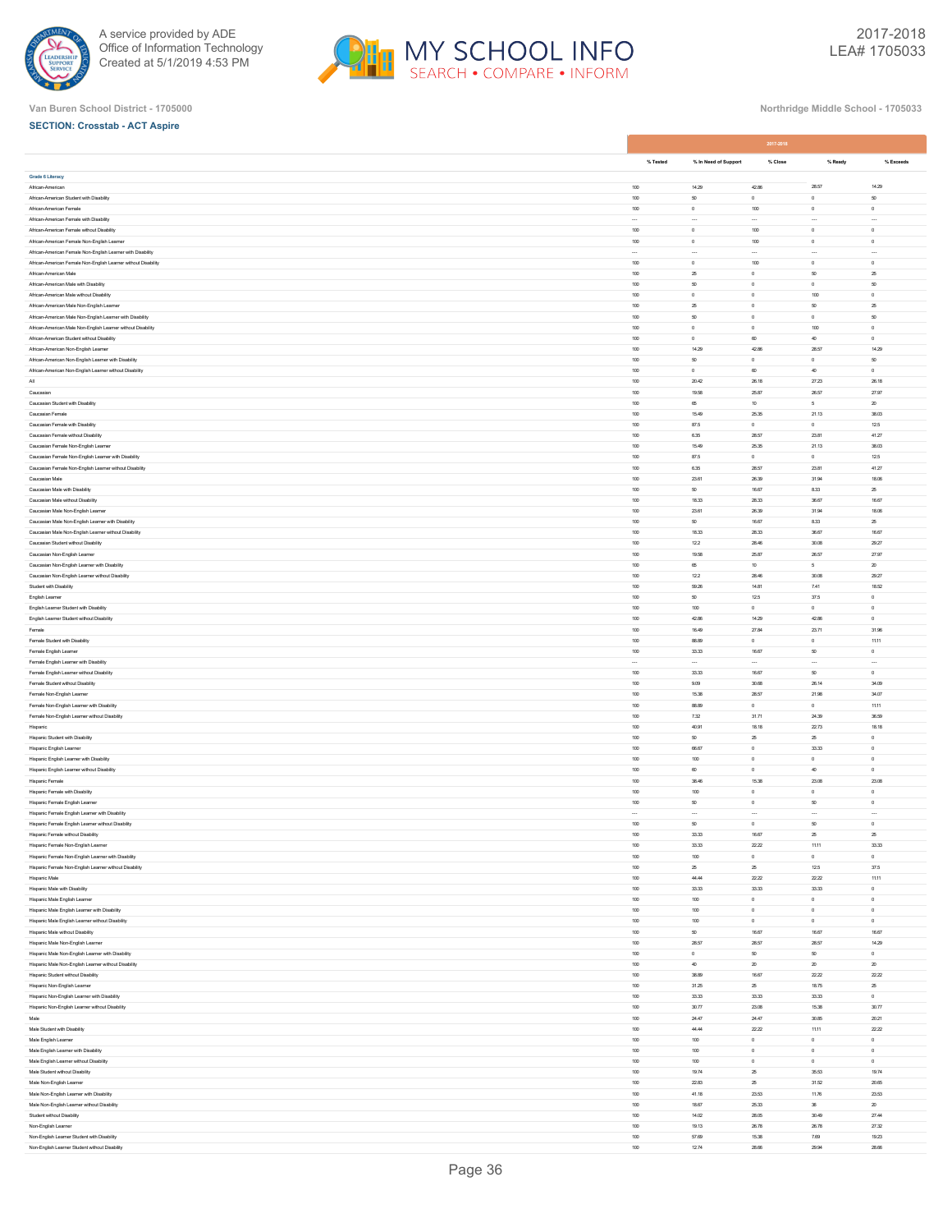Van Buren School District - 1705000

Northridge Middle School - 1705033

**SECTION: Crosstab - ACT Aspire**

| | 2017-2018 | | | | |
|---|---|---|---|---|---|
| | % Tested | % In Need of Support | % Close | % Ready | % Exceeds |
| **Grade 6 Literacy** | | | | | |
| African-American | 100 | 14.29 | 42.86 | 28.57 | 14.29 |
| African-American Student with Disability | 100 | 50 | 0 | 0 | 50 |
| African-American Female | 100 | 0 | 100 | 0 | 0 |
| African-American Female with Disability | --- | --- | --- | --- | --- |
| African-American Female without Disability | 100 | 0 | 100 | 0 | 0 |
| African-American Female Non-English Learner | 100 | 0 | 100 | 0 | 0 |
| African-American Female Non-English Learner with Disability | --- | --- | --- | --- | --- |
| African-American Female Non-English Learner without Disability | 100 | 0 | 100 | 0 | 0 |
| African-American Male | 100 | 25 | 0 | 50 | 25 |
| African-American Male with Disability | 100 | 50 | 0 | 0 | 50 |
| African-American Male without Disability | 100 | 0 | 0 | 100 | 0 |
| African-American Male Non-English Learner | 100 | 25 | 0 | 50 | 25 |
| African-American Male Non-English Learner with Disability | 100 | 50 | 0 | 0 | 50 |
| African-American Male Non-English Learner without Disability | 100 | 0 | 0 | 100 | 0 |
| African-American Student without Disability | 100 | 0 | 60 | 40 | 0 |
| African-American Non-English Learner | 100 | 14.29 | 42.86 | 28.57 | 14.29 |
| African-American Non-English Learner with Disability | 100 | 50 | 0 | 0 | 50 |
| African-American Non-English Learner without Disability | 100 | 0 | 60 | 40 | 0 |
| All | 100 | 20.42 | 26.18 | 27.23 | 26.18 |
| Caucasian | 100 | 19.58 | 25.87 | 26.57 | 27.97 |
| Caucasian Student with Disability | 100 | 65 | 10 | 5 | 20 |
| Caucasian Female | 100 | 15.49 | 25.35 | 21.13 | 38.03 |
| Caucasian Female with Disability | 100 | 87.5 | 0 | 0 | 12.5 |
| Caucasian Female without Disability | 100 | 6.35 | 28.57 | 23.81 | 41.27 |
| Caucasian Female Non-English Learner | 100 | 15.49 | 25.35 | 21.13 | 38.03 |
| Caucasian Female Non-English Learner with Disability | 100 | 87.5 | 0 | 0 | 12.5 |
| Caucasian Female Non-English Learner without Disability | 100 | 6.35 | 28.57 | 23.81 | 41.27 |
| Caucasian Male | 100 | 23.61 | 26.39 | 31.94 | 18.06 |
| Caucasian Male with Disability | 100 | 50 | 16.67 | 8.33 | 25 |
| Caucasian Male without Disability | 100 | 18.33 | 28.33 | 36.67 | 16.67 |
| Caucasian Male Non-English Learner | 100 | 23.61 | 26.39 | 31.94 | 18.06 |
| Caucasian Male Non-English Learner with Disability | 100 | 50 | 16.67 | 8.33 | 25 |
| Caucasian Male Non-English Learner without Disability | 100 | 18.33 | 28.33 | 36.67 | 16.67 |
| Caucasian Student without Disability | 100 | 12.2 | 28.46 | 30.08 | 29.27 |
| Caucasian Non-English Learner | 100 | 19.58 | 25.87 | 26.57 | 27.97 |
| Caucasian Non-English Learner with Disability | 100 | 65 | 10 | 5 | 20 |
| Caucasian Non-English Learner without Disability | 100 | 12.2 | 28.46 | 30.08 | 29.27 |
| Student with Disability | 100 | 59.26 | 14.81 | 7.41 | 18.52 |
| English Learner | 100 | 50 | 12.5 | 37.5 | 0 |
| English Learner Student with Disability | 100 | 100 | 0 | 0 | 0 |
| English Learner Student without Disability | 100 | 42.86 | 14.29 | 42.86 | 0 |
| Female | 100 | 16.49 | 27.84 | 23.71 | 31.96 |
| Female Student with Disability | 100 | 88.89 | 0 | 0 | 11.11 |
| Female English Learner | 100 | 33.33 | 16.67 | 50 | 0 |
| Female English Learner with Disability | --- | --- | --- | --- | --- |
| Female English Learner without Disability | 100 | 33.33 | 16.67 | 50 | 0 |
| Female Student without Disability | 100 | 9.09 | 30.68 | 26.14 | 34.09 |
| Female Non-English Learner | 100 | 15.38 | 28.57 | 21.98 | 34.07 |
| Female Non-English Learner with Disability | 100 | 88.89 | 0 | 0 | 11.11 |
| Female Non-English Learner without Disability | 100 | 7.32 | 31.71 | 24.39 | 36.59 |
| Hispanic | 100 | 40.91 | 18.18 | 22.73 | 18.18 |
| Hispanic Student with Disability | 100 | 50 | 25 | 25 | 0 |
| Hispanic English Learner | 100 | 66.67 | 0 | 33.33 | 0 |
| Hispanic English Learner with Disability | 100 | 100 | 0 | 0 | 0 |
| Hispanic English Learner without Disability | 100 | 60 | 0 | 40 | 0 |
| Hispanic Female | 100 | 38.46 | 15.38 | 23.08 | 23.08 |
| Hispanic Female with Disability | 100 | 100 | 0 | 0 | 0 |
| Hispanic Female English Learner | 100 | 50 | 0 | 50 | 0 |
| Hispanic Female English Learner with Disability | --- | --- | --- | --- | --- |
| Hispanic Female English Learner without Disability | 100 | 50 | 0 | 50 | 0 |
| Hispanic Female without Disability | 100 | 33.33 | 16.67 | 25 | 25 |
| Hispanic Female Non-English Learner | 100 | 33.33 | 22.22 | 11.11 | 33.33 |
| Hispanic Female Non-English Learner with Disability | 100 | 100 | 0 | 0 | 0 |
| Hispanic Female Non-English Learner without Disability | 100 | 25 | 25 | 12.5 | 37.5 |
| Hispanic Male | 100 | 44.44 | 22.22 | 22.22 | 11.11 |
| Hispanic Male with Disability | 100 | 33.33 | 33.33 | 33.33 | 0 |
| Hispanic Male English Learner | 100 | 100 | 0 | 0 | 0 |
| Hispanic Male English Learner with Disability | 100 | 100 | 0 | 0 | 0 |
| Hispanic Male English Learner without Disability | 100 | 100 | 0 | 0 | 0 |
| Hispanic Male without Disability | 100 | 50 | 16.67 | 16.67 | 16.67 |
| Hispanic Male Non-English Learner | 100 | 28.57 | 28.57 | 28.57 | 14.29 |
| Hispanic Male Non-English Learner with Disability | 100 | 0 | 50 | 50 | 0 |
| Hispanic Male Non-English Learner without Disability | 100 | 40 | 20 | 20 | 20 |
| Hispanic Student without Disability | 100 | 38.89 | 16.67 | 22.22 | 22.22 |
| Hispanic Non-English Learner | 100 | 31.25 | 25 | 18.75 | 25 |
| Hispanic Non-English Learner with Disability | 100 | 33.33 | 33.33 | 33.33 | 0 |
| Hispanic Non-English Learner without Disability | 100 | 30.77 | 23.08 | 15.38 | 30.77 |
| Male | 100 | 24.47 | 24.47 | 30.85 | 20.21 |
| Male Student with Disability | 100 | 44.44 | 22.22 | 11.11 | 22.22 |
| Male English Learner | 100 | 100 | 0 | 0 | 0 |
| Male English Learner with Disability | 100 | 100 | 0 | 0 | 0 |
| Male English Learner without Disability | 100 | 100 | 0 | 0 | 0 |
| Male Student without Disability | 100 | 19.74 | 25 | 35.53 | 19.74 |
| Male Non-English Learner | 100 | 22.83 | 25 | 31.52 | 20.65 |
| Male Non-English Learner with Disability | 100 | 41.18 | 23.53 | 11.76 | 23.53 |
| Male Non-English Learner without Disability | 100 | 18.67 | 25.33 | 36 | 20 |
| Student without Disability | 100 | 14.02 | 28.05 | 30.49 | 27.44 |
| Non-English Learner | 100 | 19.13 | 26.78 | 26.78 | 27.32 |
| Non-English Learner Student with Disability | 100 | 57.69 | 15.38 | 7.69 | 19.23 |
| Non-English Learner Student without Disability | 100 | 12.74 | 28.66 | 29.94 | 28.66 |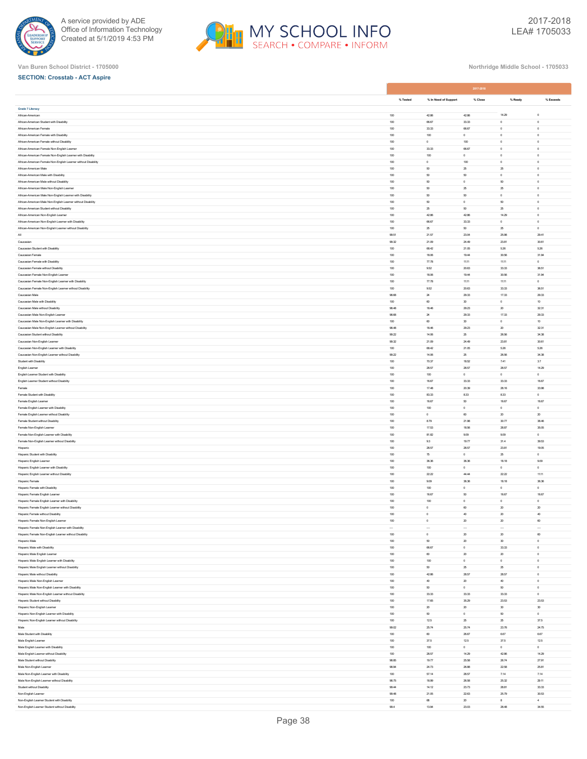Van Buren School District - 1705000

Northridge Middle School - 1705033

**SECTION: Crosstab - ACT Aspire**

| | 2017-2018 | | | | |
|---|---|---|---|---|---|
| | % Tested | % In Need of Support | % Close | % Ready | % Exceeds |
| **Grade 7 Literacy** | | | | | |
| African-American | 100 | 42.86 | 42.86 | 14.29 | 0 |
| African-American Student with Disability | 100 | 66.67 | 33.33 | 0 | 0 |
| African-American Female | 100 | 33.33 | 66.67 | 0 | 0 |
| African-American Female with Disability | 100 | 100 | 0 | 0 | 0 |
| African-American Female without Disability | 100 | 0 | 100 | 0 | 0 |
| African-American Female Non-English Learner | 100 | 33.33 | 66.67 | 0 | 0 |
| African-American Female Non-English Learner with Disability | 100 | 100 | 0 | 0 | 0 |
| African-American Female Non-English Learner without Disability | 100 | 0 | 100 | 0 | 0 |
| African-American Male | 100 | 50 | 25 | 25 | 0 |
| African-American Male with Disability | 100 | 50 | 50 | 0 | 0 |
| African-American Male without Disability | 100 | 50 | 0 | 50 | 0 |
| African-American Male Non-English Learner | 100 | 50 | 25 | 25 | 0 |
| African-American Male Non-English Learner with Disability | 100 | 50 | 50 | 0 | 0 |
| African-American Male Non-English Learner without Disability | 100 | 50 | 0 | 50 | 0 |
| African-American Student without Disability | 100 | 25 | 50 | 25 | 0 |
| African-American Non-English Learner | 100 | 42.86 | 42.86 | 14.29 | 0 |
| African-American Non-English Learner with Disability | 100 | 66.67 | 33.33 | 0 | 0 |
| African-American Non-English Learner without Disability | 100 | 25 | 50 | 25 | 0 |
| All | 99.51 | 21.57 | 23.04 | 25.98 | 29.41 |
| Caucasian | 99.32 | 21.09 | 24.49 | 23.81 | 30.61 |
| Caucasian Student with Disability | 100 | 68.42 | 21.05 | 5.26 | 5.26 |
| Caucasian Female | 100 | 18.06 | 19.44 | 30.56 | 31.94 |
| Caucasian Female with Disability | 100 | 77.78 | 11.11 | 11.11 | 0 |
| Caucasian Female without Disability | 100 | 9.52 | 20.63 | 33.33 | 36.51 |
| Caucasian Female Non-English Learner | 100 | 18.06 | 19.44 | 30.56 | 31.94 |
| Caucasian Female Non-English Learner with Disability | 100 | 77.78 | 11.11 | 11.11 | 0 |
| Caucasian Female Non-English Learner without Disability | 100 | 9.52 | 20.63 | 33.33 | 36.51 |
| Caucasian Male | 98.68 | 24 | 29.33 | 17.33 | 29.33 |
| Caucasian Male with Disability | 100 | 60 | 30 | 0 | 10 |
| Caucasian Male without Disability | 98.48 | 18.46 | 29.23 | 20 | 32.31 |
| Caucasian Male Non-English Learner | 98.68 | 24 | 29.33 | 17.33 | 29.33 |
| Caucasian Male Non-English Learner with Disability | 100 | 60 | 30 | 0 | 10 |
| Caucasian Male Non-English Learner without Disability | 98.48 | 18.46 | 29.23 | 20 | 32.31 |
| Caucasian Student without Disability | 99.22 | 14.06 | 25 | 26.56 | 34.38 |
| Caucasian Non-English Learner | 99.32 | 21.09 | 24.49 | 23.81 | 30.61 |
| Caucasian Non-English Learner with Disability | 100 | 68.42 | 21.05 | 5.26 | 5.26 |
| Caucasian Non-English Learner without Disability | 99.22 | 14.06 | 25 | 26.56 | 34.38 |
| Student with Disability | 100 | 70.37 | 18.52 | 7.41 | 3.7 |
| English Learner | 100 | 28.57 | 28.57 | 28.57 | 14.29 |
| English Learner Student with Disability | 100 | 100 | 0 | 0 | 0 |
| English Learner Student without Disability | 100 | 16.67 | 33.33 | 33.33 | 16.67 |
| Female | 100 | 17.48 | 20.39 | 28.16 | 33.98 |
| Female Student with Disability | 100 | 83.33 | 8.33 | 8.33 | 0 |
| Female English Learner | 100 | 16.67 | 50 | 16.67 | 16.67 |
| Female English Learner with Disability | 100 | 100 | 0 | 0 | 0 |
| Female English Learner without Disability | 100 | 0 | 60 | 20 | 20 |
| Female Student without Disability | 100 | 8.79 | 21.98 | 30.77 | 38.46 |
| Female Non-English Learner | 100 | 17.53 | 18.56 | 28.87 | 35.05 |
| Female Non-English Learner with Disability | 100 | 81.82 | 9.09 | 9.09 | 0 |
| Female Non-English Learner without Disability | 100 | 9.3 | 19.77 | 31.4 | 39.53 |
| Hispanic | 100 | 28.57 | 28.57 | 23.81 | 19.05 |
| Hispanic Student with Disability | 100 | 75 | 0 | 25 | 0 |
| Hispanic English Learner | 100 | 36.36 | 36.36 | 18.18 | 9.09 |
| Hispanic English Learner with Disability | 100 | 100 | 0 | 0 | 0 |
| Hispanic English Learner without Disability | 100 | 22.22 | 44.44 | 22.22 | 11.11 |
| Hispanic Female | 100 | 9.09 | 36.36 | 18.18 | 36.36 |
| Hispanic Female with Disability | 100 | 100 | 0 | 0 | 0 |
| Hispanic Female English Learner | 100 | 16.67 | 50 | 16.67 | 16.67 |
| Hispanic Female English Learner with Disability | 100 | 100 | 0 | 0 | 0 |
| Hispanic Female English Learner without Disability | 100 | 0 | 60 | 20 | 20 |
| Hispanic Female without Disability | 100 | 0 | 40 | 20 | 40 |
| Hispanic Female Non-English Learner | 100 | 0 | 20 | 20 | 60 |
| Hispanic Female Non-English Learner with Disability | --- | --- | --- | --- | --- |
| Hispanic Female Non-English Learner without Disability | 100 | 0 | 20 | 20 | 60 |
| Hispanic Male | 100 | 50 | 20 | 30 | 0 |
| Hispanic Male with Disability | 100 | 66.67 | 0 | 33.33 | 0 |
| Hispanic Male English Learner | 100 | 60 | 20 | 20 | 0 |
| Hispanic Male English Learner with Disability | 100 | 100 | 0 | 0 | 0 |
| Hispanic Male English Learner without Disability | 100 | 50 | 25 | 25 | 0 |
| Hispanic Male without Disability | 100 | 42.86 | 28.57 | 28.57 | 0 |
| Hispanic Male Non-English Learner | 100 | 40 | 20 | 40 | 0 |
| Hispanic Male Non-English Learner with Disability | 100 | 50 | 0 | 50 | 0 |
| Hispanic Male Non-English Learner without Disability | 100 | 33.33 | 33.33 | 33.33 | 0 |
| Hispanic Student without Disability | 100 | 17.65 | 35.29 | 23.53 | 23.53 |
| Hispanic Non-English Learner | 100 | 20 | 20 | 30 | 30 |
| Hispanic Non-English Learner with Disability | 100 | 50 | 0 | 50 | 0 |
| Hispanic Non-English Learner without Disability | 100 | 12.5 | 25 | 25 | 37.5 |
| Male | 99.02 | 25.74 | 25.74 | 23.76 | 24.75 |
| Male Student with Disability | 100 | 60 | 26.67 | 6.67 | 6.67 |
| Male English Learner | 100 | 37.5 | 12.5 | 37.5 | 12.5 |
| Male English Learner with Disability | 100 | 100 | 0 | 0 | 0 |
| Male English Learner without Disability | 100 | 28.57 | 14.29 | 42.86 | 14.29 |
| Male Student without Disability | 98.85 | 19.77 | 25.58 | 26.74 | 27.91 |
| Male Non-English Learner | 98.94 | 24.73 | 26.88 | 22.58 | 25.81 |
| Male Non-English Learner with Disability | 100 | 57.14 | 28.57 | 7.14 | 7.14 |
| Male Non-English Learner without Disability | 98.75 | 18.99 | 26.58 | 25.32 | 29.11 |
| Student without Disability | 99.44 | 14.12 | 23.73 | 28.81 | 33.33 |
| Non-English Learner | 99.48 | 21.05 | 22.63 | 25.79 | 30.53 |
| Non-English Learner Student with Disability | 100 | 68 | 20 | 8 | 4 |
| Non-English Learner Student without Disability | 99.4 | 13.94 | 23.03 | 28.48 | 34.55 |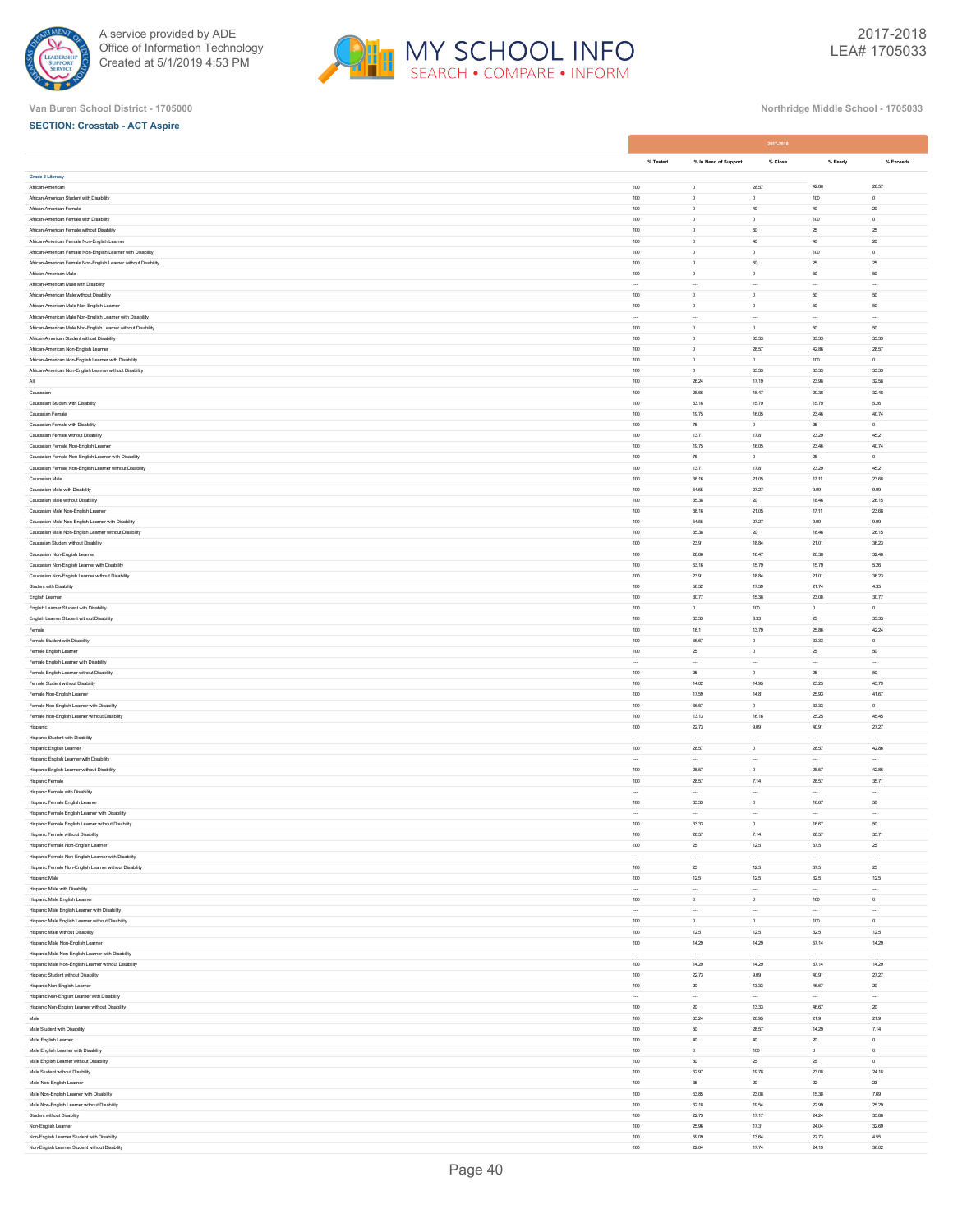Van Buren School District - 1705000

Northridge Middle School - 1705033

**SECTION: Crosstab - ACT Aspire**

| | 2017-2018 | | | | |
|---|---|---|---|---|---|
| | % Tested | % In Need of Support | % Close | % Ready | % Exceeds |
| **Grade 8 Literacy** | | | | | |
| African-American | 100 | 0 | 28.57 | 42.86 | 28.57 |
| African-American Student with Disability | 100 | 0 | 0 | 100 | 0 |
| African-American Female | 100 | 0 | 40 | 40 | 20 |
| African-American Female with Disability | 100 | 0 | 0 | 100 | 0 |
| African-American Female without Disability | 100 | 0 | 50 | 25 | 25 |
| African-American Female Non-English Learner | 100 | 0 | 40 | 40 | 20 |
| African-American Female Non-English Learner with Disability | 100 | 0 | 0 | 100 | 0 |
| African-American Female Non-English Learner without Disability | 100 | 0 | 50 | 25 | 25 |
| African-American Male | 100 | 0 | 0 | 50 | 50 |
| African-American Male with Disability | --- | --- | --- | --- | --- |
| African-American Male without Disability | 100 | 0 | 0 | 50 | 50 |
| African-American Male Non-English Learner | 100 | 0 | 0 | 50 | 50 |
| African-American Male Non-English Learner with Disability | --- | --- | --- | --- | --- |
| African-American Male Non-English Learner without Disability | 100 | 0 | 0 | 50 | 50 |
| African-American Student without Disability | 100 | 0 | 33.33 | 33.33 | 33.33 |
| African-American Non-English Learner | 100 | 0 | 28.57 | 42.86 | 28.57 |
| African-American Non-English Learner with Disability | 100 | 0 | 0 | 100 | 0 |
| African-American Non-English Learner without Disability | 100 | 0 | 33.33 | 33.33 | 33.33 |
| All | 100 | 26.24 | 17.19 | 23.98 | 32.58 |
| Caucasian | 100 | 28.66 | 18.47 | 20.38 | 32.48 |
| Caucasian Student with Disability | 100 | 63.16 | 15.79 | 15.79 | 5.26 |
| Caucasian Female | 100 | 19.75 | 16.05 | 23.46 | 40.74 |
| Caucasian Female with Disability | 100 | 75 | 0 | 25 | 0 |
| Caucasian Female without Disability | 100 | 13.7 | 17.81 | 23.29 | 45.21 |
| Caucasian Female Non-English Learner | 100 | 19.75 | 16.05 | 23.46 | 40.74 |
| Caucasian Female Non-English Learner with Disability | 100 | 75 | 0 | 25 | 0 |
| Caucasian Female Non-English Learner without Disability | 100 | 13.7 | 17.81 | 23.29 | 45.21 |
| Caucasian Male | 100 | 38.16 | 21.05 | 17.11 | 23.68 |
| Caucasian Male with Disability | 100 | 54.55 | 27.27 | 9.09 | 9.09 |
| Caucasian Male without Disability | 100 | 35.38 | 20 | 18.46 | 26.15 |
| Caucasian Male Non-English Learner | 100 | 38.16 | 21.05 | 17.11 | 23.68 |
| Caucasian Male Non-English Learner with Disability | 100 | 54.55 | 27.27 | 9.09 | 9.09 |
| Caucasian Male Non-English Learner without Disability | 100 | 35.38 | 20 | 18.46 | 26.15 |
| Caucasian Student without Disability | 100 | 23.91 | 18.84 | 21.01 | 36.23 |
| Caucasian Non-English Learner | 100 | 28.66 | 18.47 | 20.38 | 32.48 |
| Caucasian Non-English Learner with Disability | 100 | 63.16 | 15.79 | 15.79 | 5.26 |
| Caucasian Non-English Learner without Disability | 100 | 23.91 | 18.84 | 21.01 | 36.23 |
| Student with Disability | 100 | 56.52 | 17.39 | 21.74 | 4.35 |
| English Learner | 100 | 30.77 | 15.38 | 23.08 | 30.77 |
| English Learner Student with Disability | 100 | 0 | 100 | 0 | 0 |
| English Learner Student without Disability | 100 | 33.33 | 8.33 | 25 | 33.33 |
| Female | 100 | 18.1 | 13.79 | 25.86 | 42.24 |
| Female Student with Disability | 100 | 66.67 | 0 | 33.33 | 0 |
| Female English Learner | 100 | 25 | 0 | 25 | 50 |
| Female English Learner with Disability | --- | --- | --- | --- | --- |
| Female English Learner without Disability | 100 | 25 | 0 | 25 | 50 |
| Female Student without Disability | 100 | 14.02 | 14.95 | 25.23 | 45.79 |
| Female Non-English Learner | 100 | 17.59 | 14.81 | 25.93 | 41.67 |
| Female Non-English Learner with Disability | 100 | 66.67 | 0 | 33.33 | 0 |
| Female Non-English Learner without Disability | 100 | 13.13 | 16.16 | 25.25 | 45.45 |
| Hispanic | 100 | 22.73 | 9.09 | 40.91 | 27.27 |
| Hispanic Student with Disability | --- | --- | --- | --- | --- |
| Hispanic English Learner | 100 | 28.57 | 0 | 28.57 | 42.86 |
| Hispanic English Learner with Disability | --- | --- | --- | --- | --- |
| Hispanic English Learner without Disability | 100 | 28.57 | 0 | 28.57 | 42.86 |
| Hispanic Female | 100 | 28.57 | 7.14 | 28.57 | 35.71 |
| Hispanic Female with Disability | --- | --- | --- | --- | --- |
| Hispanic Female English Learner | 100 | 33.33 | 0 | 16.67 | 50 |
| Hispanic Female English Learner with Disability | --- | --- | --- | --- | --- |
| Hispanic Female English Learner without Disability | 100 | 33.33 | 0 | 16.67 | 50 |
| Hispanic Female without Disability | 100 | 28.57 | 7.14 | 28.57 | 35.71 |
| Hispanic Female Non-English Learner | 100 | 25 | 12.5 | 37.5 | 25 |
| Hispanic Female Non-English Learner with Disability | --- | --- | --- | --- | --- |
| Hispanic Female Non-English Learner without Disability | 100 | 25 | 12.5 | 37.5 | 25 |
| Hispanic Male | 100 | 12.5 | 12.5 | 62.5 | 12.5 |
| Hispanic Male with Disability | --- | --- | --- | --- | --- |
| Hispanic Male English Learner | 100 | 0 | 0 | 100 | 0 |
| Hispanic Male English Learner with Disability | --- | --- | --- | --- | --- |
| Hispanic Male English Learner without Disability | 100 | 0 | 0 | 100 | 0 |
| Hispanic Male without Disability | 100 | 12.5 | 12.5 | 62.5 | 12.5 |
| Hispanic Male Non-English Learner | 100 | 14.29 | 14.29 | 57.14 | 14.29 |
| Hispanic Male Non-English Learner with Disability | --- | --- | --- | --- | --- |
| Hispanic Male Non-English Learner without Disability | 100 | 14.29 | 14.29 | 57.14 | 14.29 |
| Hispanic Student without Disability | 100 | 22.73 | 9.09 | 40.91 | 27.27 |
| Hispanic Non-English Learner | 100 | 20 | 13.33 | 46.67 | 20 |
| Hispanic Non-English Learner with Disability | --- | --- | --- | --- | --- |
| Hispanic Non-English Learner without Disability | 100 | 20 | 13.33 | 46.67 | 20 |
| Male | 100 | 35.24 | 20.95 | 21.9 | 21.9 |
| Male Student with Disability | 100 | 50 | 28.57 | 14.29 | 7.14 |
| Male English Learner | 100 | 40 | 40 | 20 | 0 |
| Male English Learner with Disability | 100 | 0 | 100 | 0 | 0 |
| Male English Learner without Disability | 100 | 50 | 25 | 25 | 0 |
| Male Student without Disability | 100 | 32.97 | 19.78 | 23.08 | 24.18 |
| Male Non-English Learner | 100 | 35 | 20 | 22 | 23 |
| Male Non-English Learner with Disability | 100 | 53.85 | 23.08 | 15.38 | 7.69 |
| Male Non-English Learner without Disability | 100 | 32.18 | 19.54 | 22.99 | 25.29 |
| Student without Disability | 100 | 22.73 | 17.17 | 24.24 | 35.86 |
| Non-English Learner | 100 | 25.96 | 17.31 | 24.04 | 32.69 |
| Non-English Learner Student with Disability | 100 | 59.09 | 13.64 | 22.73 | 4.55 |
| Non-English Learner Student without Disability | 100 | 22.04 | 17.74 | 24.19 | 36.02 |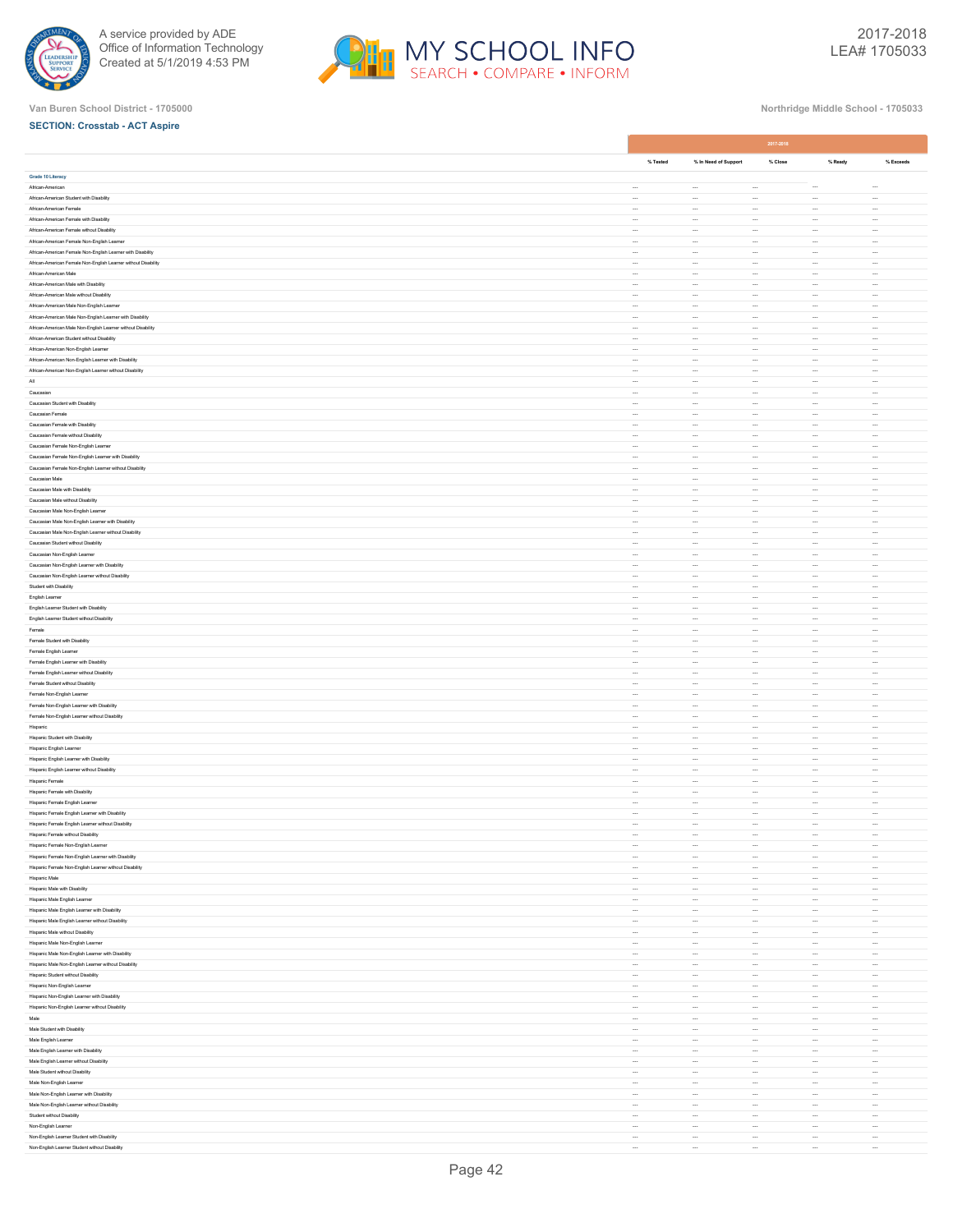Van Buren School District - 1705000

Northridge Middle School - 1705033

**SECTION: Crosstab - ACT Aspire**

| | 2017-2018 | | | | |
|---|---|---|---|---|---|
| | % Tested | % In Need of Support | % Close | % Ready | % Exceeds |
| **Grade 10 Literacy** | | | | | |
| African-American | --- | --- | --- | --- | --- |
| African-American Student with Disability | --- | --- | --- | --- | --- |
| African-American Female | --- | --- | --- | --- | --- |
| African-American Female with Disability | --- | --- | --- | --- | --- |
| African-American Female without Disability | --- | --- | --- | --- | --- |
| African-American Female Non-English Learner | --- | --- | --- | --- | --- |
| African-American Female Non-English Learner with Disability | --- | --- | --- | --- | --- |
| African-American Female Non-English Learner without Disability | --- | --- | --- | --- | --- |
| African-American Male | --- | --- | --- | --- | --- |
| African-American Male with Disability | --- | --- | --- | --- | --- |
| African-American Male without Disability | --- | --- | --- | --- | --- |
| African-American Male Non-English Learner | --- | --- | --- | --- | --- |
| African-American Male Non-English Learner with Disability | --- | --- | --- | --- | --- |
| African-American Male Non-English Learner without Disability | --- | --- | --- | --- | --- |
| African-American Student without Disability | --- | --- | --- | --- | --- |
| African-American Non-English Learner | --- | --- | --- | --- | --- |
| African-American Non-English Learner with Disability | --- | --- | --- | --- | --- |
| African-American Non-English Learner without Disability | --- | --- | --- | --- | --- |
| All | --- | --- | --- | --- | --- |
| Caucasian | --- | --- | --- | --- | --- |
| Caucasian Student with Disability | --- | --- | --- | --- | --- |
| Caucasian Female | --- | --- | --- | --- | --- |
| Caucasian Female with Disability | --- | --- | --- | --- | --- |
| Caucasian Female without Disability | --- | --- | --- | --- | --- |
| Caucasian Female Non-English Learner | --- | --- | --- | --- | --- |
| Caucasian Female Non-English Learner with Disability | --- | --- | --- | --- | --- |
| Caucasian Female Non-English Learner without Disability | --- | --- | --- | --- | --- |
| Caucasian Male | --- | --- | --- | --- | --- |
| Caucasian Male with Disability | --- | --- | --- | --- | --- |
| Caucasian Male without Disability | --- | --- | --- | --- | --- |
| Caucasian Male Non-English Learner | --- | --- | --- | --- | --- |
| Caucasian Male Non-English Learner with Disability | --- | --- | --- | --- | --- |
| Caucasian Male Non-English Learner without Disability | --- | --- | --- | --- | --- |
| Caucasian Student without Disability | --- | --- | --- | --- | --- |
| Caucasian Non-English Learner | --- | --- | --- | --- | --- |
| Caucasian Non-English Learner with Disability | --- | --- | --- | --- | --- |
| Caucasian Non-English Learner without Disability | --- | --- | --- | --- | --- |
| Student with Disability | --- | --- | --- | --- | --- |
| English Learner | --- | --- | --- | --- | --- |
| English Learner Student with Disability | --- | --- | --- | --- | --- |
| English Learner Student without Disability | --- | --- | --- | --- | --- |
| Female | --- | --- | --- | --- | --- |
| Female Student with Disability | --- | --- | --- | --- | --- |
| Female English Learner | --- | --- | --- | --- | --- |
| Female English Learner with Disability | --- | --- | --- | --- | --- |
| Female English Learner without Disability | --- | --- | --- | --- | --- |
| Female Student without Disability | --- | --- | --- | --- | --- |
| Female Non-English Learner | --- | --- | --- | --- | --- |
| Female Non-English Learner with Disability | --- | --- | --- | --- | --- |
| Female Non-English Learner without Disability | --- | --- | --- | --- | --- |
| Hispanic | --- | --- | --- | --- | --- |
| Hispanic Student with Disability | --- | --- | --- | --- | --- |
| Hispanic English Learner | --- | --- | --- | --- | --- |
| Hispanic English Learner with Disability | --- | --- | --- | --- | --- |
| Hispanic English Learner without Disability | --- | --- | --- | --- | --- |
| Hispanic Female | --- | --- | --- | --- | --- |
| Hispanic Female with Disability | --- | --- | --- | --- | --- |
| Hispanic Female English Learner | --- | --- | --- | --- | --- |
| Hispanic Female English Learner with Disability | --- | --- | --- | --- | --- |
| Hispanic Female English Learner without Disability | --- | --- | --- | --- | --- |
| Hispanic Female without Disability | --- | --- | --- | --- | --- |
| Hispanic Female Non-English Learner | --- | --- | --- | --- | --- |
| Hispanic Female Non-English Learner with Disability | --- | --- | --- | --- | --- |
| Hispanic Female Non-English Learner without Disability | --- | --- | --- | --- | --- |
| Hispanic Male | --- | --- | --- | --- | --- |
| Hispanic Male with Disability | --- | --- | --- | --- | --- |
| Hispanic Male English Learner | --- | --- | --- | --- | --- |
| Hispanic Male English Learner with Disability | --- | --- | --- | --- | --- |
| Hispanic Male English Learner without Disability | --- | --- | --- | --- | --- |
| Hispanic Male without Disability | --- | --- | --- | --- | --- |
| Hispanic Male Non-English Learner | --- | --- | --- | --- | --- |
| Hispanic Male Non-English Learner with Disability | --- | --- | --- | --- | --- |
| Hispanic Male Non-English Learner without Disability | --- | --- | --- | --- | --- |
| Hispanic Student without Disability | --- | --- | --- | --- | --- |
| Hispanic Non-English Learner | --- | --- | --- | --- | --- |
| Hispanic Non-English Learner with Disability | --- | --- | --- | --- | --- |
| Hispanic Non-English Learner without Disability | --- | --- | --- | --- | --- |
| Male | --- | --- | --- | --- | --- |
| Male Student with Disability | --- | --- | --- | --- | --- |
| Male English Learner | --- | --- | --- | --- | --- |
| Male English Learner with Disability | --- | --- | --- | --- | --- |
| Male English Learner without Disability | --- | --- | --- | --- | --- |
| Male Student without Disability | --- | --- | --- | --- | --- |
| Male Non-English Learner | --- | --- | --- | --- | --- |
| Male Non-English Learner with Disability | --- | --- | --- | --- | --- |
| Male Non-English Learner without Disability | --- | --- | --- | --- | --- |
| Student without Disability | --- | --- | --- | --- | --- |
| Non-English Learner | --- | --- | --- | --- | --- |
| Non-English Learner Student with Disability | --- | --- | --- | --- | --- |
| Non-English Learner Student without Disability | --- | --- | --- | --- | --- |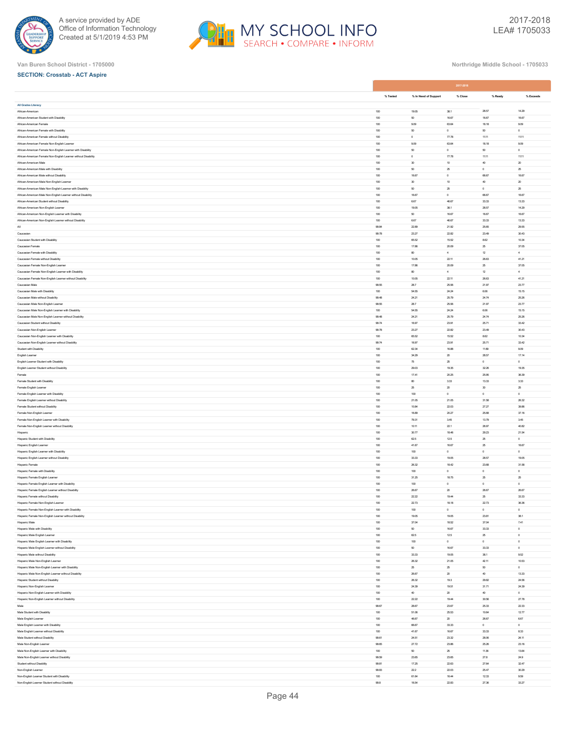Van Buren School District - 1705000

Northridge Middle School - 1705033

**SECTION: Crosstab - ACT Aspire**

| | 2017-2018 | | | | |
|---|---|---|---|---|---|
| | % Tested | % In Need of Support | % Close | % Ready | % Exceeds |
| **All Grades Literacy** | | | | | |
| African-American | 100 | 19.05 | 38.1 | 28.57 | 14.29 |
| African-American Student with Disability | 100 | 50 | 16.67 | 16.67 | 16.67 |
| African-American Female | 100 | 9.09 | 63.64 | 18.18 | 9.09 |
| African-American Female with Disability | 100 | 50 | 0 | 50 | 0 |
| African-American Female without Disability | 100 | 0 | 77.78 | 11.11 | 11.11 |
| African-American Female Non-English Learner | 100 | 9.09 | 63.64 | 18.18 | 9.09 |
| African-American Female Non-English Learner with Disability | 100 | 50 | 0 | 50 | 0 |
| African-American Female Non-English Learner without Disability | 100 | 0 | 77.78 | 11.11 | 11.11 |
| African-American Male | 100 | 30 | 10 | 40 | 20 |
| African-American Male with Disability | 100 | 50 | 25 | 0 | 25 |
| African-American Male without Disability | 100 | 16.67 | 0 | 66.67 | 16.67 |
| African-American Male Non-English Learner | 100 | 30 | 10 | 40 | 20 |
| African-American Male Non-English Learner with Disability | 100 | 50 | 25 | 0 | 25 |
| African-American Male Non-English Learner without Disability | 100 | 16.67 | 0 | 66.67 | 16.67 |
| African-American Student without Disability | 100 | 6.67 | 46.67 | 33.33 | 13.33 |
| African-American Non-English Learner | 100 | 19.05 | 38.1 | 28.57 | 14.29 |
| African-American Non-English Learner with Disability | 100 | 50 | 16.67 | 16.67 | 16.67 |
| African-American Non-English Learner without Disability | 100 | 6.67 | 46.67 | 33.33 | 13.33 |
| All | 99.84 | 22.89 | 21.92 | 25.65 | 29.55 |
| Caucasian | 99.78 | 23.27 | 22.82 | 23.49 | 30.43 |
| Caucasian Student with Disability | 100 | 65.52 | 15.52 | 8.62 | 10.34 |
| Caucasian Female | 100 | 17.86 | 20.09 | 25 | 37.05 |
| Caucasian Female with Disability | 100 | 80 | 4 | 12 | 4 |
| Caucasian Female without Disability | 100 | 10.05 | 22.11 | 26.63 | 41.21 |
| Caucasian Female Non-English Learner | 100 | 17.86 | 20.09 | 25 | 37.05 |
| Caucasian Female Non-English Learner with Disability | 100 | 80 | 4 | 12 | 4 |
| Caucasian Female Non-English Learner without Disability | 100 | 10.05 | 22.11 | 26.63 | 41.21 |
| Caucasian Male | 99.55 | 28.7 | 25.56 | 21.97 | 23.77 |
| Caucasian Male with Disability | 100 | 54.55 | 24.24 | 6.06 | 15.15 |
| Caucasian Male without Disability | 99.48 | 24.21 | 25.79 | 24.74 | 25.26 |
| Caucasian Male Non-English Learner | 99.55 | 28.7 | 25.56 | 21.97 | 23.77 |
| Caucasian Male Non-English Learner with Disability | 100 | 54.55 | 24.24 | 6.06 | 15.15 |
| Caucasian Male Non-English Learner without Disability | 99.48 | 24.21 | 25.79 | 24.74 | 25.26 |
| Caucasian Student without Disability | 99.74 | 16.97 | 23.91 | 25.71 | 33.42 |
| Caucasian Non-English Learner | 99.78 | 23.27 | 22.82 | 23.49 | 30.43 |
| Caucasian Non-English Learner with Disability | 100 | 65.52 | 15.52 | 8.62 | 10.34 |
| Caucasian Non-English Learner without Disability | 99.74 | 16.97 | 23.91 | 25.71 | 33.42 |
| Student with Disability | 100 | 62.34 | 16.88 | 11.69 | 9.09 |
| English Learner | 100 | 34.29 | 20 | 28.57 | 17.14 |
| English Learner Student with Disability | 100 | 75 | 25 | 0 | 0 |
| English Learner Student without Disability | 100 | 29.03 | 19.35 | 32.26 | 19.35 |
| Female | 100 | 17.41 | 20.25 | 25.95 | 36.39 |
| Female Student with Disability | 100 | 80 | 3.33 | 13.33 | 3.33 |
| Female English Learner | 100 | 25 | 20 | 30 | 25 |
| Female English Learner with Disability | 100 | 100 | 0 | 0 | 0 |
| Female English Learner without Disability | 100 | 21.05 | 21.05 | 31.58 | 26.32 |
| Female Student without Disability | 100 | 10.84 | 22.03 | 27.27 | 39.86 |
| Female Non-English Learner | 100 | 16.89 | 20.27 | 25.68 | 37.16 |
| Female Non-English Learner with Disability | 100 | 79.31 | 3.45 | 13.79 | 3.45 |
| Female Non-English Learner without Disability | 100 | 10.11 | 22.1 | 26.97 | 40.82 |
| Hispanic | 100 | 30.77 | 18.46 | 29.23 | 21.54 |
| Hispanic Student with Disability | 100 | 62.5 | 12.5 | 25 | 0 |
| Hispanic English Learner | 100 | 41.67 | 16.67 | 25 | 16.67 |
| Hispanic English Learner with Disability | 100 | 100 | 0 | 0 | 0 |
| Hispanic English Learner without Disability | 100 | 33.33 | 19.05 | 28.57 | 19.05 |
| Hispanic Female | 100 | 26.32 | 18.42 | 23.68 | 31.58 |
| Hispanic Female with Disability | 100 | 100 | 0 | 0 | 0 |
| Hispanic Female English Learner | 100 | 31.25 | 18.75 | 25 | 25 |
| Hispanic Female English Learner with Disability | 100 | 100 | 0 | 0 | 0 |
| Hispanic Female English Learner without Disability | 100 | 26.67 | 20 | 26.67 | 26.67 |
| Hispanic Female without Disability | 100 | 22.22 | 19.44 | 25 | 33.33 |
| Hispanic Female Non-English Learner | 100 | 22.73 | 18.18 | 22.73 | 36.36 |
| Hispanic Female Non-English Learner with Disability | 100 | 100 | 0 | 0 | 0 |
| Hispanic Female Non-English Learner without Disability | 100 | 19.05 | 19.05 | 23.81 | 38.1 |
| Hispanic Male | 100 | 37.04 | 18.52 | 37.04 | 7.41 |
| Hispanic Male with Disability | 100 | 50 | 16.67 | 33.33 | 0 |
| Hispanic Male English Learner | 100 | 62.5 | 12.5 | 25 | 0 |
| Hispanic Male English Learner with Disability | 100 | 100 | 0 | 0 | 0 |
| Hispanic Male English Learner without Disability | 100 | 50 | 16.67 | 33.33 | 0 |
| Hispanic Male without Disability | 100 | 33.33 | 19.05 | 38.1 | 9.52 |
| Hispanic Male Non-English Learner | 100 | 26.32 | 21.05 | 42.11 | 10.53 |
| Hispanic Male Non-English Learner with Disability | 100 | 25 | 25 | 50 | 0 |
| Hispanic Male Non-English Learner without Disability | 100 | 26.67 | 20 | 40 | 13.33 |
| Hispanic Student without Disability | 100 | 26.32 | 19.3 | 29.82 | 24.56 |
| Hispanic Non-English Learner | 100 | 24.39 | 19.51 | 31.71 | 24.39 |
| Hispanic Non-English Learner with Disability | 100 | 40 | 20 | 40 | 0 |
| Hispanic Non-English Learner without Disability | 100 | 22.22 | 19.44 | 30.56 | 27.78 |
| Male | 99.67 | 28.67 | 23.67 | 25.33 | 22.33 |
| Male Student with Disability | 100 | 51.06 | 25.53 | 10.64 | 12.77 |
| Male English Learner | 100 | 46.67 | 20 | 26.67 | 6.67 |
| Male English Learner with Disability | 100 | 66.67 | 33.33 | 0 | 0 |
| Male English Learner without Disability | 100 | 41.67 | 16.67 | 33.33 | 8.33 |
| Male Student without Disability | 99.61 | 24.51 | 23.32 | 28.06 | 24.11 |
| Male Non-English Learner | 99.65 | 27.72 | 23.86 | 25.26 | 23.16 |
| Male Non-English Learner with Disability | 100 | 50 | 25 | 11.36 | 13.64 |
| Male Non-English Learner without Disability | 99.59 | 23.65 | 23.65 | 27.8 | 24.9 |
| Student without Disability | 99.81 | 17.25 | 22.63 | 27.64 | 32.47 |
| Non-English Learner | 99.83 | 22.2 | 22.03 | 25.47 | 30.29 |
| Non-English Learner Student with Disability | 100 | 61.64 | 16.44 | 12.33 | 9.59 |
| Non-English Learner Student without Disability | 99.8 | 16.54 | 22.83 | 27.36 | 33.27 |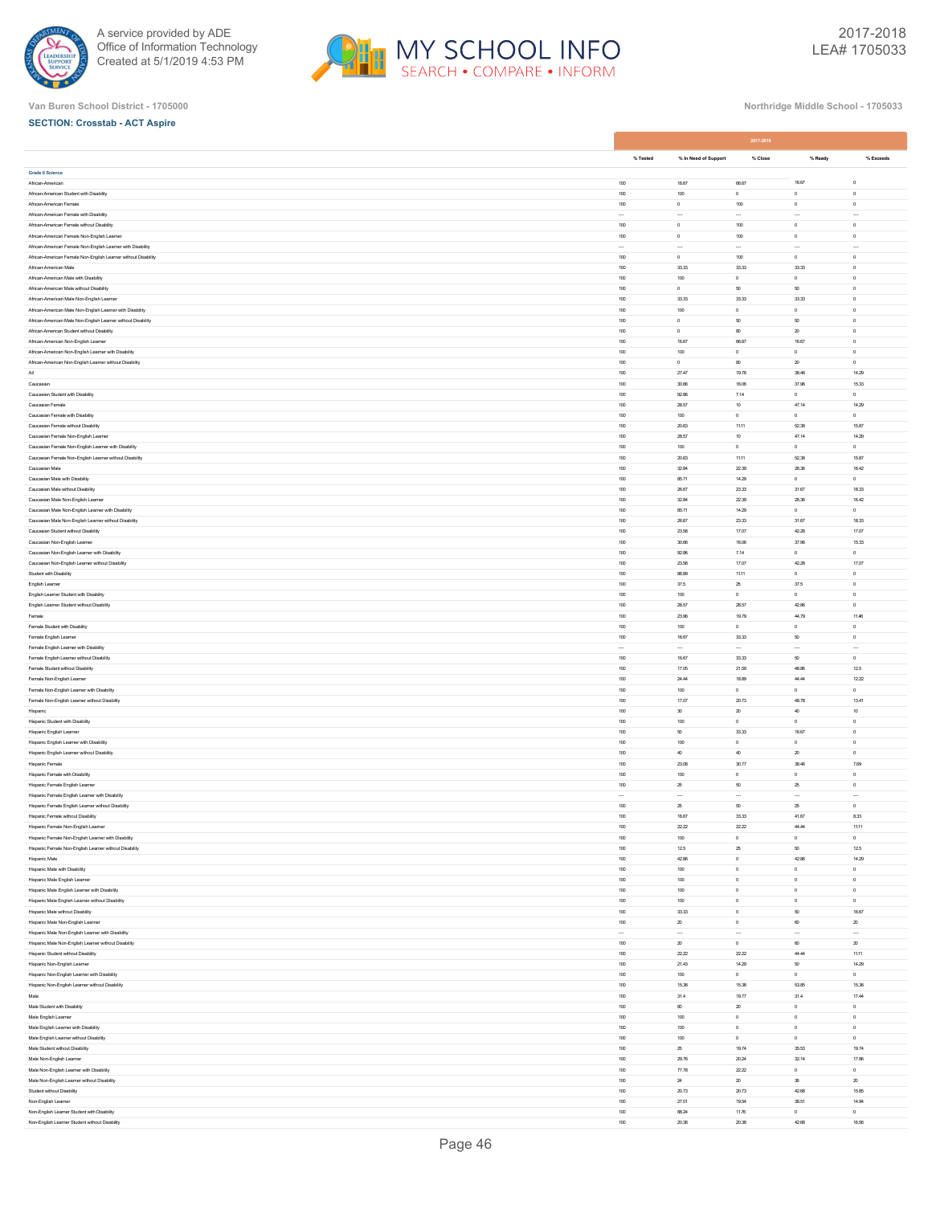Van Buren School District - 1705000

Northridge Middle School - 1705033

**SECTION: Crosstab - ACT Aspire**

| | 2017-2018 | | | | |
|---|---|---|---|---|---|
| | % Tested | % In Need of Support | % Close | % Ready | % Exceeds |
| **Grade 6 Science** | | | | | |
| African-American | 100 | 16.67 | 66.67 | 16.67 | 0 |
| African-American Student with Disability | 100 | 100 | 0 | 0 | 0 |
| African-American Female | 100 | 0 | 100 | 0 | 0 |
| African-American Female with Disability | --- | --- | --- | --- | --- |
| African-American Female without Disability | 100 | 0 | 100 | 0 | 0 |
| African-American Female Non-English Learner | 100 | 0 | 100 | 0 | 0 |
| African-American Female Non-English Learner with Disability | --- | --- | --- | --- | --- |
| African-American Female Non-English Learner without Disability | 100 | 0 | 100 | 0 | 0 |
| African-American Male | 100 | 33.33 | 33.33 | 33.33 | 0 |
| African-American Male with Disability | 100 | 100 | 0 | 0 | 0 |
| African-American Male without Disability | 100 | 0 | 50 | 50 | 0 |
| African-American Male Non-English Learner | 100 | 33.33 | 33.33 | 33.33 | 0 |
| African-American Male Non-English Learner with Disability | 100 | 100 | 0 | 0 | 0 |
| African-American Male Non-English Learner without Disability | 100 | 0 | 50 | 50 | 0 |
| African-American Student without Disability | 100 | 0 | 80 | 20 | 0 |
| African-American Non-English Learner | 100 | 16.67 | 66.67 | 16.67 | 0 |
| African-American Non-English Learner with Disability | 100 | 100 | 0 | 0 | 0 |
| African-American Non-English Learner without Disability | 100 | 0 | 80 | 20 | 0 |
| All | 100 | 27.47 | 19.78 | 38.46 | 14.29 |
| Caucasian | 100 | 30.66 | 16.06 | 37.96 | 15.33 |
| Caucasian Student with Disability | 100 | 92.86 | 7.14 | 0 | 0 |
| Caucasian Female | 100 | 28.57 | 10 | 47.14 | 14.29 |
| Caucasian Female with Disability | 100 | 100 | 0 | 0 | 0 |
| Caucasian Female without Disability | 100 | 20.63 | 11.11 | 52.38 | 15.87 |
| Caucasian Female Non-English Learner | 100 | 28.57 | 10 | 47.14 | 14.29 |
| Caucasian Female Non-English Learner with Disability | 100 | 100 | 0 | 0 | 0 |
| Caucasian Female Non-English Learner without Disability | 100 | 20.63 | 11.11 | 52.38 | 15.87 |
| Caucasian Male | 100 | 32.84 | 22.39 | 28.36 | 16.42 |
| Caucasian Male with Disability | 100 | 85.71 | 14.29 | 0 | 0 |
| Caucasian Male without Disability | 100 | 26.67 | 23.33 | 31.67 | 18.33 |
| Caucasian Male Non-English Learner | 100 | 32.84 | 22.39 | 28.36 | 16.42 |
| Caucasian Male Non-English Learner with Disability | 100 | 85.71 | 14.29 | 0 | 0 |
| Caucasian Male Non-English Learner without Disability | 100 | 26.67 | 23.33 | 31.67 | 18.33 |
| Caucasian Student without Disability | 100 | 23.58 | 17.07 | 42.28 | 17.07 |
| Caucasian Non-English Learner | 100 | 30.66 | 16.06 | 37.96 | 15.33 |
| Caucasian Non-English Learner with Disability | 100 | 92.86 | 7.14 | 0 | 0 |
| Caucasian Non-English Learner without Disability | 100 | 23.58 | 17.07 | 42.28 | 17.07 |
| Student with Disability | 100 | 88.89 | 11.11 | 0 | 0 |
| English Learner | 100 | 37.5 | 25 | 37.5 | 0 |
| English Learner Student with Disability | 100 | 100 | 0 | 0 | 0 |
| English Learner Student without Disability | 100 | 28.57 | 28.57 | 42.86 | 0 |
| Female | 100 | 23.96 | 19.79 | 44.79 | 11.46 |
| Female Student with Disability | 100 | 100 | 0 | 0 | 0 |
| Female English Learner | 100 | 16.67 | 33.33 | 50 | 0 |
| Female English Learner with Disability | --- | --- | --- | --- | --- |
| Female English Learner without Disability | 100 | 16.67 | 33.33 | 50 | 0 |
| Female Student without Disability | 100 | 17.05 | 21.59 | 48.86 | 12.5 |
| Female Non-English Learner | 100 | 24.44 | 18.89 | 44.44 | 12.22 |
| Female Non-English Learner with Disability | 100 | 100 | 0 | 0 | 0 |
| Female Non-English Learner without Disability | 100 | 17.07 | 20.73 | 48.78 | 13.41 |
| Hispanic | 100 | 30 | 20 | 40 | 10 |
| Hispanic Student with Disability | 100 | 100 | 0 | 0 | 0 |
| Hispanic English Learner | 100 | 50 | 33.33 | 16.67 | 0 |
| Hispanic English Learner with Disability | 100 | 100 | 0 | 0 | 0 |
| Hispanic English Learner without Disability | 100 | 40 | 40 | 20 | 0 |
| Hispanic Female | 100 | 23.08 | 30.77 | 38.46 | 7.69 |
| Hispanic Female with Disability | 100 | 100 | 0 | 0 | 0 |
| Hispanic Female English Learner | 100 | 25 | 50 | 25 | 0 |
| Hispanic Female English Learner with Disability | --- | --- | --- | --- | --- |
| Hispanic Female English Learner without Disability | 100 | 25 | 50 | 25 | 0 |
| Hispanic Female without Disability | 100 | 16.67 | 33.33 | 41.67 | 8.33 |
| Hispanic Female Non-English Learner | 100 | 22.22 | 22.22 | 44.44 | 11.11 |
| Hispanic Female Non-English Learner with Disability | 100 | 100 | 0 | 0 | 0 |
| Hispanic Female Non-English Learner without Disability | 100 | 12.5 | 25 | 50 | 12.5 |
| Hispanic Male | 100 | 42.86 | 0 | 42.86 | 14.29 |
| Hispanic Male with Disability | 100 | 100 | 0 | 0 | 0 |
| Hispanic Male English Learner | 100 | 100 | 0 | 0 | 0 |
| Hispanic Male English Learner with Disability | 100 | 100 | 0 | 0 | 0 |
| Hispanic Male English Learner without Disability | 100 | 100 | 0 | 0 | 0 |
| Hispanic Male without Disability | 100 | 33.33 | 0 | 50 | 16.67 |
| Hispanic Male Non-English Learner | 100 | 20 | 0 | 60 | 20 |
| Hispanic Male Non-English Learner with Disability | --- | --- | --- | --- | --- |
| Hispanic Male Non-English Learner without Disability | 100 | 20 | 0 | 60 | 20 |
| Hispanic Student without Disability | 100 | 22.22 | 22.22 | 44.44 | 11.11 |
| Hispanic Non-English Learner | 100 | 21.43 | 14.29 | 50 | 14.29 |
| Hispanic Non-English Learner with Disability | 100 | 100 | 0 | 0 | 0 |
| Hispanic Non-English Learner without Disability | 100 | 15.38 | 15.38 | 53.85 | 15.38 |
| Male | 100 | 31.4 | 19.77 | 31.4 | 17.44 |
| Male Student with Disability | 100 | 80 | 20 | 0 | 0 |
| Male English Learner | 100 | 100 | 0 | 0 | 0 |
| Male English Learner with Disability | 100 | 100 | 0 | 0 | 0 |
| Male English Learner without Disability | 100 | 100 | 0 | 0 | 0 |
| Male Student without Disability | 100 | 25 | 19.74 | 35.53 | 19.74 |
| Male Non-English Learner | 100 | 29.76 | 20.24 | 32.14 | 17.86 |
| Male Non-English Learner with Disability | 100 | 77.78 | 22.22 | 0 | 0 |
| Male Non-English Learner without Disability | 100 | 24 | 20 | 36 | 20 |
| Student without Disability | 100 | 20.73 | 20.73 | 42.68 | 15.85 |
| Non-English Learner | 100 | 27.01 | 19.54 | 38.51 | 14.94 |
| Non-English Learner Student with Disability | 100 | 88.24 | 11.76 | 0 | 0 |
| Non-English Learner Student without Disability | 100 | 20.38 | 20.38 | 42.68 | 16.56 |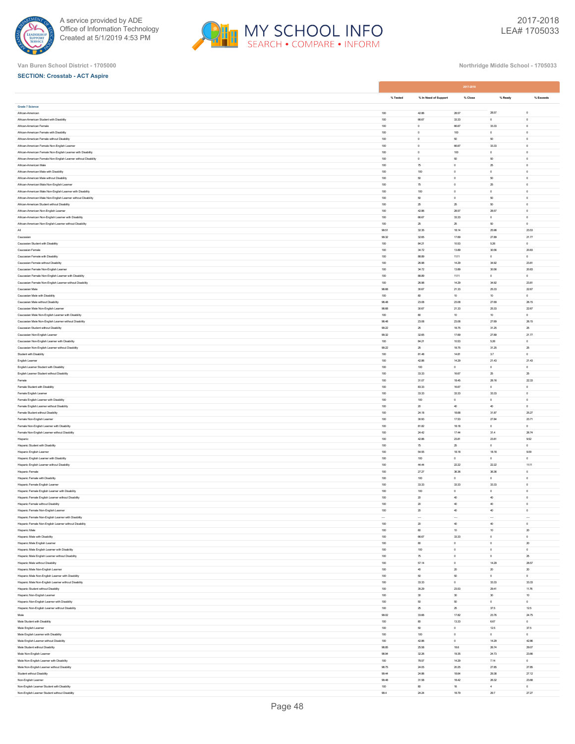Van Buren School District - 1705000

Northridge Middle School - 1705033

**SECTION: Crosstab - ACT Aspire**

| | 2017-2018 | | | | |
|---|---|---|---|---|---|
| | % Tested | % In Need of Support | % Close | % Ready | % Exceeds |
| **Grade 7 Science** | | | | | |
| African-American | 100 | 42.86 | 28.57 | 28.57 | 0 |
| African-American Student with Disability | 100 | 66.67 | 33.33 | 0 | 0 |
| African-American Female | 100 | 0 | 66.67 | 33.33 | 0 |
| African-American Female with Disability | 100 | 0 | 100 | 0 | 0 |
| African-American Female without Disability | 100 | 0 | 50 | 50 | 0 |
| African-American Female Non-English Learner | 100 | 0 | 66.67 | 33.33 | 0 |
| African-American Female Non-English Learner with Disability | 100 | 0 | 100 | 0 | 0 |
| African-American Female Non-English Learner without Disability | 100 | 0 | 50 | 50 | 0 |
| African-American Male | 100 | 75 | 0 | 25 | 0 |
| African-American Male with Disability | 100 | 100 | 0 | 0 | 0 |
| African-American Male without Disability | 100 | 50 | 0 | 50 | 0 |
| African-American Male Non-English Learner | 100 | 75 | 0 | 25 | 0 |
| African-American Male Non-English Learner with Disability | 100 | 100 | 0 | 0 | 0 |
| African-American Male Non-English Learner without Disability | 100 | 50 | 0 | 50 | 0 |
| African-American Student without Disability | 100 | 25 | 25 | 50 | 0 |
| African-American Non-English Learner | 100 | 42.86 | 28.57 | 28.57 | 0 |
| African-American Non-English Learner with Disability | 100 | 66.67 | 33.33 | 0 | 0 |
| African-American Non-English Learner without Disability | 100 | 25 | 25 | 50 | 0 |
| All | 99.51 | 32.35 | 18.14 | 25.98 | 23.53 |
| Caucasian | 99.32 | 32.65 | 17.69 | 27.89 | 21.77 |
| Caucasian Student with Disability | 100 | 84.21 | 10.53 | 5.26 | 0 |
| Caucasian Female | 100 | 34.72 | 13.89 | 30.56 | 20.83 |
| Caucasian Female with Disability | 100 | 88.89 | 11.11 | 0 | 0 |
| Caucasian Female without Disability | 100 | 26.98 | 14.29 | 34.92 | 23.81 |
| Caucasian Female Non-English Learner | 100 | 34.72 | 13.89 | 30.56 | 20.83 |
| Caucasian Female Non-English Learner with Disability | 100 | 88.89 | 11.11 | 0 | 0 |
| Caucasian Female Non-English Learner without Disability | 100 | 26.98 | 14.29 | 34.92 | 23.81 |
| Caucasian Male | 98.68 | 30.67 | 21.33 | 25.33 | 22.67 |
| Caucasian Male with Disability | 100 | 80 | 10 | 10 | 0 |
| Caucasian Male without Disability | 98.48 | 23.08 | 23.08 | 27.69 | 26.15 |
| Caucasian Male Non-English Learner | 98.68 | 30.67 | 21.33 | 25.33 | 22.67 |
| Caucasian Male Non-English Learner with Disability | 100 | 80 | 10 | 10 | 0 |
| Caucasian Male Non-English Learner without Disability | 98.48 | 23.08 | 23.08 | 27.69 | 26.15 |
| Caucasian Student without Disability | 99.22 | 25 | 18.75 | 31.25 | 25 |
| Caucasian Non-English Learner | 99.32 | 32.65 | 17.69 | 27.89 | 21.77 |
| Caucasian Non-English Learner with Disability | 100 | 84.21 | 10.53 | 5.26 | 0 |
| Caucasian Non-English Learner without Disability | 99.22 | 25 | 18.75 | 31.25 | 25 |
| Student with Disability | 100 | 81.48 | 14.81 | 3.7 | 0 |
| English Learner | 100 | 42.86 | 14.29 | 21.43 | 21.43 |
| English Learner Student with Disability | 100 | 100 | 0 | 0 | 0 |
| English Learner Student without Disability | 100 | 33.33 | 16.67 | 25 | 25 |
| Female | 100 | 31.07 | 18.45 | 28.16 | 22.33 |
| Female Student with Disability | 100 | 83.33 | 16.67 | 0 | 0 |
| Female English Learner | 100 | 33.33 | 33.33 | 33.33 | 0 |
| Female English Learner with Disability | 100 | 100 | 0 | 0 | 0 |
| Female English Learner without Disability | 100 | 20 | 40 | 40 | 0 |
| Female Student without Disability | 100 | 24.18 | 18.68 | 31.87 | 25.27 |
| Female Non-English Learner | 100 | 30.93 | 17.53 | 27.84 | 23.71 |
| Female Non-English Learner with Disability | 100 | 81.82 | 18.18 | 0 | 0 |
| Female Non-English Learner without Disability | 100 | 24.42 | 17.44 | 31.4 | 26.74 |
| Hispanic | 100 | 42.86 | 23.81 | 23.81 | 9.52 |
| Hispanic Student with Disability | 100 | 75 | 25 | 0 | 0 |
| Hispanic English Learner | 100 | 54.55 | 18.18 | 18.18 | 9.09 |
| Hispanic English Learner with Disability | 100 | 100 | 0 | 0 | 0 |
| Hispanic English Learner without Disability | 100 | 44.44 | 22.22 | 22.22 | 11.11 |
| Hispanic Female | 100 | 27.27 | 36.36 | 36.36 | 0 |
| Hispanic Female with Disability | 100 | 100 | 0 | 0 | 0 |
| Hispanic Female English Learner | 100 | 33.33 | 33.33 | 33.33 | 0 |
| Hispanic Female English Learner with Disability | 100 | 100 | 0 | 0 | 0 |
| Hispanic Female English Learner without Disability | 100 | 20 | 40 | 40 | 0 |
| Hispanic Female without Disability | 100 | 20 | 40 | 40 | 0 |
| Hispanic Female Non-English Learner | 100 | 20 | 40 | 40 | 0 |
| Hispanic Female Non-English Learner with Disability | --- | --- | --- | --- | --- |
| Hispanic Female Non-English Learner without Disability | 100 | 20 | 40 | 40 | 0 |
| Hispanic Male | 100 | 60 | 10 | 10 | 20 |
| Hispanic Male with Disability | 100 | 66.67 | 33.33 | 0 | 0 |
| Hispanic Male English Learner | 100 | 80 | 0 | 0 | 20 |
| Hispanic Male English Learner with Disability | 100 | 100 | 0 | 0 | 0 |
| Hispanic Male English Learner without Disability | 100 | 75 | 0 | 0 | 25 |
| Hispanic Male without Disability | 100 | 57.14 | 0 | 14.29 | 28.57 |
| Hispanic Male Non-English Learner | 100 | 40 | 20 | 20 | 20 |
| Hispanic Male Non-English Learner with Disability | 100 | 50 | 50 | 0 | 0 |
| Hispanic Male Non-English Learner without Disability | 100 | 33.33 | 0 | 33.33 | 33.33 |
| Hispanic Student without Disability | 100 | 35.29 | 23.53 | 29.41 | 11.76 |
| Hispanic Non-English Learner | 100 | 30 | 30 | 30 | 10 |
| Hispanic Non-English Learner with Disability | 100 | 50 | 50 | 0 | 0 |
| Hispanic Non-English Learner without Disability | 100 | 25 | 25 | 37.5 | 12.5 |
| Male | 99.02 | 33.66 | 17.82 | 23.76 | 24.75 |
| Male Student with Disability | 100 | 80 | 13.33 | 6.67 | 0 |
| Male English Learner | 100 | 50 | 0 | 12.5 | 37.5 |
| Male English Learner with Disability | 100 | 100 | 0 | 0 | 0 |
| Male English Learner without Disability | 100 | 42.86 | 0 | 14.29 | 42.86 |
| Male Student without Disability | 98.85 | 25.58 | 18.6 | 26.74 | 29.07 |
| Male Non-English Learner | 98.94 | 32.26 | 19.35 | 24.73 | 23.66 |
| Male Non-English Learner with Disability | 100 | 78.57 | 14.29 | 7.14 | 0 |
| Male Non-English Learner without Disability | 98.75 | 24.05 | 20.25 | 27.85 | 27.85 |
| Student without Disability | 99.44 | 24.86 | 18.64 | 29.38 | 27.12 |
| Non-English Learner | 99.48 | 31.58 | 18.42 | 26.32 | 23.68 |
| Non-English Learner Student with Disability | 100 | 80 | 16 | 4 | 0 |
| Non-English Learner Student without Disability | 99.4 | 24.24 | 18.79 | 29.7 | 27.27 |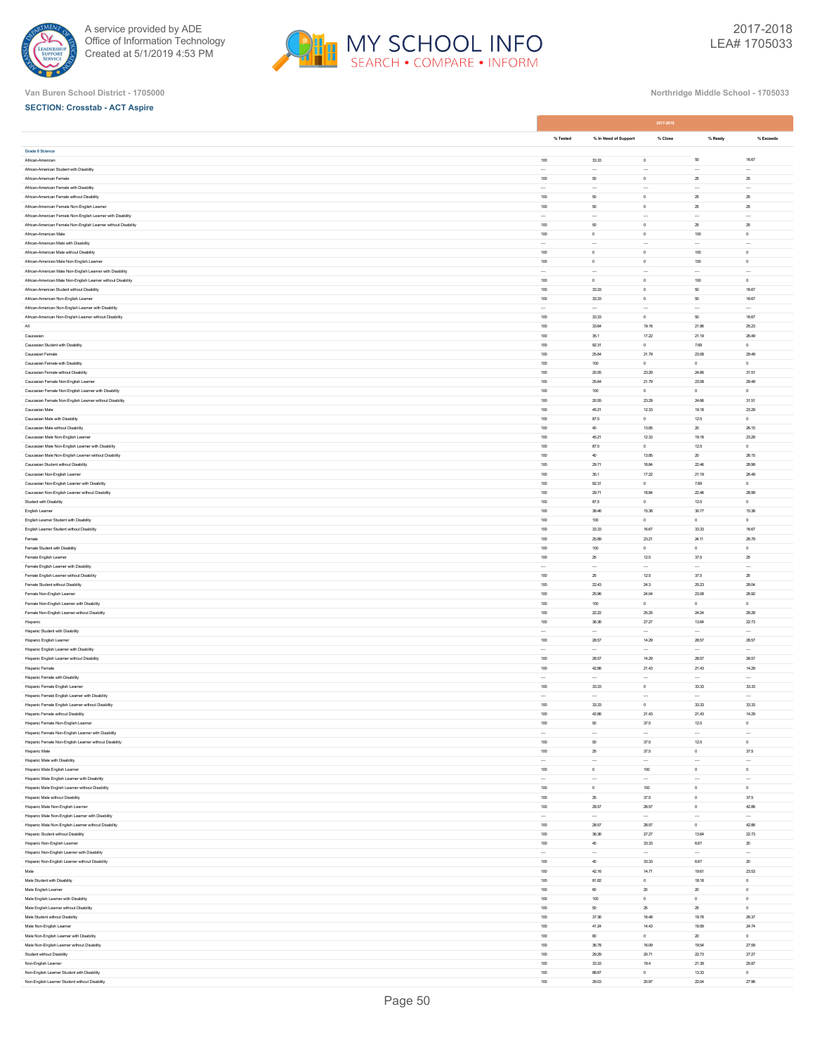Van Buren School District - 1705000

Northridge Middle School - 1705033

**SECTION: Crosstab - ACT Aspire**

| | 2017-2018 | | | | |
|---|---|---|---|---|---|
| | % Tested | % In Need of Support | % Close | % Ready | % Exceeds |
| **Grade 8 Science** | | | | | |
| African-American | 100 | 33.33 | 0 | 50 | 16.67 |
| African-American Student with Disability | --- | --- | --- | --- | --- |
| African-American Female | 100 | 50 | 0 | 25 | 25 |
| African-American Female with Disability | --- | --- | --- | --- | --- |
| African-American Female without Disability | 100 | 50 | 0 | 25 | 25 |
| African-American Female Non-English Learner | 100 | 50 | 0 | 25 | 25 |
| African-American Female Non-English Learner with Disability | --- | --- | --- | --- | --- |
| African-American Female Non-English Learner without Disability | 100 | 50 | 0 | 25 | 25 |
| African-American Male | 100 | 0 | 0 | 100 | 0 |
| African-American Male with Disability | --- | --- | --- | --- | --- |
| African-American Male without Disability | 100 | 0 | 0 | 100 | 0 |
| African-American Male Non-English Learner | 100 | 0 | 0 | 100 | 0 |
| African-American Male Non-English Learner with Disability | --- | --- | --- | --- | --- |
| African-American Male Non-English Learner without Disability | 100 | 0 | 0 | 100 | 0 |
| African-American Student without Disability | 100 | 33.33 | 0 | 50 | 16.67 |
| African-American Non-English Learner | 100 | 33.33 | 0 | 50 | 16.67 |
| African-American Non-English Learner with Disability | --- | --- | --- | --- | --- |
| African-American Non-English Learner without Disability | 100 | 33.33 | 0 | 50 | 16.67 |
| All | 100 | 33.64 | 19.16 | 21.96 | 25.23 |
| Caucasian | 100 | 35.1 | 17.22 | 21.19 | 26.49 |
| Caucasian Student with Disability | 100 | 92.31 | 0 | 7.69 | 0 |
| Caucasian Female | 100 | 25.64 | 21.79 | 23.08 | 29.49 |
| Caucasian Female with Disability | 100 | 100 | 0 | 0 | 0 |
| Caucasian Female without Disability | 100 | 20.55 | 23.29 | 24.66 | 31.51 |
| Caucasian Female Non-English Learner | 100 | 25.64 | 21.79 | 23.08 | 29.49 |
| Caucasian Female Non-English Learner with Disability | 100 | 100 | 0 | 0 | 0 |
| Caucasian Female Non-English Learner without Disability | 100 | 20.55 | 23.29 | 24.66 | 31.51 |
| Caucasian Male | 100 | 45.21 | 12.33 | 19.18 | 23.29 |
| Caucasian Male with Disability | 100 | 87.5 | 0 | 12.5 | 0 |
| Caucasian Male without Disability | 100 | 40 | 13.85 | 20 | 26.15 |
| Caucasian Male Non-English Learner | 100 | 45.21 | 12.33 | 19.18 | 23.29 |
| Caucasian Male Non-English Learner with Disability | 100 | 87.5 | 0 | 12.5 | 0 |
| Caucasian Male Non-English Learner without Disability | 100 | 40 | 13.85 | 20 | 26.15 |
| Caucasian Student without Disability | 100 | 29.71 | 18.84 | 22.46 | 28.99 |
| Caucasian Non-English Learner | 100 | 35.1 | 17.22 | 21.19 | 26.49 |
| Caucasian Non-English Learner with Disability | 100 | 92.31 | 0 | 7.69 | 0 |
| Caucasian Non-English Learner without Disability | 100 | 29.71 | 18.84 | 22.46 | 28.99 |
| Student with Disability | 100 | 87.5 | 0 | 12.5 | 0 |
| English Learner | 100 | 38.46 | 15.38 | 30.77 | 15.38 |
| English Learner Student with Disability | 100 | 100 | 0 | 0 | 0 |
| English Learner Student without Disability | 100 | 33.33 | 16.67 | 33.33 | 16.67 |
| Female | 100 | 25.89 | 23.21 | 24.11 | 26.79 |
| Female Student with Disability | 100 | 100 | 0 | 0 | 0 |
| Female English Learner | 100 | 25 | 12.5 | 37.5 | 25 |
| Female English Learner with Disability | --- | --- | --- | --- | --- |
| Female English Learner without Disability | 100 | 25 | 12.5 | 37.5 | 25 |
| Female Student without Disability | 100 | 22.43 | 24.3 | 25.23 | 28.04 |
| Female Non-English Learner | 100 | 25.96 | 24.04 | 23.08 | 26.92 |
| Female Non-English Learner with Disability | 100 | 100 | 0 | 0 | 0 |
| Female Non-English Learner without Disability | 100 | 22.22 | 25.25 | 24.24 | 28.28 |
| Hispanic | 100 | 36.36 | 27.27 | 13.64 | 22.73 |
| Hispanic Student with Disability | --- | --- | --- | --- | --- |
| Hispanic English Learner | 100 | 28.57 | 14.29 | 28.57 | 28.57 |
| Hispanic English Learner with Disability | --- | --- | --- | --- | --- |
| Hispanic English Learner without Disability | 100 | 28.57 | 14.29 | 28.57 | 28.57 |
| Hispanic Female | 100 | 42.86 | 21.43 | 21.43 | 14.29 |
| Hispanic Female with Disability | --- | --- | --- | --- | --- |
| Hispanic Female English Learner | 100 | 33.33 | 0 | 33.33 | 33.33 |
| Hispanic Female English Learner with Disability | --- | --- | --- | --- | --- |
| Hispanic Female English Learner without Disability | 100 | 33.33 | 0 | 33.33 | 33.33 |
| Hispanic Female without Disability | 100 | 42.86 | 21.43 | 21.43 | 14.29 |
| Hispanic Female Non-English Learner | 100 | 50 | 37.5 | 12.5 | 0 |
| Hispanic Female Non-English Learner with Disability | --- | --- | --- | --- | --- |
| Hispanic Female Non-English Learner without Disability | 100 | 50 | 37.5 | 12.5 | 0 |
| Hispanic Male | 100 | 25 | 37.5 | 0 | 37.5 |
| Hispanic Male with Disability | --- | --- | --- | --- | --- |
| Hispanic Male English Learner | 100 | 0 | 100 | 0 | 0 |
| Hispanic Male English Learner with Disability | --- | --- | --- | --- | --- |
| Hispanic Male English Learner without Disability | 100 | 0 | 100 | 0 | 0 |
| Hispanic Male without Disability | 100 | 25 | 37.5 | 0 | 37.5 |
| Hispanic Male Non-English Learner | 100 | 28.57 | 28.57 | 0 | 42.86 |
| Hispanic Male Non-English Learner with Disability | --- | --- | --- | --- | --- |
| Hispanic Male Non-English Learner without Disability | 100 | 28.57 | 28.57 | 0 | 42.86 |
| Hispanic Student without Disability | 100 | 36.36 | 27.27 | 13.64 | 22.73 |
| Hispanic Non-English Learner | 100 | 40 | 33.33 | 6.67 | 20 |
| Hispanic Non-English Learner with Disability | --- | --- | --- | --- | --- |
| Hispanic Non-English Learner without Disability | 100 | 40 | 33.33 | 6.67 | 20 |
| Male | 100 | 42.16 | 14.71 | 19.61 | 23.53 |
| Male Student with Disability | 100 | 81.82 | 0 | 18.18 | 0 |
| Male English Learner | 100 | 60 | 20 | 20 | 0 |
| Male English Learner with Disability | 100 | 100 | 0 | 0 | 0 |
| Male English Learner without Disability | 100 | 50 | 25 | 25 | 0 |
| Male Student without Disability | 100 | 37.36 | 16.48 | 19.78 | 26.37 |
| Male Non-English Learner | 100 | 41.24 | 14.43 | 19.59 | 24.74 |
| Male Non-English Learner with Disability | 100 | 80 | 0 | 20 | 0 |
| Male Non-English Learner without Disability | 100 | 36.78 | 16.09 | 19.54 | 27.59 |
| Student without Disability | 100 | 29.29 | 20.71 | 22.73 | 27.27 |
| Non-English Learner | 100 | 33.33 | 19.4 | 21.39 | 25.87 |
| Non-English Learner Student with Disability | 100 | 86.67 | 0 | 13.33 | 0 |
| Non-English Learner Student without Disability | 100 | 29.03 | 20.97 | 22.04 | 27.96 |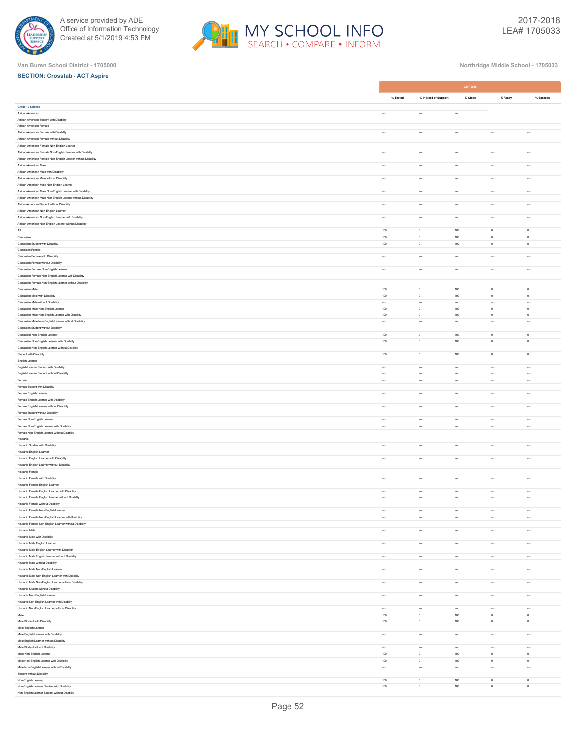Van Buren School District - 1705000

Northridge Middle School - 1705033

**SECTION: Crosstab - ACT Aspire**

| | 2017-2018 | | | | |
|---|---|---|---|---|---|
| | % Tested | % In Need of Support | % Close | % Ready | % Exceeds |
| **Grade 10 Science** | | | | | |
| African-American | --- | --- | --- | --- | --- |
| African-American Student with Disability | --- | --- | --- | --- | --- |
| African-American Female | --- | --- | --- | --- | --- |
| African-American Female with Disability | --- | --- | --- | --- | --- |
| African-American Female without Disability | --- | --- | --- | --- | --- |
| African-American Female Non-English Learner | --- | --- | --- | --- | --- |
| African-American Female Non-English Learner with Disability | --- | --- | --- | --- | --- |
| African-American Female Non-English Learner without Disability | --- | --- | --- | --- | --- |
| African-American Male | --- | --- | --- | --- | --- |
| African-American Male with Disability | --- | --- | --- | --- | --- |
| African-American Male without Disability | --- | --- | --- | --- | --- |
| African-American Male Non-English Learner | --- | --- | --- | --- | --- |
| African-American Male Non-English Learner with Disability | --- | --- | --- | --- | --- |
| African-American Male Non-English Learner without Disability | --- | --- | --- | --- | --- |
| African-American Student without Disability | --- | --- | --- | --- | --- |
| African-American Non-English Learner | --- | --- | --- | --- | --- |
| African-American Non-English Learner with Disability | --- | --- | --- | --- | --- |
| African-American Non-English Learner without Disability | --- | --- | --- | --- | --- |
| All | 100 | 0 | 100 | 0 | 0 |
| Caucasian | 100 | 0 | 100 | 0 | 0 |
| Caucasian Student with Disability | 100 | 0 | 100 | 0 | 0 |
| Caucasian Female | --- | --- | --- | --- | --- |
| Caucasian Female with Disability | --- | --- | --- | --- | --- |
| Caucasian Female without Disability | --- | --- | --- | --- | --- |
| Caucasian Female Non-English Learner | --- | --- | --- | --- | --- |
| Caucasian Female Non-English Learner with Disability | --- | --- | --- | --- | --- |
| Caucasian Female Non-English Learner without Disability | --- | --- | --- | --- | --- |
| Caucasian Male | 100 | 0 | 100 | 0 | 0 |
| Caucasian Male with Disability | 100 | 0 | 100 | 0 | 0 |
| Caucasian Male without Disability | --- | --- | --- | --- | --- |
| Caucasian Male Non-English Learner | 100 | 0 | 100 | 0 | 0 |
| Caucasian Male Non-English Learner with Disability | 100 | 0 | 100 | 0 | 0 |
| Caucasian Male Non-English Learner without Disability | --- | --- | --- | --- | --- |
| Caucasian Student without Disability | --- | --- | --- | --- | --- |
| Caucasian Non-English Learner | 100 | 0 | 100 | 0 | 0 |
| Caucasian Non-English Learner with Disability | 100 | 0 | 100 | 0 | 0 |
| Caucasian Non-English Learner without Disability | --- | --- | --- | --- | --- |
| Student with Disability | 100 | 0 | 100 | 0 | 0 |
| English Learner | --- | --- | --- | --- | --- |
| English Learner Student with Disability | --- | --- | --- | --- | --- |
| English Learner Student without Disability | --- | --- | --- | --- | --- |
| Female | --- | --- | --- | --- | --- |
| Female Student with Disability | --- | --- | --- | --- | --- |
| Female English Learner | --- | --- | --- | --- | --- |
| Female English Learner with Disability | --- | --- | --- | --- | --- |
| Female English Learner without Disability | --- | --- | --- | --- | --- |
| Female Student without Disability | --- | --- | --- | --- | --- |
| Female Non-English Learner | --- | --- | --- | --- | --- |
| Female Non-English Learner with Disability | --- | --- | --- | --- | --- |
| Female Non-English Learner without Disability | --- | --- | --- | --- | --- |
| Hispanic | --- | --- | --- | --- | --- |
| Hispanic Student with Disability | --- | --- | --- | --- | --- |
| Hispanic English Learner | --- | --- | --- | --- | --- |
| Hispanic English Learner with Disability | --- | --- | --- | --- | --- |
| Hispanic English Learner without Disability | --- | --- | --- | --- | --- |
| Hispanic Female | --- | --- | --- | --- | --- |
| Hispanic Female with Disability | --- | --- | --- | --- | --- |
| Hispanic Female English Learner | --- | --- | --- | --- | --- |
| Hispanic Female English Learner with Disability | --- | --- | --- | --- | --- |
| Hispanic Female English Learner without Disability | --- | --- | --- | --- | --- |
| Hispanic Female without Disability | --- | --- | --- | --- | --- |
| Hispanic Female Non-English Learner | --- | --- | --- | --- | --- |
| Hispanic Female Non-English Learner with Disability | --- | --- | --- | --- | --- |
| Hispanic Female Non-English Learner without Disability | --- | --- | --- | --- | --- |
| Hispanic Male | --- | --- | --- | --- | --- |
| Hispanic Male with Disability | --- | --- | --- | --- | --- |
| Hispanic Male English Learner | --- | --- | --- | --- | --- |
| Hispanic Male English Learner with Disability | --- | --- | --- | --- | --- |
| Hispanic Male English Learner without Disability | --- | --- | --- | --- | --- |
| Hispanic Male without Disability | --- | --- | --- | --- | --- |
| Hispanic Male Non-English Learner | --- | --- | --- | --- | --- |
| Hispanic Male Non-English Learner with Disability | --- | --- | --- | --- | --- |
| Hispanic Male Non-English Learner without Disability | --- | --- | --- | --- | --- |
| Hispanic Student without Disability | --- | --- | --- | --- | --- |
| Hispanic Non-English Learner | --- | --- | --- | --- | --- |
| Hispanic Non-English Learner with Disability | --- | --- | --- | --- | --- |
| Hispanic Non-English Learner without Disability | --- | --- | --- | --- | --- |
| Male | 100 | 0 | 100 | 0 | 0 |
| Male Student with Disability | 100 | 0 | 100 | 0 | 0 |
| Male English Learner | --- | --- | --- | --- | --- |
| Male English Learner with Disability | --- | --- | --- | --- | --- |
| Male English Learner without Disability | --- | --- | --- | --- | --- |
| Male Student without Disability | --- | --- | --- | --- | --- |
| Male Non-English Learner | 100 | 0 | 100 | 0 | 0 |
| Male Non-English Learner with Disability | 100 | 0 | 100 | 0 | 0 |
| Male Non-English Learner without Disability | --- | --- | --- | --- | --- |
| Student without Disability | --- | --- | --- | --- | --- |
| Non-English Learner | 100 | 0 | 100 | 0 | 0 |
| Non-English Learner Student with Disability | 100 | 0 | 100 | 0 | 0 |
| Non-English Learner Student without Disability | --- | --- | --- | --- | --- |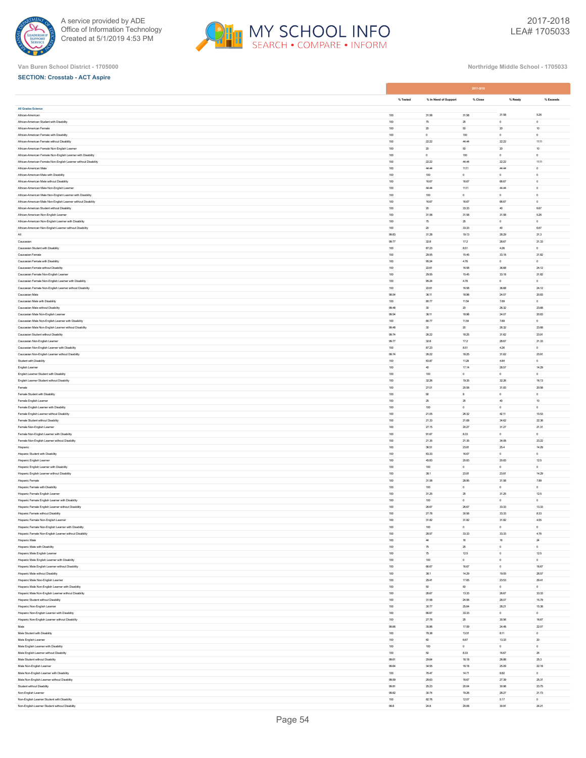Van Buren School District - 1705000

Northridge Middle School - 1705033

**SECTION: Crosstab - ACT Aspire**

| | 2017-2018 | | | | |
|---|---|---|---|---|---|
| | % Tested | % In Need of Support | % Close | % Ready | % Exceeds |
| **All Grades Science** | | | | | |
| African-American | 100 | 31.58 | 31.58 | 31.58 | 5.26 |
| African-American Student with Disability | 100 | 75 | 25 | 0 | 0 |
| African-American Female | 100 | 20 | 50 | 20 | 10 |
| African-American Female with Disability | 100 | 0 | 100 | 0 | 0 |
| African-American Female without Disability | 100 | 22.22 | 44.44 | 22.22 | 11.11 |
| African-American Female Non-English Learner | 100 | 20 | 50 | 20 | 10 |
| African-American Female Non-English Learner with Disability | 100 | 0 | 100 | 0 | 0 |
| African-American Female Non-English Learner without Disability | 100 | 22.22 | 44.44 | 22.22 | 11.11 |
| African-American Male | 100 | 44.44 | 11.11 | 44.44 | 0 |
| African-American Male with Disability | 100 | 100 | 0 | 0 | 0 |
| African-American Male without Disability | 100 | 16.67 | 16.67 | 66.67 | 0 |
| African-American Male Non-English Learner | 100 | 44.44 | 11.11 | 44.44 | 0 |
| African-American Male Non-English Learner with Disability | 100 | 100 | 0 | 0 | 0 |
| African-American Male Non-English Learner without Disability | 100 | 16.67 | 16.67 | 66.67 | 0 |
| African-American Student without Disability | 100 | 20 | 33.33 | 40 | 6.67 |
| African-American Non-English Learner | 100 | 31.58 | 31.58 | 31.58 | 5.26 |
| African-American Non-English Learner with Disability | 100 | 75 | 25 | 0 | 0 |
| African-American Non-English Learner without Disability | 100 | 20 | 33.33 | 40 | 6.67 |
| All | 99.83 | 31.28 | 19.13 | 28.29 | 21.3 |
| Caucasian | 99.77 | 32.8 | 17.2 | 28.67 | 21.33 |
| Caucasian Student with Disability | 100 | 87.23 | 8.51 | 4.26 | 0 |
| Caucasian Female | 100 | 29.55 | 15.45 | 33.18 | 21.82 |
| Caucasian Female with Disability | 100 | 95.24 | 4.76 | 0 | 0 |
| Caucasian Female without Disability | 100 | 22.61 | 16.58 | 36.68 | 24.12 |
| Caucasian Female Non-English Learner | 100 | 29.55 | 15.45 | 33.18 | 21.82 |
| Caucasian Female Non-English Learner with Disability | 100 | 95.24 | 4.76 | 0 | 0 |
| Caucasian Female Non-English Learner without Disability | 100 | 22.61 | 16.58 | 36.68 | 24.12 |
| Caucasian Male | 99.54 | 36.11 | 18.98 | 24.07 | 20.83 |
| Caucasian Male with Disability | 100 | 80.77 | 11.54 | 7.69 | 0 |
| Caucasian Male without Disability | 99.48 | 30 | 20 | 26.32 | 23.68 |
| Caucasian Male Non-English Learner | 99.54 | 36.11 | 18.98 | 24.07 | 20.83 |
| Caucasian Male Non-English Learner with Disability | 100 | 80.77 | 11.54 | 7.69 | 0 |
| Caucasian Male Non-English Learner without Disability | 99.48 | 30 | 20 | 26.32 | 23.68 |
| Caucasian Student without Disability | 99.74 | 26.22 | 18.25 | 31.62 | 23.91 |
| Caucasian Non-English Learner | 99.77 | 32.8 | 17.2 | 28.67 | 21.33 |
| Caucasian Non-English Learner with Disability | 100 | 87.23 | 8.51 | 4.26 | 0 |
| Caucasian Non-English Learner without Disability | 99.74 | 26.22 | 18.25 | 31.62 | 23.91 |
| Student with Disability | 100 | 83.87 | 11.29 | 4.84 | 0 |
| English Learner | 100 | 40 | 17.14 | 28.57 | 14.29 |
| English Learner Student with Disability | 100 | 100 | 0 | 0 | 0 |
| English Learner Student without Disability | 100 | 32.26 | 19.35 | 32.26 | 16.13 |
| Female | 100 | 27.01 | 20.58 | 31.83 | 20.58 |
| Female Student with Disability | 100 | 92 | 8 | 0 | 0 |
| Female English Learner | 100 | 25 | 25 | 40 | 10 |
| Female English Learner with Disability | 100 | 100 | 0 | 0 | 0 |
| Female English Learner without Disability | 100 | 21.05 | 26.32 | 42.11 | 10.53 |
| Female Student without Disability | 100 | 21.33 | 21.68 | 34.62 | 22.38 |
| Female Non-English Learner | 100 | 27.15 | 20.27 | 31.27 | 21.31 |
| Female Non-English Learner with Disability | 100 | 91.67 | 8.33 | 0 | 0 |
| Female Non-English Learner without Disability | 100 | 21.35 | 21.35 | 34.08 | 23.22 |
| Hispanic | 100 | 36.51 | 23.81 | 25.4 | 14.29 |
| Hispanic Student with Disability | 100 | 83.33 | 16.67 | 0 | 0 |
| Hispanic English Learner | 100 | 45.83 | 20.83 | 20.83 | 12.5 |
| Hispanic English Learner with Disability | 100 | 100 | 0 | 0 | 0 |
| Hispanic English Learner without Disability | 100 | 38.1 | 23.81 | 23.81 | 14.29 |
| Hispanic Female | 100 | 31.58 | 28.95 | 31.58 | 7.89 |
| Hispanic Female with Disability | 100 | 100 | 0 | 0 | 0 |
| Hispanic Female English Learner | 100 | 31.25 | 25 | 31.25 | 12.5 |
| Hispanic Female English Learner with Disability | 100 | 100 | 0 | 0 | 0 |
| Hispanic Female English Learner without Disability | 100 | 26.67 | 26.67 | 33.33 | 13.33 |
| Hispanic Female without Disability | 100 | 27.78 | 30.56 | 33.33 | 8.33 |
| Hispanic Female Non-English Learner | 100 | 31.82 | 31.82 | 31.82 | 4.55 |
| Hispanic Female Non-English Learner with Disability | 100 | 100 | 0 | 0 | 0 |
| Hispanic Female Non-English Learner without Disability | 100 | 28.57 | 33.33 | 33.33 | 4.76 |
| Hispanic Male | 100 | 44 | 16 | 16 | 24 |
| Hispanic Male with Disability | 100 | 75 | 25 | 0 | 0 |
| Hispanic Male English Learner | 100 | 75 | 12.5 | 0 | 12.5 |
| Hispanic Male English Learner with Disability | 100 | 100 | 0 | 0 | 0 |
| Hispanic Male English Learner without Disability | 100 | 66.67 | 16.67 | 0 | 16.67 |
| Hispanic Male without Disability | 100 | 38.1 | 14.29 | 19.05 | 28.57 |
| Hispanic Male Non-English Learner | 100 | 29.41 | 17.65 | 23.53 | 29.41 |
| Hispanic Male Non-English Learner with Disability | 100 | 50 | 50 | 0 | 0 |
| Hispanic Male Non-English Learner without Disability | 100 | 26.67 | 13.33 | 26.67 | 33.33 |
| Hispanic Student without Disability | 100 | 31.58 | 24.56 | 28.07 | 15.79 |
| Hispanic Non-English Learner | 100 | 30.77 | 25.64 | 28.21 | 15.38 |
| Hispanic Non-English Learner with Disability | 100 | 66.67 | 33.33 | 0 | 0 |
| Hispanic Non-English Learner without Disability | 100 | 27.78 | 25 | 30.56 | 16.67 |
| Male | 99.66 | 35.86 | 17.59 | 24.48 | 22.07 |
| Male Student with Disability | 100 | 78.38 | 13.51 | 8.11 | 0 |
| Male English Learner | 100 | 60 | 6.67 | 13.33 | 20 |
| Male English Learner with Disability | 100 | 100 | 0 | 0 | 0 |
| Male English Learner without Disability | 100 | 50 | 8.33 | 16.67 | 25 |
| Male Student without Disability | 99.61 | 29.64 | 18.18 | 26.88 | 25.3 |
| Male Non-English Learner | 99.64 | 34.55 | 18.18 | 25.09 | 22.18 |
| Male Non-English Learner with Disability | 100 | 76.47 | 14.71 | 8.82 | 0 |
| Male Non-English Learner without Disability | 99.59 | 28.63 | 18.67 | 27.39 | 25.31 |
| Student without Disability | 99.81 | 25.23 | 20.04 | 30.98 | 23.75 |
| Non-English Learner | 99.82 | 30.74 | 19.26 | 28.27 | 21.73 |
| Non-English Learner Student with Disability | 100 | 82.76 | 12.07 | 5.17 | 0 |
| Non-English Learner Student without Disability | 99.8 | 24.8 | 20.08 | 30.91 | 24.21 |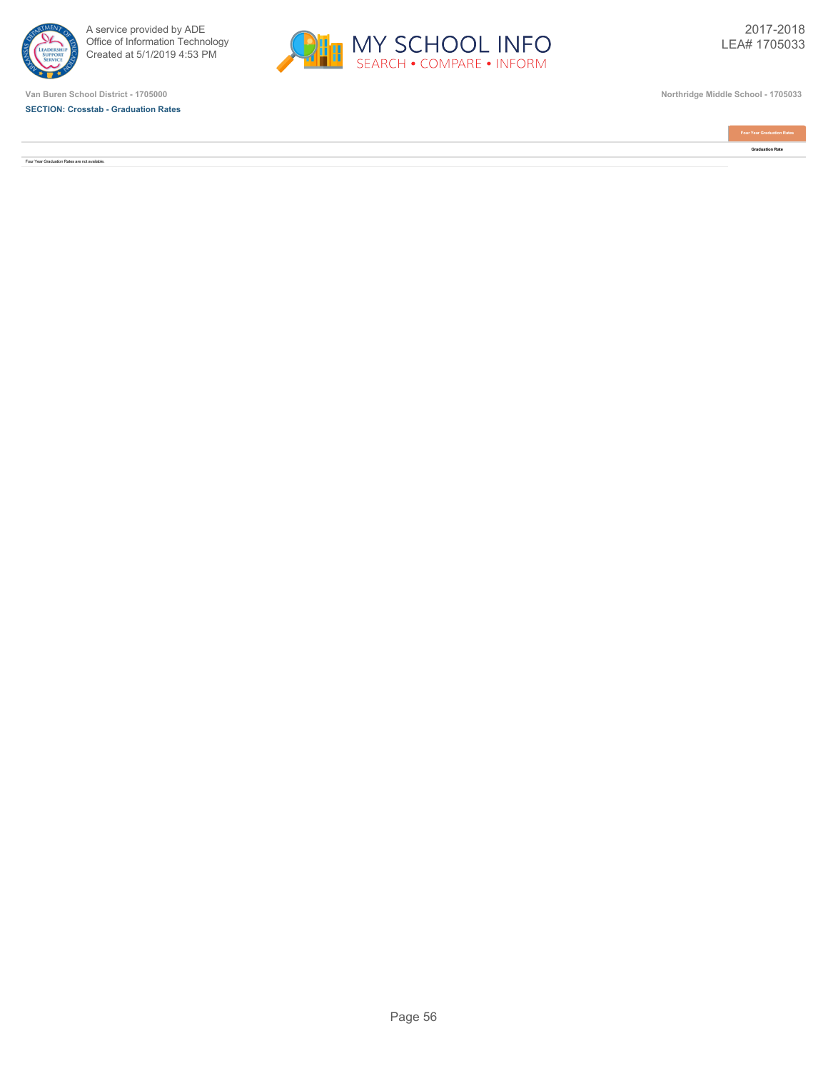A service provided by ADE
Office of Information Technology
Created at 5/1/2019 4:53 PM

2017-2018
LEA# 1705033

Van Buren School District - 1705000

Northridge Middle School - 1705033

**SECTION: Crosstab - Graduation Rates**

| | Four Year Graduation Rates |
|---|---|
| | Graduation Rate |
| Four Year Graduation Rates are not available. | |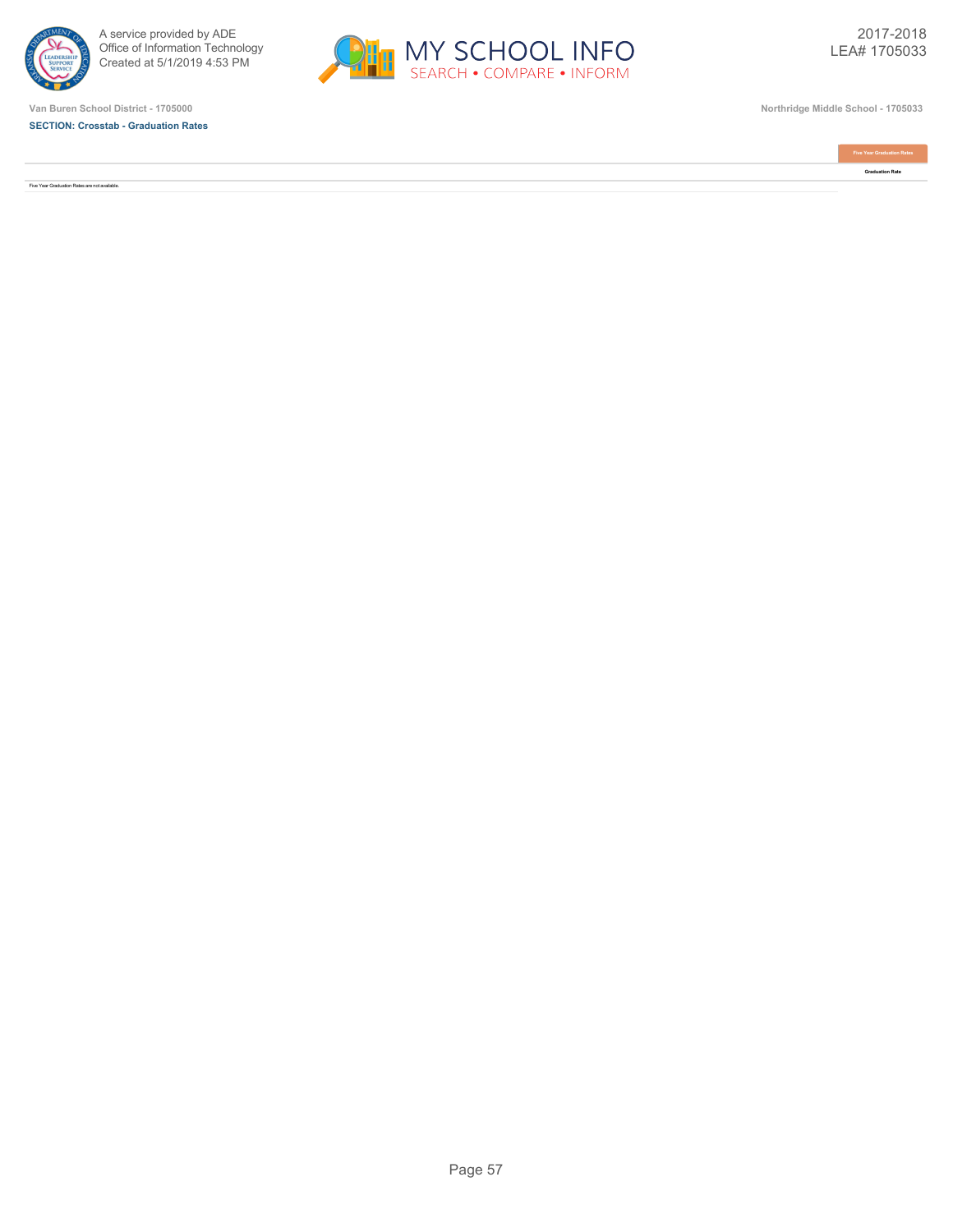Van Buren School District - 1705000

Northridge Middle School - 1705033

**SECTION: Crosstab - Graduation Rates**

| | Five Year Graduation Rates |
|---|---|
| | Graduation Rate |
| Five Year Graduation Rates are not available. | |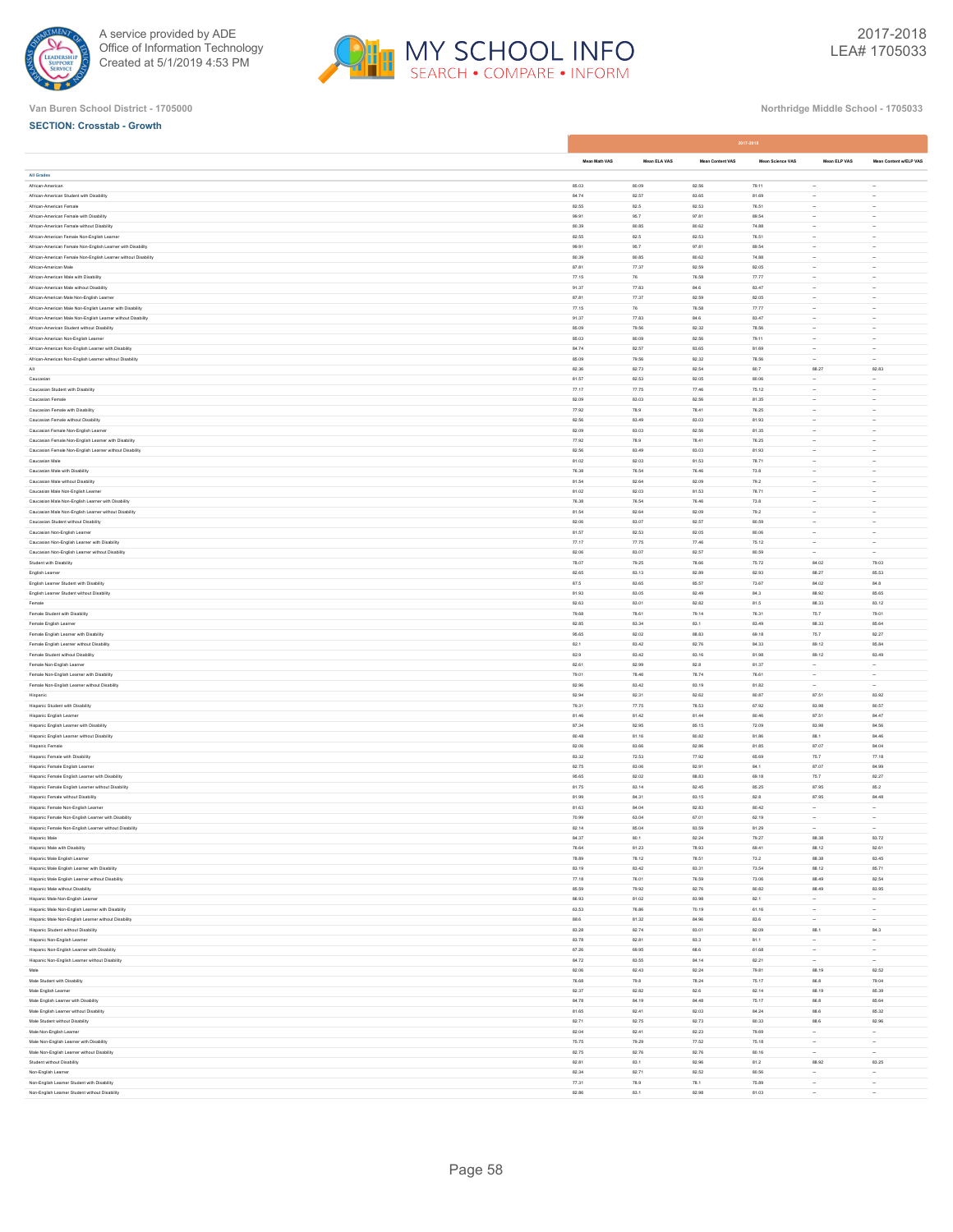Van Buren School District - 1705000

Northridge Middle School - 1705033

**SECTION: Crosstab - Growth**

| | 2017-2018 | | | | | |
|---|---|---|---|---|---|---|
| | Mean Math VAS | Mean ELA VAS | Mean Content VAS | Mean Science VAS | Mean ELP VAS | Mean Content w/ELP VAS |
| **All Grades** | | | | | | |
| African-American | 85.03 | 80.09 | 82.56 | 79.11 | -- | -- |
| African-American Student with Disability | 84.74 | 82.57 | 83.65 | 81.69 | -- | -- |
| African-American Female | 82.55 | 82.5 | 82.53 | 76.51 | -- | -- |
| African-American Female with Disability | 99.91 | 95.7 | 97.81 | 89.54 | -- | -- |
| African-American Female without Disability | 80.39 | 80.85 | 80.62 | 74.88 | -- | -- |
| African-American Female Non-English Learner | 82.55 | 82.5 | 82.53 | 76.51 | -- | -- |
| African-American Female Non-English Learner with Disability | 99.91 | 95.7 | 97.81 | 89.54 | -- | -- |
| African-American Female Non-English Learner without Disability | 80.39 | 80.85 | 80.62 | 74.88 | -- | -- |
| African-American Male | 87.81 | 77.37 | 82.59 | 82.05 | -- | -- |
| African-American Male with Disability | 77.15 | 76 | 76.58 | 77.77 | -- | -- |
| African-American Male without Disability | 91.37 | 77.83 | 84.6 | 83.47 | -- | -- |
| African-American Male Non-English Learner | 87.81 | 77.37 | 82.59 | 82.05 | -- | -- |
| African-American Male Non-English Learner with Disability | 77.15 | 76 | 76.58 | 77.77 | -- | -- |
| African-American Male Non-English Learner without Disability | 91.37 | 77.83 | 84.6 | 83.47 | -- | -- |
| African-American Student without Disability | 85.09 | 79.56 | 82.32 | 78.56 | -- | -- |
| African-American Non-English Learner | 85.03 | 80.09 | 82.56 | 79.11 | -- | -- |
| African-American Non-English Learner with Disability | 84.74 | 82.57 | 83.65 | 81.69 | -- | -- |
| African-American Non-English Learner without Disability | 85.09 | 79.56 | 82.32 | 78.56 | -- | -- |
| All | 82.36 | 82.73 | 82.54 | 80.7 | 88.27 | 82.83 |
| Caucasian | 81.57 | 82.53 | 82.05 | 80.06 | -- | -- |
| Caucasian Student with Disability | 77.17 | 77.75 | 77.46 | 75.12 | -- | -- |
| Caucasian Female | 82.09 | 83.03 | 82.56 | 81.35 | -- | -- |
| Caucasian Female with Disability | 77.92 | 78.9 | 78.41 | 76.25 | -- | -- |
| Caucasian Female without Disability | 82.56 | 83.49 | 83.03 | 81.93 | -- | -- |
| Caucasian Female Non-English Learner | 82.09 | 83.03 | 82.56 | 81.35 | -- | -- |
| Caucasian Female Non-English Learner with Disability | 77.92 | 78.9 | 78.41 | 76.25 | -- | -- |
| Caucasian Female Non-English Learner without Disability | 82.56 | 83.49 | 83.03 | 81.93 | -- | -- |
| Caucasian Male | 81.02 | 82.03 | 81.53 | 78.71 | -- | -- |
| Caucasian Male with Disability | 76.38 | 76.54 | 76.46 | 73.8 | -- | -- |
| Caucasian Male without Disability | 81.54 | 82.64 | 82.09 | 79.2 | -- | -- |
| Caucasian Male Non-English Learner | 81.02 | 82.03 | 81.53 | 78.71 | -- | -- |
| Caucasian Male Non-English Learner with Disability | 76.38 | 76.54 | 76.46 | 73.8 | -- | -- |
| Caucasian Male Non-English Learner without Disability | 81.54 | 82.64 | 82.09 | 79.2 | -- | -- |
| Caucasian Student without Disability | 82.06 | 83.07 | 82.57 | 80.59 | -- | -- |
| Caucasian Non-English Learner | 81.57 | 82.53 | 82.05 | 80.06 | -- | -- |
| Caucasian Non-English Learner with Disability | 77.17 | 77.75 | 77.46 | 75.12 | -- | -- |
| Caucasian Non-English Learner without Disability | 82.06 | 83.07 | 82.57 | 80.59 | -- | -- |
| Student with Disability | 78.07 | 79.25 | 78.66 | 75.72 | 84.02 | 79.03 |
| English Learner | 82.65 | 83.13 | 82.89 | 82.93 | 88.27 | 85.53 |
| English Learner Student with Disability | 87.5 | 83.65 | 85.57 | 73.67 | 84.02 | 84.8 |
| English Learner Student without Disability | 81.93 | 83.05 | 82.49 | 84.3 | 88.92 | 85.65 |
| Female | 82.63 | 83.01 | 82.82 | 81.5 | 88.33 | 83.12 |
| Female Student with Disability | 79.68 | 78.61 | 79.14 | 76.31 | 75.7 | 79.01 |
| Female English Learner | 82.85 | 83.34 | 83.1 | 83.49 | 88.33 | 85.64 |
| Female English Learner with Disability | 95.65 | 82.02 | 88.83 | 69.18 | 75.7 | 82.27 |
| Female English Learner without Disability | 82.1 | 83.42 | 82.76 | 84.33 | 89.12 | 85.84 |
| Female Student without Disability | 82.9 | 83.42 | 83.16 | 81.98 | 89.12 | 83.49 |
| Female Non-English Learner | 82.61 | 82.99 | 82.8 | 81.37 | -- | -- |
| Female Non-English Learner with Disability | 79.01 | 78.46 | 78.74 | 76.61 | -- | -- |
| Female Non-English Learner without Disability | 82.96 | 83.42 | 83.19 | 81.82 | -- | -- |
| Hispanic | 82.94 | 82.31 | 82.62 | 80.87 | 87.51 | 83.92 |
| Hispanic Student with Disability | 79.31 | 77.75 | 78.53 | 67.92 | 83.98 | 80.57 |
| Hispanic English Learner | 81.46 | 81.42 | 81.44 | 80.46 | 87.51 | 84.47 |
| Hispanic English Learner with Disability | 87.34 | 82.95 | 85.15 | 72.09 | 83.98 | 84.56 |
| Hispanic English Learner without Disability | 80.48 | 81.16 | 80.82 | 81.86 | 88.1 | 84.46 |
| Hispanic Female | 82.06 | 83.66 | 82.86 | 81.85 | 87.07 | 84.04 |
| Hispanic Female with Disability | 83.32 | 72.53 | 77.92 | 65.69 | 75.7 | 77.18 |
| Hispanic Female English Learner | 82.75 | 83.06 | 82.91 | 84.1 | 87.07 | 84.99 |
| Hispanic Female English Learner with Disability | 95.65 | 82.02 | 88.83 | 69.18 | 75.7 | 82.27 |
| Hispanic Female English Learner without Disability | 81.75 | 83.14 | 82.45 | 85.25 | 87.95 | 85.2 |
| Hispanic Female without Disability | 81.99 | 84.31 | 83.15 | 82.8 | 87.95 | 84.48 |
| Hispanic Female Non-English Learner | 81.63 | 84.04 | 82.83 | 80.42 | -- | -- |
| Hispanic Female Non-English Learner with Disability | 70.99 | 63.04 | 67.01 | 62.19 | -- | -- |
| Hispanic Female Non-English Learner without Disability | 82.14 | 85.04 | 83.59 | 81.29 | -- | -- |
| Hispanic Male | 84.37 | 80.1 | 82.24 | 79.27 | 88.38 | 83.72 |
| Hispanic Male with Disability | 76.64 | 81.23 | 78.93 | 69.41 | 88.12 | 82.61 |
| Hispanic Male English Learner | 78.89 | 78.12 | 78.51 | 73.2 | 88.38 | 83.45 |
| Hispanic Male English Learner with Disability | 83.19 | 83.42 | 83.31 | 73.54 | 88.12 | 85.71 |
| Hispanic Male English Learner without Disability | 77.18 | 76.01 | 76.59 | 73.06 | 88.49 | 82.54 |
| Hispanic Male without Disability | 85.59 | 79.92 | 82.76 | 80.82 | 88.49 | 83.95 |
| Hispanic Male Non-English Learner | 86.93 | 81.02 | 83.98 | 82.1 | -- | -- |
| Hispanic Male Non-English Learner with Disability | 63.53 | 76.86 | 70.19 | 61.16 | -- | -- |
| Hispanic Male Non-English Learner without Disability | 88.6 | 81.32 | 84.96 | 83.6 | -- | -- |
| Hispanic Student without Disability | 83.28 | 82.74 | 83.01 | 82.09 | 88.1 | 84.3 |
| Hispanic Non-English Learner | 83.78 | 82.81 | 83.3 | 81.1 | -- | -- |
| Hispanic Non-English Learner with Disability | 67.26 | 69.95 | 68.6 | 61.68 | -- | -- |
| Hispanic Non-English Learner without Disability | 84.72 | 83.55 | 84.14 | 82.21 | -- | -- |
| Male | 82.06 | 82.43 | 82.24 | 79.81 | 88.19 | 82.52 |
| Male Student with Disability | 76.68 | 79.8 | 78.24 | 75.17 | 88.8 | 79.04 |
| Male English Learner | 82.37 | 82.82 | 82.6 | 82.14 | 88.19 | 85.39 |
| Male English Learner with Disability | 84.78 | 84.19 | 84.48 | 75.17 | 88.8 | 85.64 |
| Male English Learner without Disability | 81.65 | 82.41 | 82.03 | 84.24 | 88.6 | 85.32 |
| Male Student without Disability | 82.71 | 82.75 | 82.73 | 80.33 | 88.6 | 82.96 |
| Male Non-English Learner | 82.04 | 82.41 | 82.23 | 79.69 | -- | -- |
| Male Non-English Learner with Disability | 75.75 | 79.29 | 77.52 | 75.18 | -- | -- |
| Male Non-English Learner without Disability | 82.75 | 82.76 | 82.76 | 80.16 | -- | -- |
| Student without Disability | 82.81 | 83.1 | 82.96 | 81.2 | 88.92 | 83.25 |
| Non-English Learner | 82.34 | 82.71 | 82.52 | 80.56 | -- | -- |
| Non-English Learner Student with Disability | 77.31 | 78.9 | 78.1 | 75.89 | -- | -- |
| Non-English Learner Student without Disability | 82.86 | 83.1 | 82.98 | 81.03 | -- | -- |